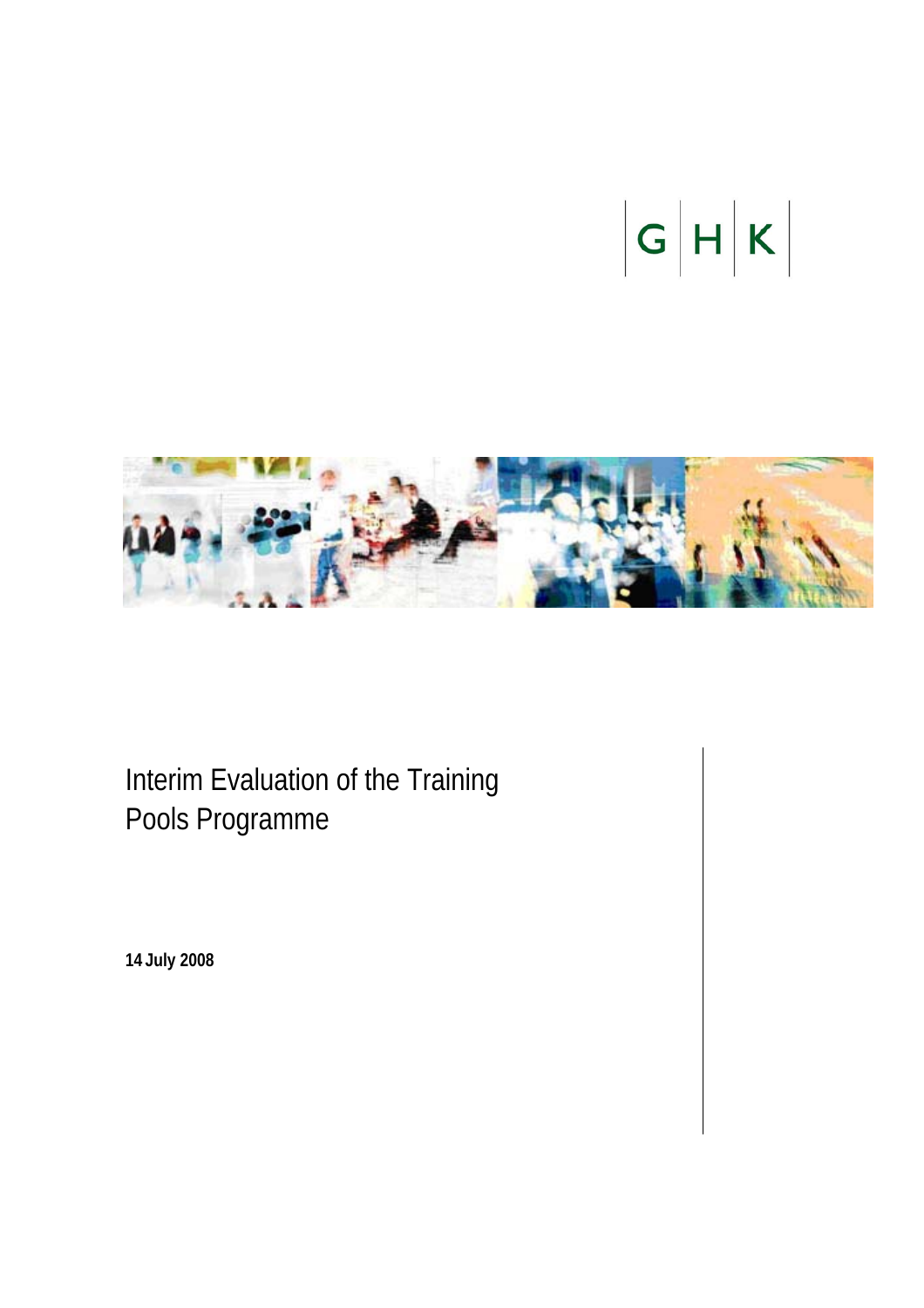G H K

# Interim Evaluation of the Training Pools Programme

**14 July 2008**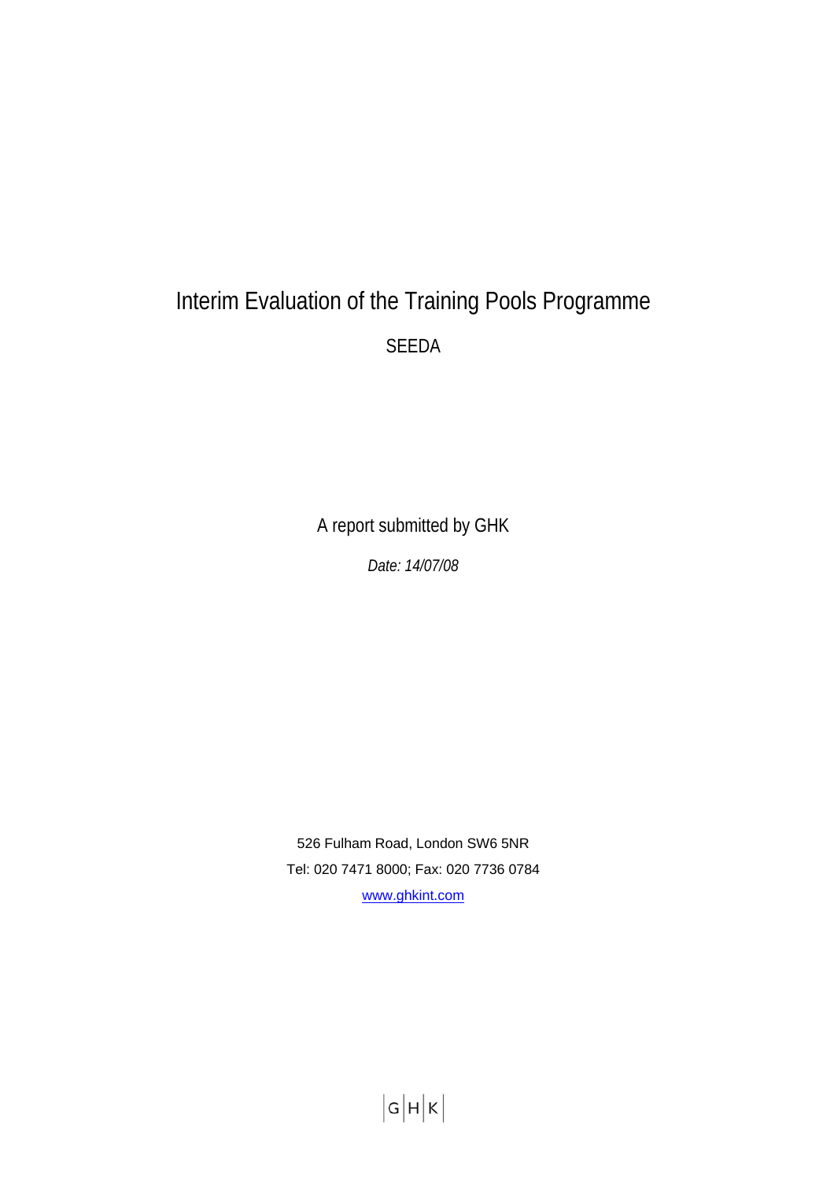# Interim Evaluation of the Training Pools Programme

SEEDA

A report submitted by GHK

*Date: 14/07/08*

526 Fulham Road, London SW6 5NR

Tel: 020 7471 8000; Fax: 020 7736 0784

[www.ghkint.com](http://www.ghkint.com)

GHK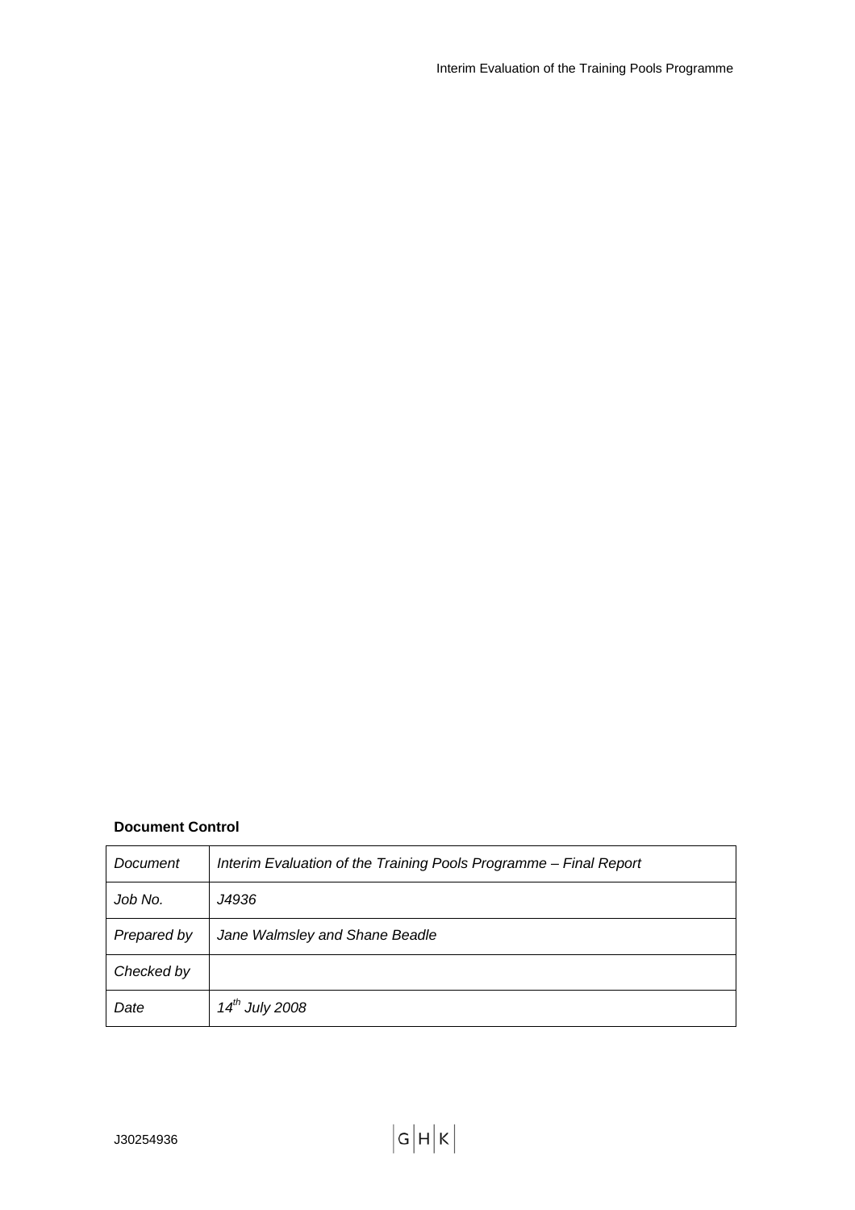**Document Control**

| Document | *Interim Evaluation of the Training Pools Programme – Final Report* |
| --- | --- |
| *Job No.* | *J4936* |
| *Prepared by* | *Jane Walmsley and Shane Beadle* |
| *Checked by* | |
| *Date* | *14th July 2008* |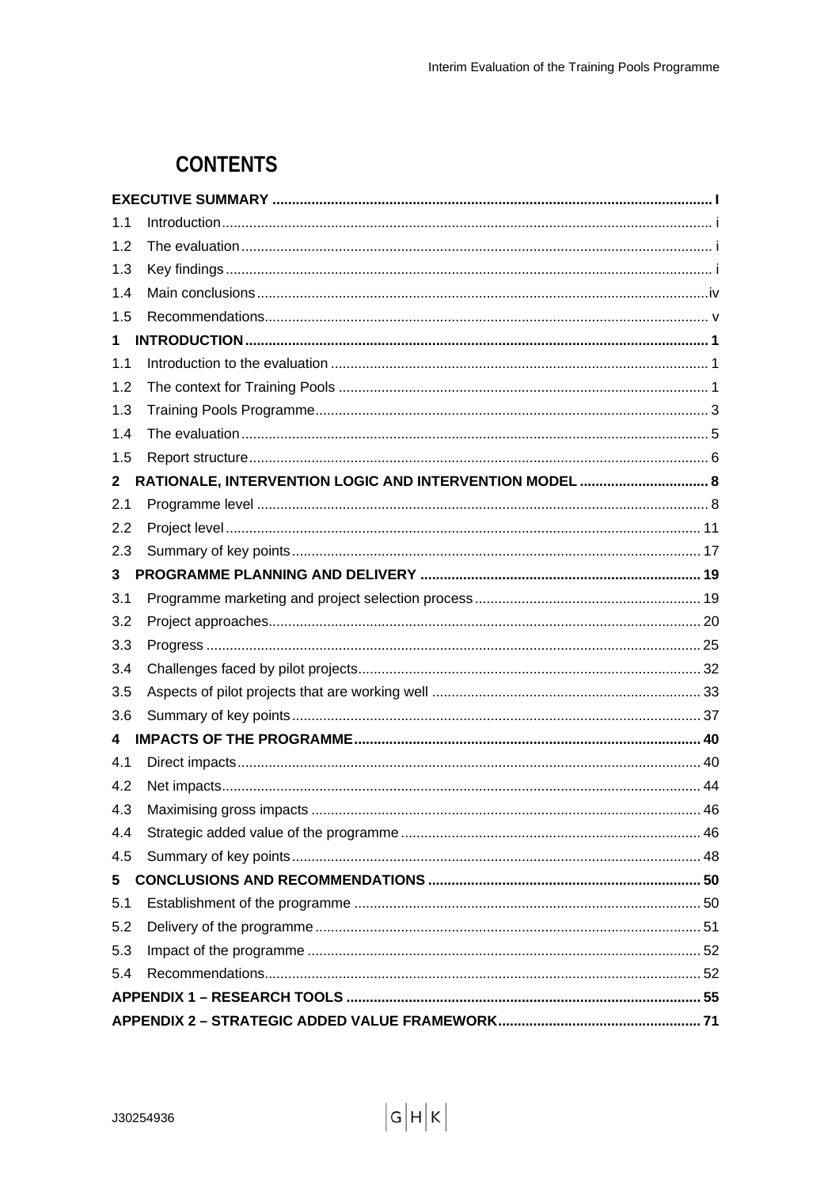# CONTENTS

**EXECUTIVE SUMMARY** ..... I

1.1 Introduction ..... i

1.2 The evaluation ..... i

1.3 Key findings ..... i

1.4 Main conclusions ..... iv

1.5 Recommendations ..... v

**1 INTRODUCTION** ..... 1

1.1 Introduction to the evaluation ..... 1

1.2 The context for Training Pools ..... 1

1.3 Training Pools Programme ..... 3

1.4 The evaluation ..... 5

1.5 Report structure ..... 6

**2 RATIONALE, INTERVENTION LOGIC AND INTERVENTION MODEL** ..... 8

2.1 Programme level ..... 8

2.2 Project level ..... 11

2.3 Summary of key points ..... 17

**3 PROGRAMME PLANNING AND DELIVERY** ..... 19

3.1 Programme marketing and project selection process ..... 19

3.2 Project approaches ..... 20

3.3 Progress ..... 25

3.4 Challenges faced by pilot projects ..... 32

3.5 Aspects of pilot projects that are working well ..... 33

3.6 Summary of key points ..... 37

**4 IMPACTS OF THE PROGRAMME** ..... 40

4.1 Direct impacts ..... 40

4.2 Net impacts ..... 44

4.3 Maximising gross impacts ..... 46

4.4 Strategic added value of the programme ..... 46

4.5 Summary of key points ..... 48

**5 CONCLUSIONS AND RECOMMENDATIONS** ..... 50

5.1 Establishment of the programme ..... 50

5.2 Delivery of the programme ..... 51

5.3 Impact of the programme ..... 52

5.4 Recommendations ..... 52

**APPENDIX 1 – RESEARCH TOOLS** ..... 55

**APPENDIX 2 – STRATEGIC ADDED VALUE FRAMEWORK** ..... 71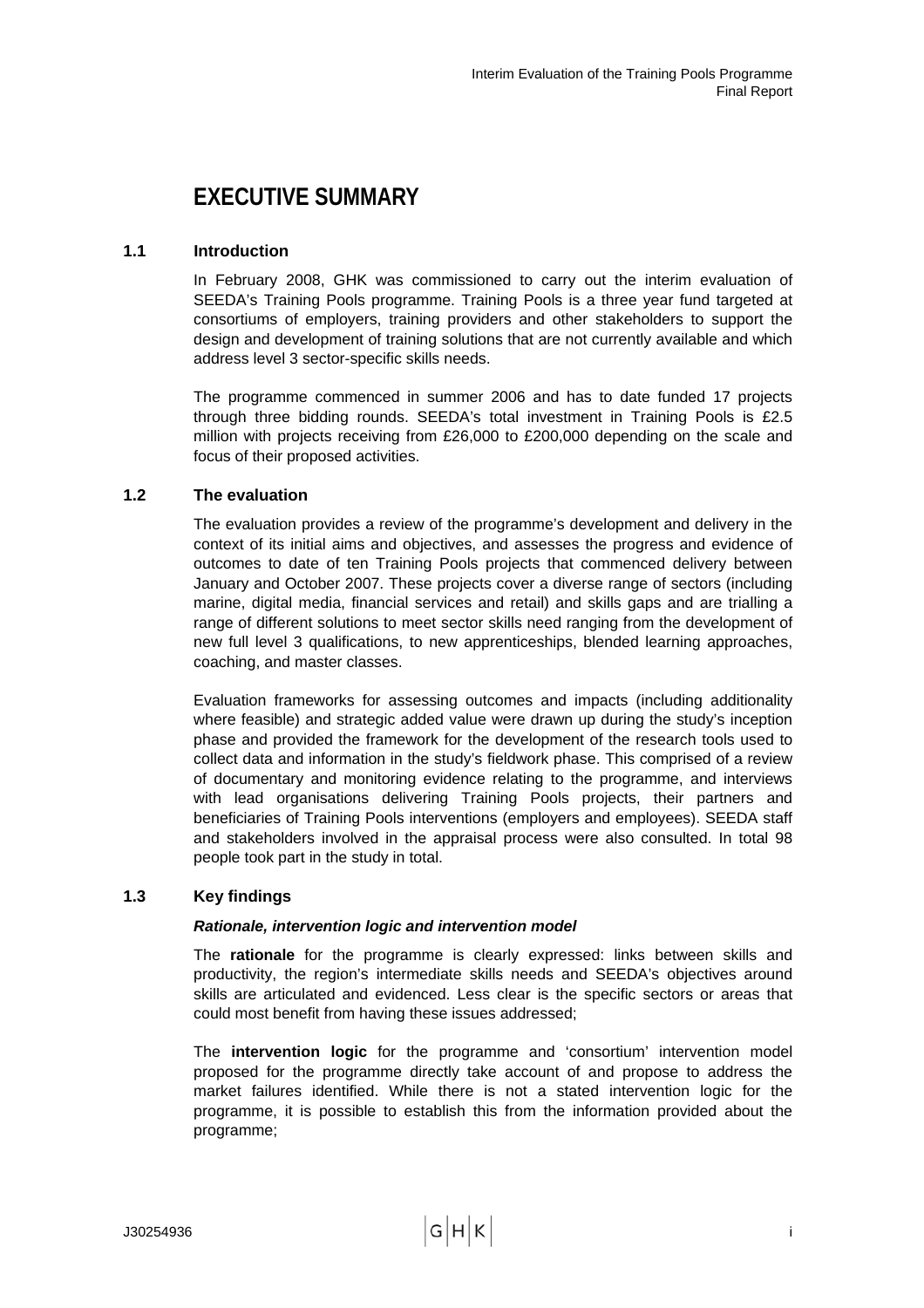# EXECUTIVE SUMMARY

## 1.1 Introduction

In February 2008, GHK was commissioned to carry out the interim evaluation of SEEDA's Training Pools programme. Training Pools is a three year fund targeted at consortiums of employers, training providers and other stakeholders to support the design and development of training solutions that are not currently available and which address level 3 sector-specific skills needs.

The programme commenced in summer 2006 and has to date funded 17 projects through three bidding rounds. SEEDA's total investment in Training Pools is £2.5 million with projects receiving from £26,000 to £200,000 depending on the scale and focus of their proposed activities.

## 1.2 The evaluation

The evaluation provides a review of the programme's development and delivery in the context of its initial aims and objectives, and assesses the progress and evidence of outcomes to date of ten Training Pools projects that commenced delivery between January and October 2007. These projects cover a diverse range of sectors (including marine, digital media, financial services and retail) and skills gaps and are trialling a range of different solutions to meet sector skills need ranging from the development of new full level 3 qualifications, to new apprenticeships, blended learning approaches, coaching, and master classes.

Evaluation frameworks for assessing outcomes and impacts (including additionality where feasible) and strategic added value were drawn up during the study's inception phase and provided the framework for the development of the research tools used to collect data and information in the study's fieldwork phase. This comprised of a review of documentary and monitoring evidence relating to the programme, and interviews with lead organisations delivering Training Pools projects, their partners and beneficiaries of Training Pools interventions (employers and employees). SEEDA staff and stakeholders involved in the appraisal process were also consulted. In total 98 people took part in the study in total.

## 1.3 Key findings

***Rationale, intervention logic and intervention model***

The **rationale** for the programme is clearly expressed: links between skills and productivity, the region's intermediate skills needs and SEEDA's objectives around skills are articulated and evidenced. Less clear is the specific sectors or areas that could most benefit from having these issues addressed;

The **intervention logic** for the programme and 'consortium' intervention model proposed for the programme directly take account of and propose to address the market failures identified. While there is not a stated intervention logic for the programme, it is possible to establish this from the information provided about the programme;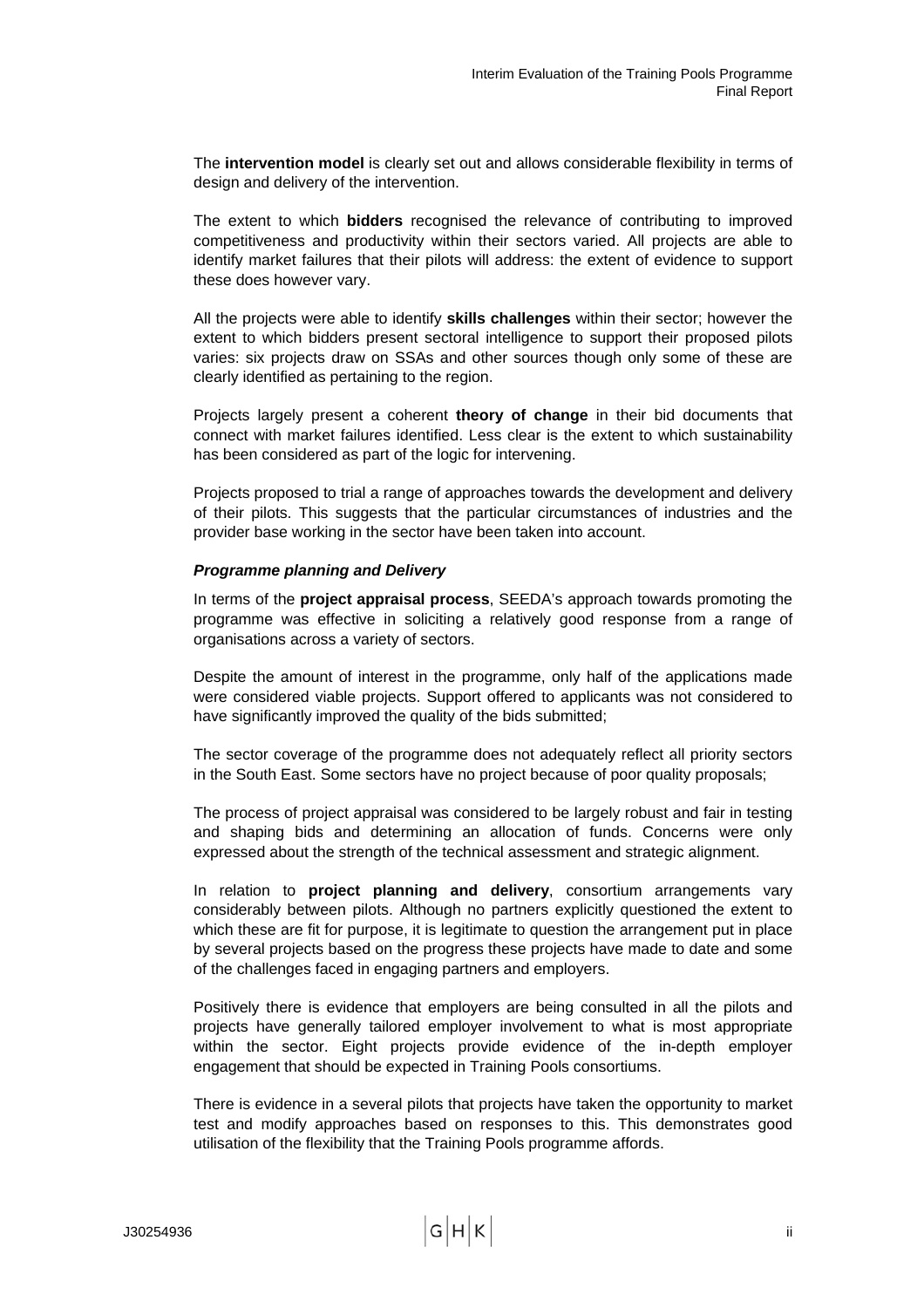The **intervention model** is clearly set out and allows considerable flexibility in terms of design and delivery of the intervention.

The extent to which **bidders** recognised the relevance of contributing to improved competitiveness and productivity within their sectors varied. All projects are able to identify market failures that their pilots will address: the extent of evidence to support these does however vary.

All the projects were able to identify **skills challenges** within their sector; however the extent to which bidders present sectoral intelligence to support their proposed pilots varies: six projects draw on SSAs and other sources though only some of these are clearly identified as pertaining to the region.

Projects largely present a coherent **theory of change** in their bid documents that connect with market failures identified. Less clear is the extent to which sustainability has been considered as part of the logic for intervening.

Projects proposed to trial a range of approaches towards the development and delivery of their pilots. This suggests that the particular circumstances of industries and the provider base working in the sector have been taken into account.

***Programme planning and Delivery***

In terms of the **project appraisal process**, SEEDA's approach towards promoting the programme was effective in soliciting a relatively good response from a range of organisations across a variety of sectors.

Despite the amount of interest in the programme, only half of the applications made were considered viable projects. Support offered to applicants was not considered to have significantly improved the quality of the bids submitted;

The sector coverage of the programme does not adequately reflect all priority sectors in the South East. Some sectors have no project because of poor quality proposals;

The process of project appraisal was considered to be largely robust and fair in testing and shaping bids and determining an allocation of funds. Concerns were only expressed about the strength of the technical assessment and strategic alignment.

In relation to **project planning and delivery**, consortium arrangements vary considerably between pilots. Although no partners explicitly questioned the extent to which these are fit for purpose, it is legitimate to question the arrangement put in place by several projects based on the progress these projects have made to date and some of the challenges faced in engaging partners and employers.

Positively there is evidence that employers are being consulted in all the pilots and projects have generally tailored employer involvement to what is most appropriate within the sector. Eight projects provide evidence of the in-depth employer engagement that should be expected in Training Pools consortiums.

There is evidence in a several pilots that projects have taken the opportunity to market test and modify approaches based on responses to this. This demonstrates good utilisation of the flexibility that the Training Pools programme affords.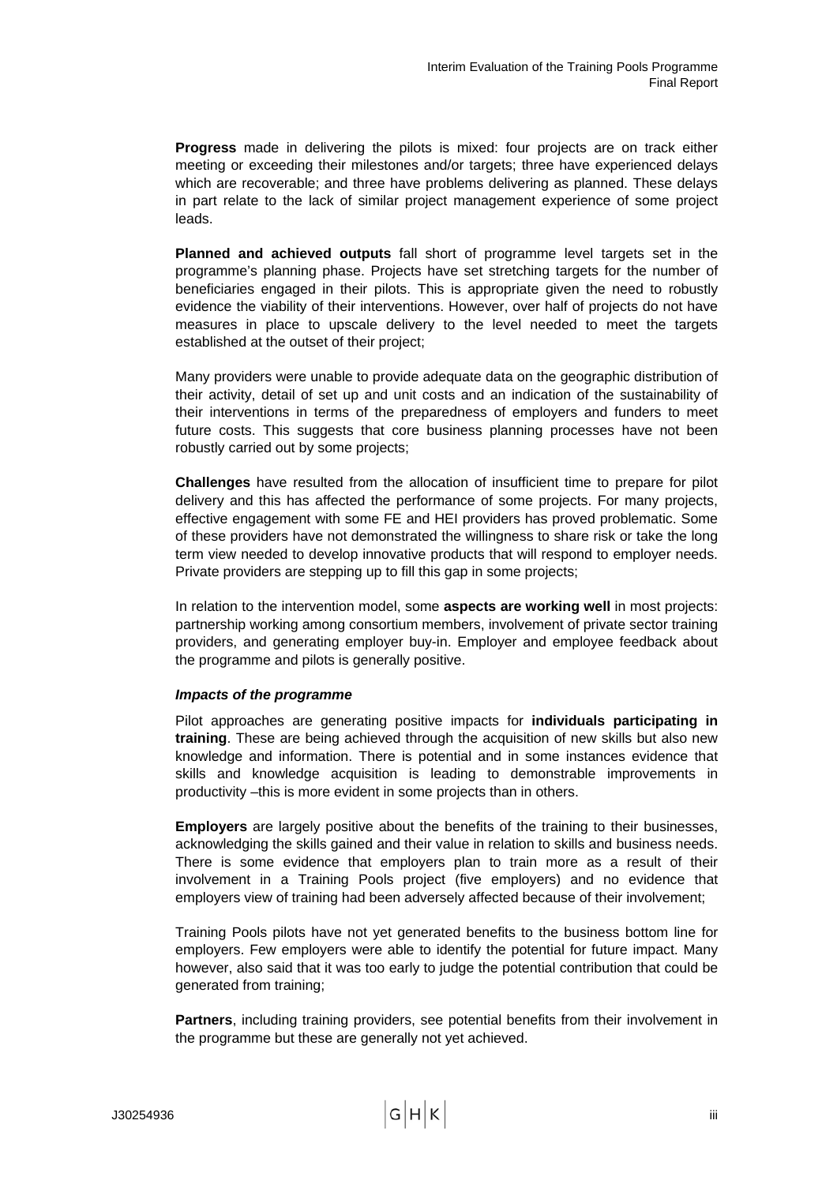**Progress** made in delivering the pilots is mixed: four projects are on track either meeting or exceeding their milestones and/or targets; three have experienced delays which are recoverable; and three have problems delivering as planned. These delays in part relate to the lack of similar project management experience of some project leads.

**Planned and achieved outputs** fall short of programme level targets set in the programme's planning phase. Projects have set stretching targets for the number of beneficiaries engaged in their pilots. This is appropriate given the need to robustly evidence the viability of their interventions. However, over half of projects do not have measures in place to upscale delivery to the level needed to meet the targets established at the outset of their project;

Many providers were unable to provide adequate data on the geographic distribution of their activity, detail of set up and unit costs and an indication of the sustainability of their interventions in terms of the preparedness of employers and funders to meet future costs. This suggests that core business planning processes have not been robustly carried out by some projects;

**Challenges** have resulted from the allocation of insufficient time to prepare for pilot delivery and this has affected the performance of some projects. For many projects, effective engagement with some FE and HEI providers has proved problematic. Some of these providers have not demonstrated the willingness to share risk or take the long term view needed to develop innovative products that will respond to employer needs. Private providers are stepping up to fill this gap in some projects;

In relation to the intervention model, some **aspects are working well** in most projects: partnership working among consortium members, involvement of private sector training providers, and generating employer buy-in. Employer and employee feedback about the programme and pilots is generally positive.

***Impacts of the programme***

Pilot approaches are generating positive impacts for **individuals participating in training**. These are being achieved through the acquisition of new skills but also new knowledge and information. There is potential and in some instances evidence that skills and knowledge acquisition is leading to demonstrable improvements in productivity –this is more evident in some projects than in others.

**Employers** are largely positive about the benefits of the training to their businesses, acknowledging the skills gained and their value in relation to skills and business needs. There is some evidence that employers plan to train more as a result of their involvement in a Training Pools project (five employers) and no evidence that employers view of training had been adversely affected because of their involvement;

Training Pools pilots have not yet generated benefits to the business bottom line for employers. Few employers were able to identify the potential for future impact. Many however, also said that it was too early to judge the potential contribution that could be generated from training;

**Partners**, including training providers, see potential benefits from their involvement in the programme but these are generally not yet achieved.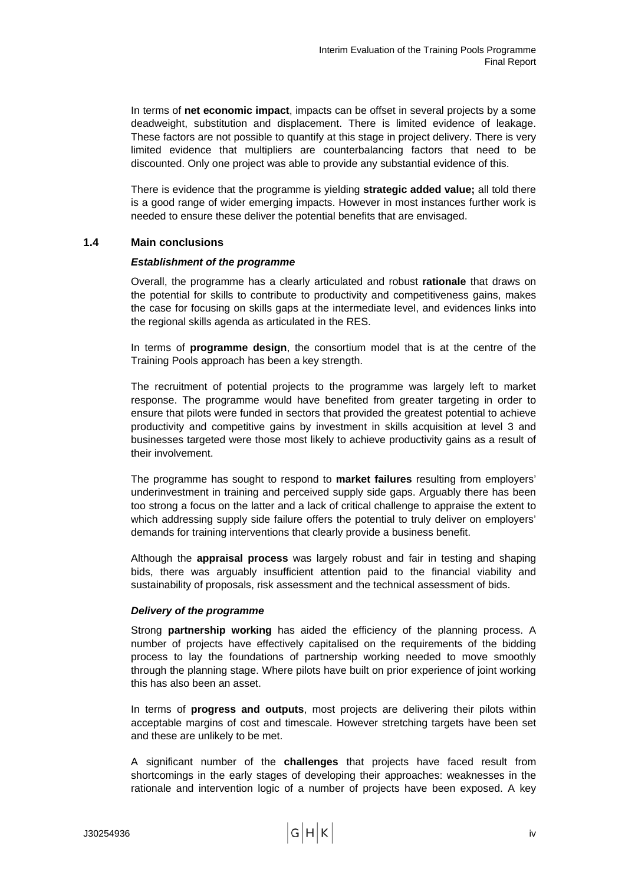In terms of **net economic impact**, impacts can be offset in several projects by a some deadweight, substitution and displacement. There is limited evidence of leakage. These factors are not possible to quantify at this stage in project delivery. There is very limited evidence that multipliers are counterbalancing factors that need to be discounted. Only one project was able to provide any substantial evidence of this.

There is evidence that the programme is yielding **strategic added value;** all told there is a good range of wider emerging impacts. However in most instances further work is needed to ensure these deliver the potential benefits that are envisaged.

### 1.4 Main conclusions

***Establishment of the programme***

Overall, the programme has a clearly articulated and robust **rationale** that draws on the potential for skills to contribute to productivity and competitiveness gains, makes the case for focusing on skills gaps at the intermediate level, and evidences links into the regional skills agenda as articulated in the RES.

In terms of **programme design**, the consortium model that is at the centre of the Training Pools approach has been a key strength.

The recruitment of potential projects to the programme was largely left to market response. The programme would have benefited from greater targeting in order to ensure that pilots were funded in sectors that provided the greatest potential to achieve productivity and competitive gains by investment in skills acquisition at level 3 and businesses targeted were those most likely to achieve productivity gains as a result of their involvement.

The programme has sought to respond to **market failures** resulting from employers' underinvestment in training and perceived supply side gaps. Arguably there has been too strong a focus on the latter and a lack of critical challenge to appraise the extent to which addressing supply side failure offers the potential to truly deliver on employers' demands for training interventions that clearly provide a business benefit.

Although the **appraisal process** was largely robust and fair in testing and shaping bids, there was arguably insufficient attention paid to the financial viability and sustainability of proposals, risk assessment and the technical assessment of bids.

***Delivery of the programme***

Strong **partnership working** has aided the efficiency of the planning process. A number of projects have effectively capitalised on the requirements of the bidding process to lay the foundations of partnership working needed to move smoothly through the planning stage. Where pilots have built on prior experience of joint working this has also been an asset.

In terms of **progress and outputs**, most projects are delivering their pilots within acceptable margins of cost and timescale. However stretching targets have been set and these are unlikely to be met.

A significant number of the **challenges** that projects have faced result from shortcomings in the early stages of developing their approaches: weaknesses in the rationale and intervention logic of a number of projects have been exposed. A key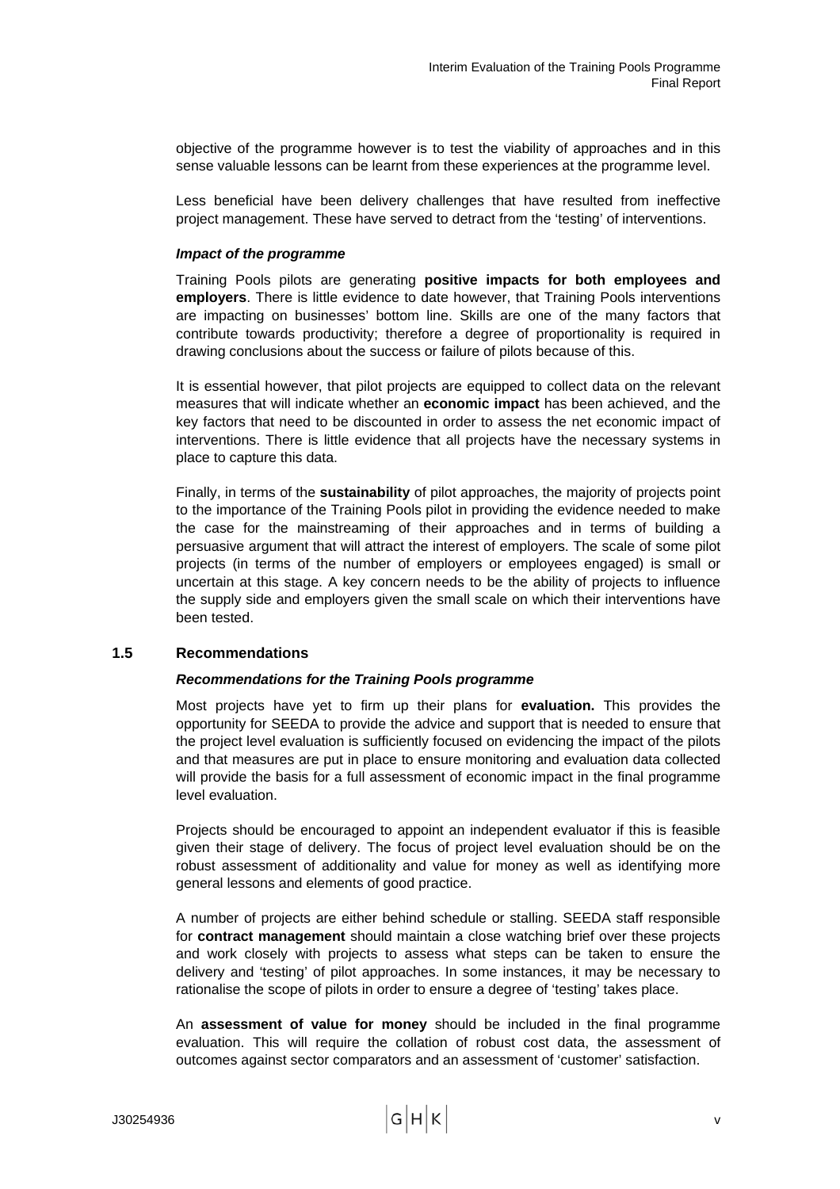objective of the programme however is to test the viability of approaches and in this sense valuable lessons can be learnt from these experiences at the programme level.

Less beneficial have been delivery challenges that have resulted from ineffective project management. These have served to detract from the 'testing' of interventions.

***Impact of the programme***

Training Pools pilots are generating **positive impacts for both employees and employers**. There is little evidence to date however, that Training Pools interventions are impacting on businesses' bottom line. Skills are one of the many factors that contribute towards productivity; therefore a degree of proportionality is required in drawing conclusions about the success or failure of pilots because of this.

It is essential however, that pilot projects are equipped to collect data on the relevant measures that will indicate whether an **economic impact** has been achieved, and the key factors that need to be discounted in order to assess the net economic impact of interventions. There is little evidence that all projects have the necessary systems in place to capture this data.

Finally, in terms of the **sustainability** of pilot approaches, the majority of projects point to the importance of the Training Pools pilot in providing the evidence needed to make the case for the mainstreaming of their approaches and in terms of building a persuasive argument that will attract the interest of employers. The scale of some pilot projects (in terms of the number of employers or employees engaged) is small or uncertain at this stage. A key concern needs to be the ability of projects to influence the supply side and employers given the small scale on which their interventions have been tested.

### 1.5 Recommendations

***Recommendations for the Training Pools programme***

Most projects have yet to firm up their plans for **evaluation.** This provides the opportunity for SEEDA to provide the advice and support that is needed to ensure that the project level evaluation is sufficiently focused on evidencing the impact of the pilots and that measures are put in place to ensure monitoring and evaluation data collected will provide the basis for a full assessment of economic impact in the final programme level evaluation.

Projects should be encouraged to appoint an independent evaluator if this is feasible given their stage of delivery. The focus of project level evaluation should be on the robust assessment of additionality and value for money as well as identifying more general lessons and elements of good practice.

A number of projects are either behind schedule or stalling. SEEDA staff responsible for **contract management** should maintain a close watching brief over these projects and work closely with projects to assess what steps can be taken to ensure the delivery and 'testing' of pilot approaches. In some instances, it may be necessary to rationalise the scope of pilots in order to ensure a degree of 'testing' takes place.

An **assessment of value for money** should be included in the final programme evaluation. This will require the collation of robust cost data, the assessment of outcomes against sector comparators and an assessment of 'customer' satisfaction.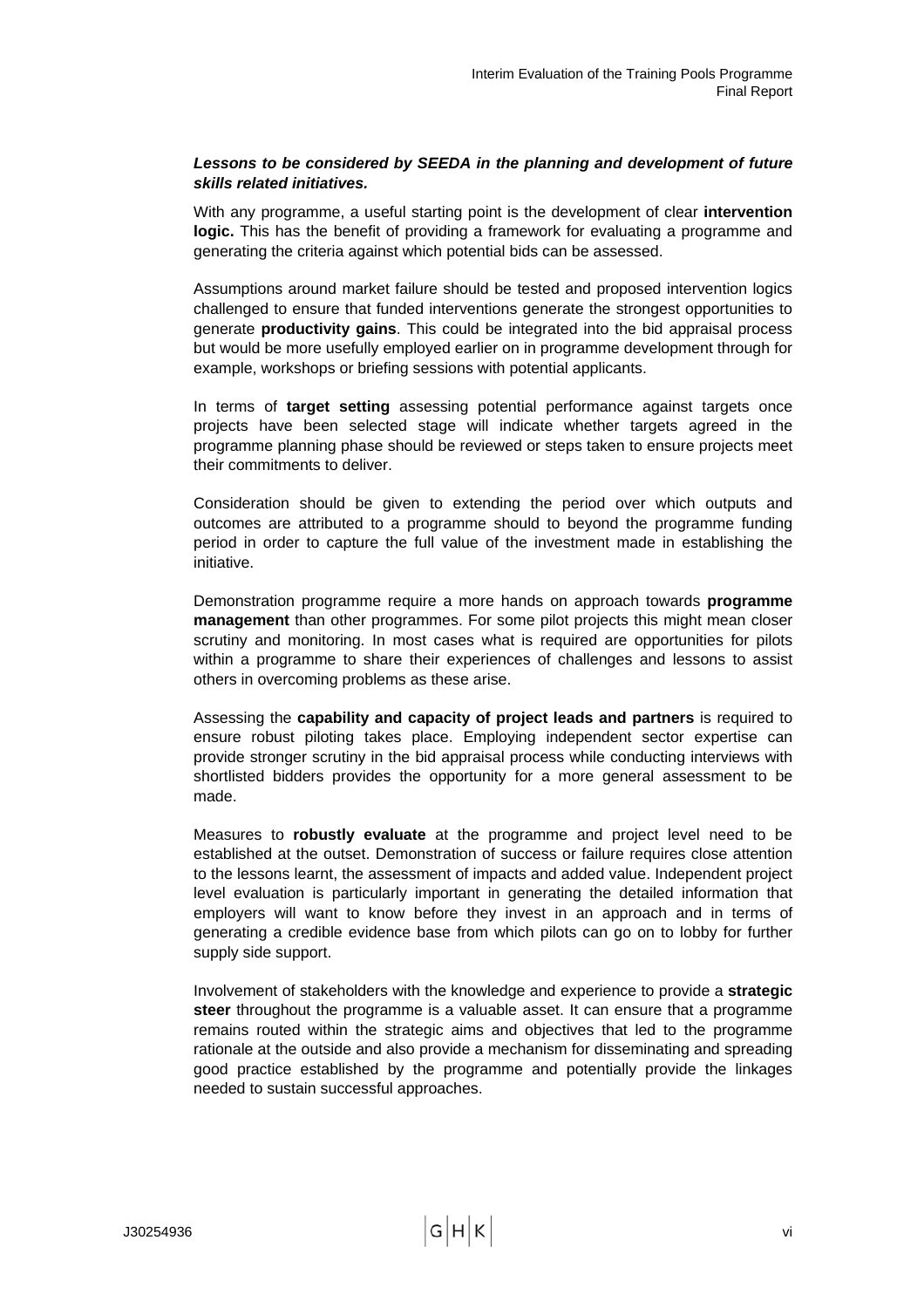***Lessons to be considered by SEEDA in the planning and development of future skills related initiatives.***

With any programme, a useful starting point is the development of clear **intervention logic.** This has the benefit of providing a framework for evaluating a programme and generating the criteria against which potential bids can be assessed.

Assumptions around market failure should be tested and proposed intervention logics challenged to ensure that funded interventions generate the strongest opportunities to generate **productivity gains**. This could be integrated into the bid appraisal process but would be more usefully employed earlier on in programme development through for example, workshops or briefing sessions with potential applicants.

In terms of **target setting** assessing potential performance against targets once projects have been selected stage will indicate whether targets agreed in the programme planning phase should be reviewed or steps taken to ensure projects meet their commitments to deliver.

Consideration should be given to extending the period over which outputs and outcomes are attributed to a programme should to beyond the programme funding period in order to capture the full value of the investment made in establishing the initiative.

Demonstration programme require a more hands on approach towards **programme management** than other programmes. For some pilot projects this might mean closer scrutiny and monitoring. In most cases what is required are opportunities for pilots within a programme to share their experiences of challenges and lessons to assist others in overcoming problems as these arise.

Assessing the **capability and capacity of project leads and partners** is required to ensure robust piloting takes place. Employing independent sector expertise can provide stronger scrutiny in the bid appraisal process while conducting interviews with shortlisted bidders provides the opportunity for a more general assessment to be made.

Measures to **robustly evaluate** at the programme and project level need to be established at the outset. Demonstration of success or failure requires close attention to the lessons learnt, the assessment of impacts and added value. Independent project level evaluation is particularly important in generating the detailed information that employers will want to know before they invest in an approach and in terms of generating a credible evidence base from which pilots can go on to lobby for further supply side support.

Involvement of stakeholders with the knowledge and experience to provide a **strategic steer** throughout the programme is a valuable asset. It can ensure that a programme remains routed within the strategic aims and objectives that led to the programme rationale at the outside and also provide a mechanism for disseminating and spreading good practice established by the programme and potentially provide the linkages needed to sustain successful approaches.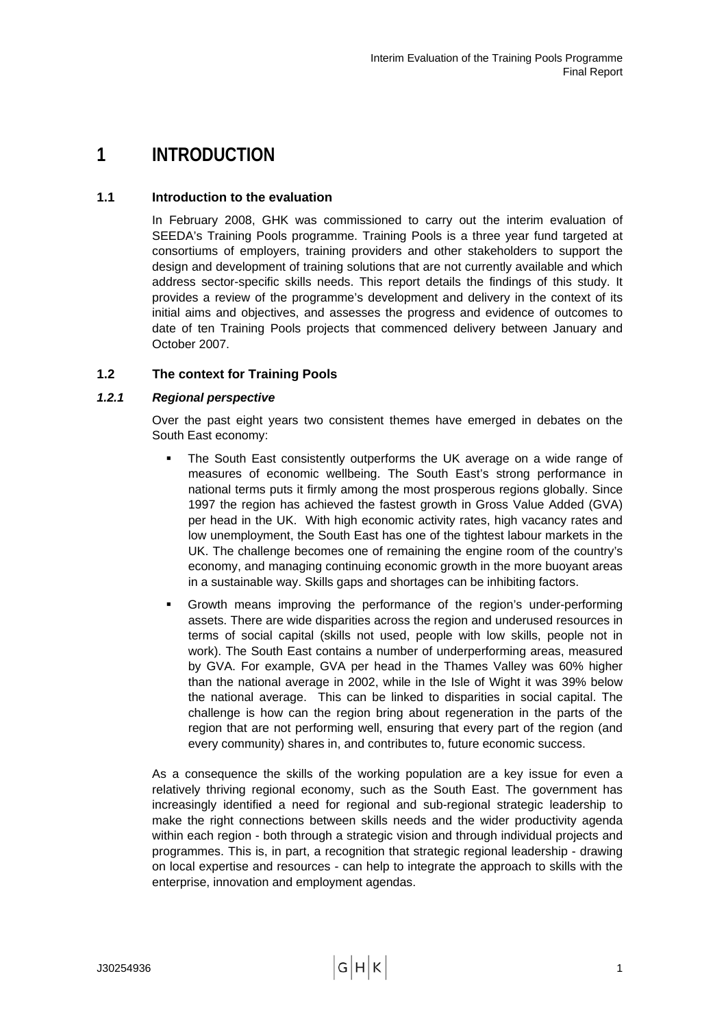# 1 INTRODUCTION

## 1.1 Introduction to the evaluation

In February 2008, GHK was commissioned to carry out the interim evaluation of SEEDA's Training Pools programme. Training Pools is a three year fund targeted at consortiums of employers, training providers and other stakeholders to support the design and development of training solutions that are not currently available and which address sector-specific skills needs. This report details the findings of this study. It provides a review of the programme's development and delivery in the context of its initial aims and objectives, and assesses the progress and evidence of outcomes to date of ten Training Pools projects that commenced delivery between January and October 2007.

## 1.2 The context for Training Pools

### *1.2.1 Regional perspective*

Over the past eight years two consistent themes have emerged in debates on the South East economy:

- The South East consistently outperforms the UK average on a wide range of measures of economic wellbeing. The South East's strong performance in national terms puts it firmly among the most prosperous regions globally. Since 1997 the region has achieved the fastest growth in Gross Value Added (GVA) per head in the UK. With high economic activity rates, high vacancy rates and low unemployment, the South East has one of the tightest labour markets in the UK. The challenge becomes one of remaining the engine room of the country's economy, and managing continuing economic growth in the more buoyant areas in a sustainable way. Skills gaps and shortages can be inhibiting factors.
- Growth means improving the performance of the region's under-performing assets. There are wide disparities across the region and underused resources in terms of social capital (skills not used, people with low skills, people not in work). The South East contains a number of underperforming areas, measured by GVA. For example, GVA per head in the Thames Valley was 60% higher than the national average in 2002, while in the Isle of Wight it was 39% below the national average. This can be linked to disparities in social capital. The challenge is how can the region bring about regeneration in the parts of the region that are not performing well, ensuring that every part of the region (and every community) shares in, and contributes to, future economic success.

As a consequence the skills of the working population are a key issue for even a relatively thriving regional economy, such as the South East. The government has increasingly identified a need for regional and sub-regional strategic leadership to make the right connections between skills needs and the wider productivity agenda within each region - both through a strategic vision and through individual projects and programmes. This is, in part, a recognition that strategic regional leadership - drawing on local expertise and resources - can help to integrate the approach to skills with the enterprise, innovation and employment agendas.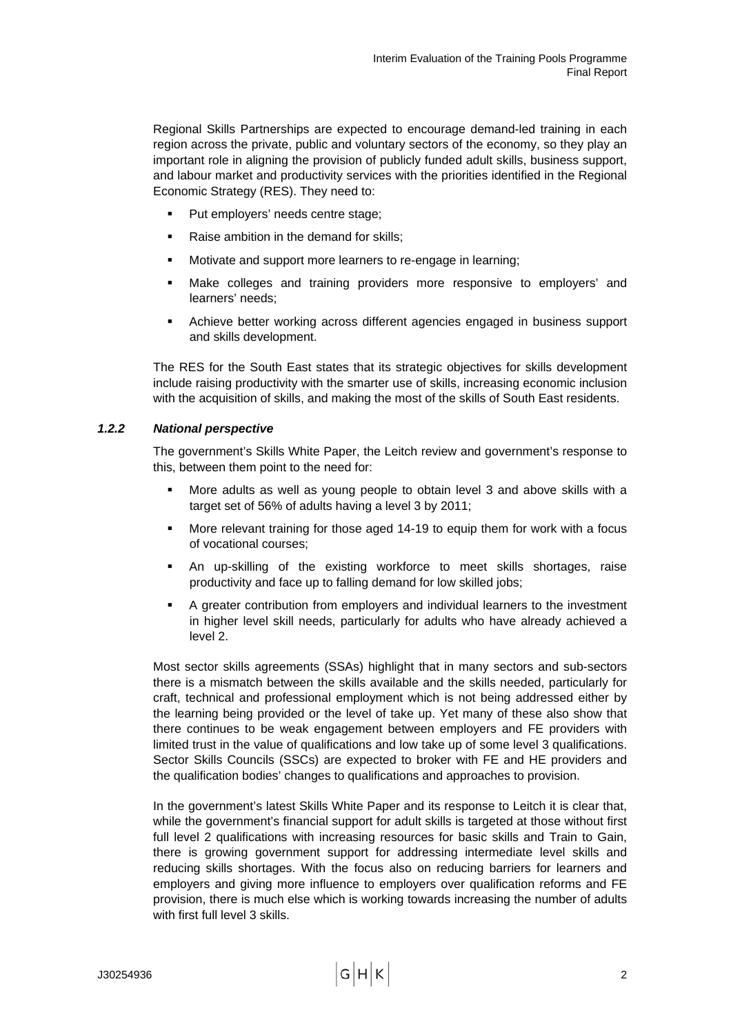Regional Skills Partnerships are expected to encourage demand-led training in each region across the private, public and voluntary sectors of the economy, so they play an important role in aligning the provision of publicly funded adult skills, business support, and labour market and productivity services with the priorities identified in the Regional Economic Strategy (RES). They need to:

- Put employers' needs centre stage;
- Raise ambition in the demand for skills;
- Motivate and support more learners to re-engage in learning;
- Make colleges and training providers more responsive to employers' and learners' needs;
- Achieve better working across different agencies engaged in business support and skills development.

The RES for the South East states that its strategic objectives for skills development include raising productivity with the smarter use of skills, increasing economic inclusion with the acquisition of skills, and making the most of the skills of South East residents.

### *1.2.2 National perspective*

The government's Skills White Paper, the Leitch review and government's response to this, between them point to the need for:

- More adults as well as young people to obtain level 3 and above skills with a target set of 56% of adults having a level 3 by 2011;
- More relevant training for those aged 14-19 to equip them for work with a focus of vocational courses;
- An up-skilling of the existing workforce to meet skills shortages, raise productivity and face up to falling demand for low skilled jobs;
- A greater contribution from employers and individual learners to the investment in higher level skill needs, particularly for adults who have already achieved a level 2.

Most sector skills agreements (SSAs) highlight that in many sectors and sub-sectors there is a mismatch between the skills available and the skills needed, particularly for craft, technical and professional employment which is not being addressed either by the learning being provided or the level of take up. Yet many of these also show that there continues to be weak engagement between employers and FE providers with limited trust in the value of qualifications and low take up of some level 3 qualifications. Sector Skills Councils (SSCs) are expected to broker with FE and HE providers and the qualification bodies' changes to qualifications and approaches to provision.

In the government's latest Skills White Paper and its response to Leitch it is clear that, while the government's financial support for adult skills is targeted at those without first full level 2 qualifications with increasing resources for basic skills and Train to Gain, there is growing government support for addressing intermediate level skills and reducing skills shortages. With the focus also on reducing barriers for learners and employers and giving more influence to employers over qualification reforms and FE provision, there is much else which is working towards increasing the number of adults with first full level 3 skills.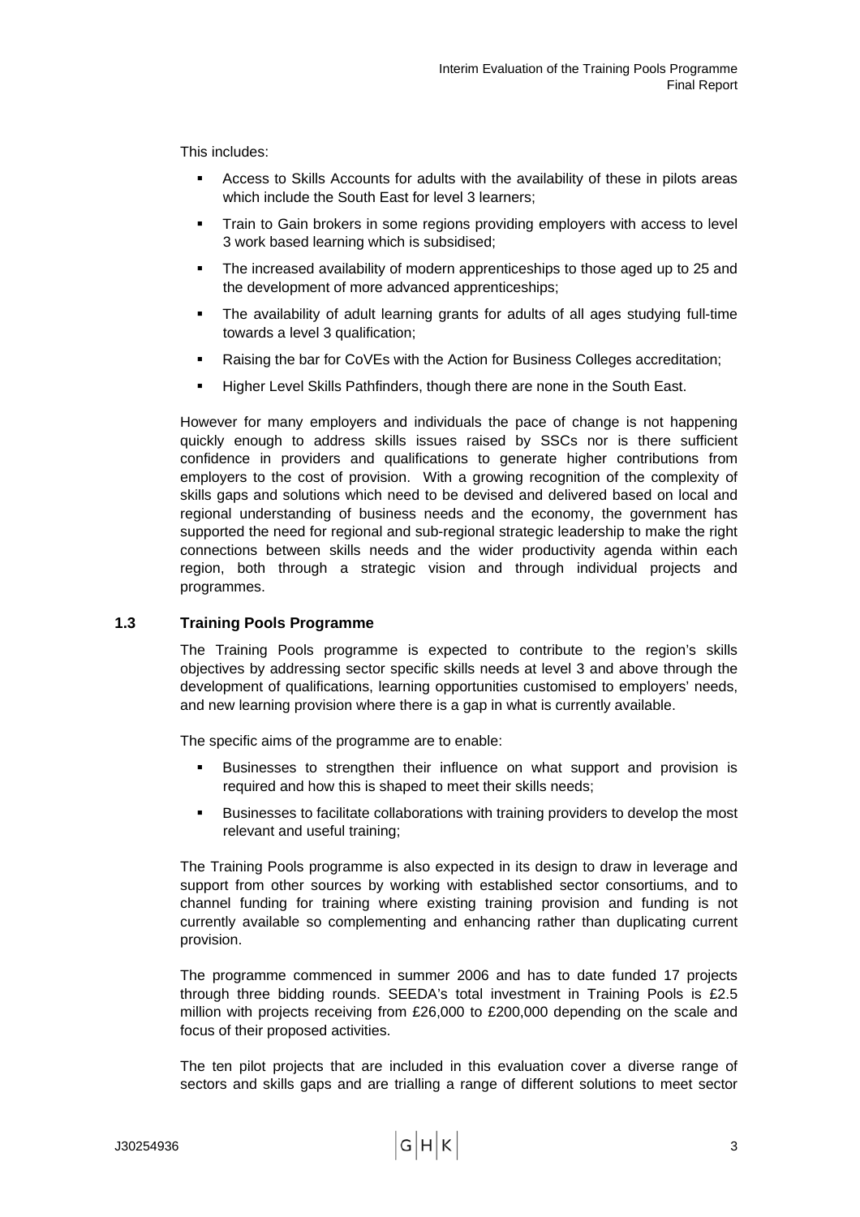This includes:

- Access to Skills Accounts for adults with the availability of these in pilots areas which include the South East for level 3 learners;
- Train to Gain brokers in some regions providing employers with access to level 3 work based learning which is subsidised;
- The increased availability of modern apprenticeships to those aged up to 25 and the development of more advanced apprenticeships;
- The availability of adult learning grants for adults of all ages studying full-time towards a level 3 qualification;
- Raising the bar for CoVEs with the Action for Business Colleges accreditation;
- Higher Level Skills Pathfinders, though there are none in the South East.

However for many employers and individuals the pace of change is not happening quickly enough to address skills issues raised by SSCs nor is there sufficient confidence in providers and qualifications to generate higher contributions from employers to the cost of provision. With a growing recognition of the complexity of skills gaps and solutions which need to be devised and delivered based on local and regional understanding of business needs and the economy, the government has supported the need for regional and sub-regional strategic leadership to make the right connections between skills needs and the wider productivity agenda within each region, both through a strategic vision and through individual projects and programmes.

## 1.3 Training Pools Programme

The Training Pools programme is expected to contribute to the region's skills objectives by addressing sector specific skills needs at level 3 and above through the development of qualifications, learning opportunities customised to employers' needs, and new learning provision where there is a gap in what is currently available.

The specific aims of the programme are to enable:

- Businesses to strengthen their influence on what support and provision is required and how this is shaped to meet their skills needs;
- Businesses to facilitate collaborations with training providers to develop the most relevant and useful training;

The Training Pools programme is also expected in its design to draw in leverage and support from other sources by working with established sector consortiums, and to channel funding for training where existing training provision and funding is not currently available so complementing and enhancing rather than duplicating current provision.

The programme commenced in summer 2006 and has to date funded 17 projects through three bidding rounds. SEEDA's total investment in Training Pools is £2.5 million with projects receiving from £26,000 to £200,000 depending on the scale and focus of their proposed activities.

The ten pilot projects that are included in this evaluation cover a diverse range of sectors and skills gaps and are trialling a range of different solutions to meet sector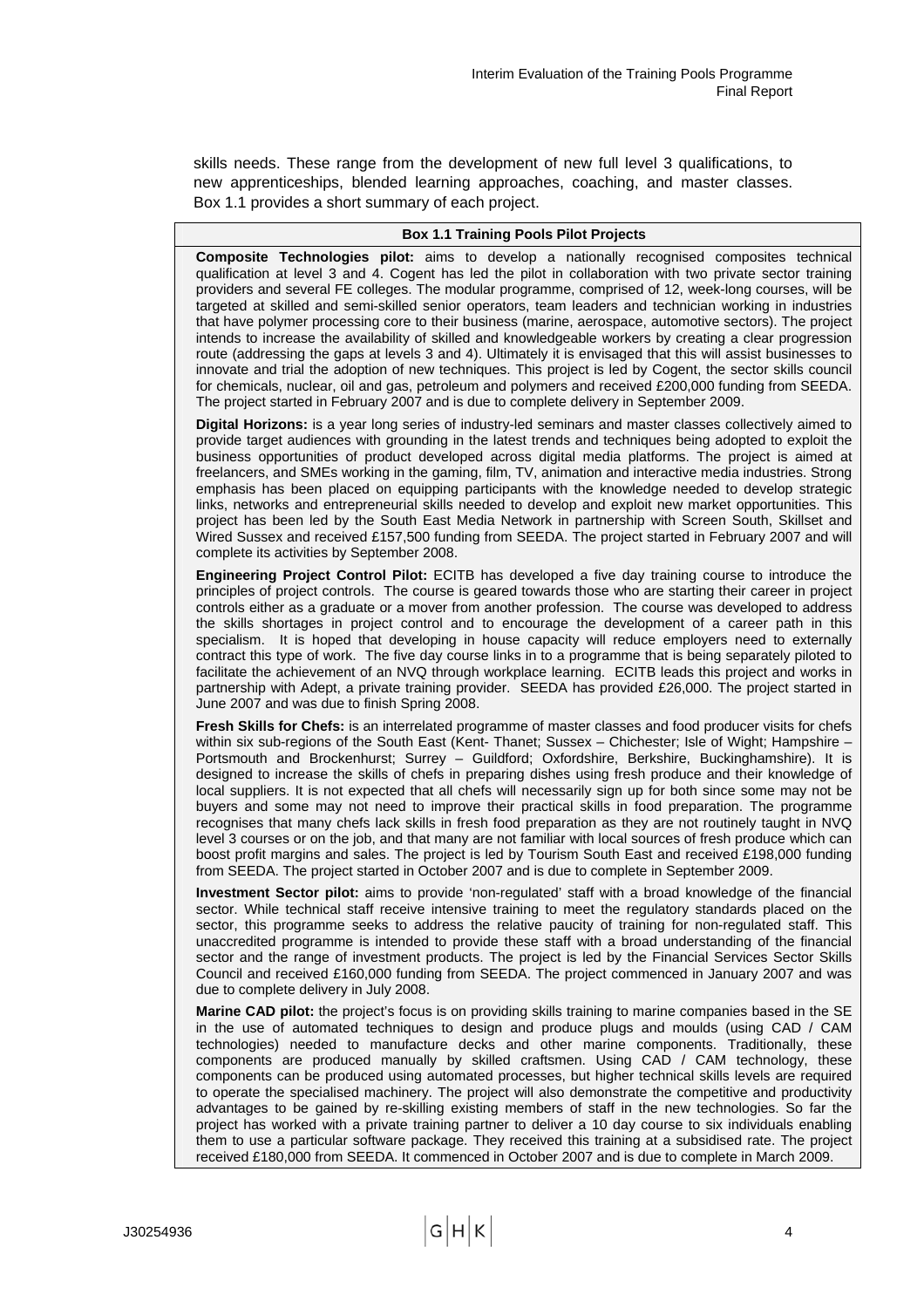skills needs. These range from the development of new full level 3 qualifications, to new apprenticeships, blended learning approaches, coaching, and master classes. Box 1.1 provides a short summary of each project.

**Box 1.1 Training Pools Pilot Projects**

**Composite Technologies pilot:** aims to develop a nationally recognised composites technical qualification at level 3 and 4. Cogent has led the pilot in collaboration with two private sector training providers and several FE colleges. The modular programme, comprised of 12, week-long courses, will be targeted at skilled and semi-skilled senior operators, team leaders and technician working in industries that have polymer processing core to their business (marine, aerospace, automotive sectors). The project intends to increase the availability of skilled and knowledgeable workers by creating a clear progression route (addressing the gaps at levels 3 and 4). Ultimately it is envisaged that this will assist businesses to innovate and trial the adoption of new techniques. This project is led by Cogent, the sector skills council for chemicals, nuclear, oil and gas, petroleum and polymers and received £200,000 funding from SEEDA. The project started in February 2007 and is due to complete delivery in September 2009.

**Digital Horizons:** is a year long series of industry-led seminars and master classes collectively aimed to provide target audiences with grounding in the latest trends and techniques being adopted to exploit the business opportunities of product developed across digital media platforms. The project is aimed at freelancers, and SMEs working in the gaming, film, TV, animation and interactive media industries. Strong emphasis has been placed on equipping participants with the knowledge needed to develop strategic links, networks and entrepreneurial skills needed to develop and exploit new market opportunities. This project has been led by the South East Media Network in partnership with Screen South, Skillset and Wired Sussex and received £157,500 funding from SEEDA. The project started in February 2007 and will complete its activities by September 2008.

**Engineering Project Control Pilot:** ECITB has developed a five day training course to introduce the principles of project controls. The course is geared towards those who are starting their career in project controls either as a graduate or a mover from another profession. The course was developed to address the skills shortages in project control and to encourage the development of a career path in this specialism. It is hoped that developing in house capacity will reduce employers need to externally contract this type of work. The five day course links in to a programme that is being separately piloted to facilitate the achievement of an NVQ through workplace learning. ECITB leads this project and works in partnership with Adept, a private training provider. SEEDA has provided £26,000. The project started in June 2007 and was due to finish Spring 2008.

**Fresh Skills for Chefs:** is an interrelated programme of master classes and food producer visits for chefs within six sub-regions of the South East (Kent- Thanet; Sussex – Chichester; Isle of Wight; Hampshire – Portsmouth and Brockenhurst; Surrey – Guildford; Oxfordshire, Berkshire, Buckinghamshire). It is designed to increase the skills of chefs in preparing dishes using fresh produce and their knowledge of local suppliers. It is not expected that all chefs will necessarily sign up for both since some may not be buyers and some may not need to improve their practical skills in food preparation. The programme recognises that many chefs lack skills in fresh food preparation as they are not routinely taught in NVQ level 3 courses or on the job, and that many are not familiar with local sources of fresh produce which can boost profit margins and sales. The project is led by Tourism South East and received £198,000 funding from SEEDA. The project started in October 2007 and is due to complete in September 2009.

**Investment Sector pilot:** aims to provide 'non-regulated' staff with a broad knowledge of the financial sector. While technical staff receive intensive training to meet the regulatory standards placed on the sector, this programme seeks to address the relative paucity of training for non-regulated staff. This unaccredited programme is intended to provide these staff with a broad understanding of the financial sector and the range of investment products. The project is led by the Financial Services Sector Skills Council and received £160,000 funding from SEEDA. The project commenced in January 2007 and was due to complete delivery in July 2008.

**Marine CAD pilot:** the project's focus is on providing skills training to marine companies based in the SE in the use of automated techniques to design and produce plugs and moulds (using CAD / CAM technologies) needed to manufacture decks and other marine components. Traditionally, these components are produced manually by skilled craftsmen. Using CAD / CAM technology, these components can be produced using automated processes, but higher technical skills levels are required to operate the specialised machinery. The project will also demonstrate the competitive and productivity advantages to be gained by re-skilling existing members of staff in the new technologies. So far the project has worked with a private training partner to deliver a 10 day course to six individuals enabling them to use a particular software package. They received this training at a subsidised rate. The project received £180,000 from SEEDA. It commenced in October 2007 and is due to complete in March 2009.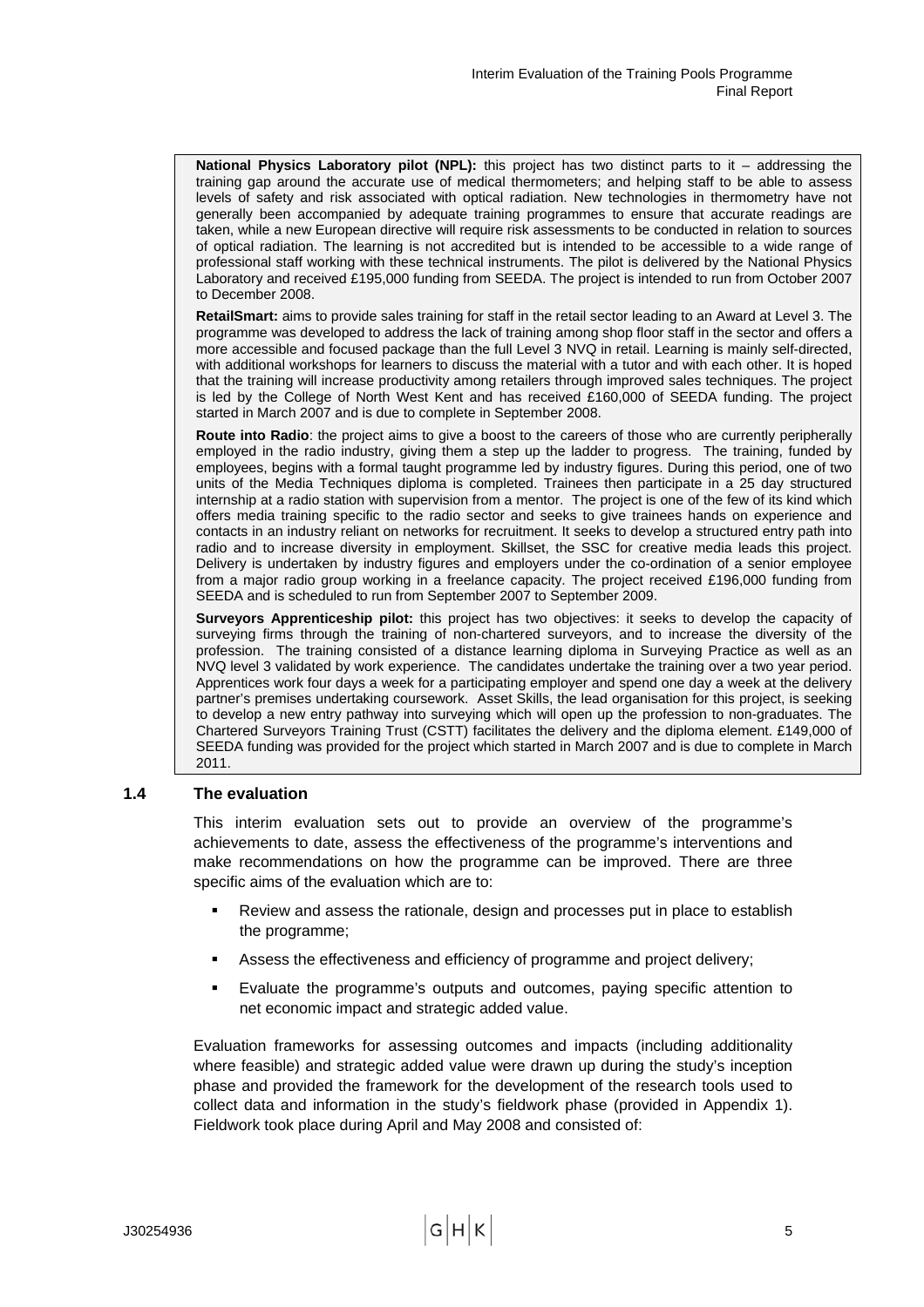**National Physics Laboratory pilot (NPL):** this project has two distinct parts to it – addressing the training gap around the accurate use of medical thermometers; and helping staff to be able to assess levels of safety and risk associated with optical radiation. New technologies in thermometry have not generally been accompanied by adequate training programmes to ensure that accurate readings are taken, while a new European directive will require risk assessments to be conducted in relation to sources of optical radiation. The learning is not accredited but is intended to be accessible to a wide range of professional staff working with these technical instruments. The pilot is delivered by the National Physics Laboratory and received £195,000 funding from SEEDA. The project is intended to run from October 2007 to December 2008.

**RetailSmart:** aims to provide sales training for staff in the retail sector leading to an Award at Level 3. The programme was developed to address the lack of training among shop floor staff in the sector and offers a more accessible and focused package than the full Level 3 NVQ in retail. Learning is mainly self-directed, with additional workshops for learners to discuss the material with a tutor and with each other. It is hoped that the training will increase productivity among retailers through improved sales techniques. The project is led by the College of North West Kent and has received £160,000 of SEEDA funding. The project started in March 2007 and is due to complete in September 2008.

**Route into Radio**: the project aims to give a boost to the careers of those who are currently peripherally employed in the radio industry, giving them a step up the ladder to progress. The training, funded by employees, begins with a formal taught programme led by industry figures. During this period, one of two units of the Media Techniques diploma is completed. Trainees then participate in a 25 day structured internship at a radio station with supervision from a mentor. The project is one of the few of its kind which offers media training specific to the radio sector and seeks to give trainees hands on experience and contacts in an industry reliant on networks for recruitment. It seeks to develop a structured entry path into radio and to increase diversity in employment. Skillset, the SSC for creative media leads this project. Delivery is undertaken by industry figures and employers under the co-ordination of a senior employee from a major radio group working in a freelance capacity. The project received £196,000 funding from SEEDA and is scheduled to run from September 2007 to September 2009.

**Surveyors Apprenticeship pilot:** this project has two objectives: it seeks to develop the capacity of surveying firms through the training of non-chartered surveyors, and to increase the diversity of the profession. The training consisted of a distance learning diploma in Surveying Practice as well as an NVQ level 3 validated by work experience. The candidates undertake the training over a two year period. Apprentices work four days a week for a participating employer and spend one day a week at the delivery partner's premises undertaking coursework. Asset Skills, the lead organisation for this project, is seeking to develop a new entry pathway into surveying which will open up the profession to non-graduates. The Chartered Surveyors Training Trust (CSTT) facilitates the delivery and the diploma element. £149,000 of SEEDA funding was provided for the project which started in March 2007 and is due to complete in March 2011.

### 1.4 The evaluation

This interim evaluation sets out to provide an overview of the programme's achievements to date, assess the effectiveness of the programme's interventions and make recommendations on how the programme can be improved. There are three specific aims of the evaluation which are to:

- Review and assess the rationale, design and processes put in place to establish the programme;
- Assess the effectiveness and efficiency of programme and project delivery;
- Evaluate the programme's outputs and outcomes, paying specific attention to net economic impact and strategic added value.

Evaluation frameworks for assessing outcomes and impacts (including additionality where feasible) and strategic added value were drawn up during the study's inception phase and provided the framework for the development of the research tools used to collect data and information in the study's fieldwork phase (provided in Appendix 1). Fieldwork took place during April and May 2008 and consisted of: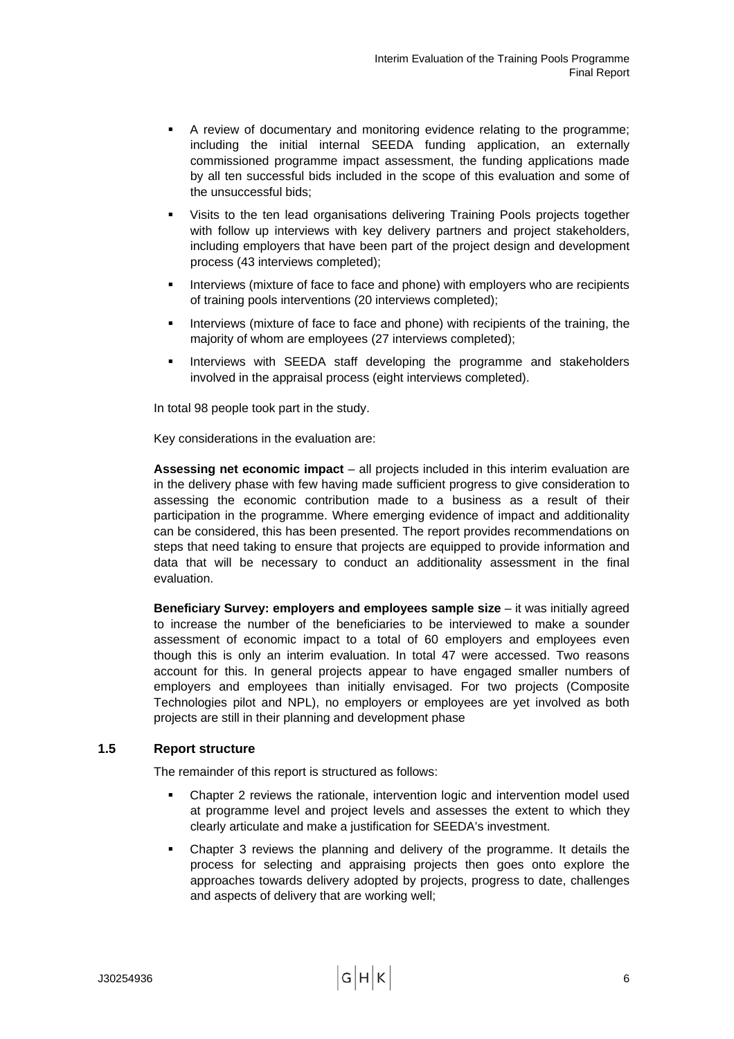- A review of documentary and monitoring evidence relating to the programme; including the initial internal SEEDA funding application, an externally commissioned programme impact assessment, the funding applications made by all ten successful bids included in the scope of this evaluation and some of the unsuccessful bids;
- Visits to the ten lead organisations delivering Training Pools projects together with follow up interviews with key delivery partners and project stakeholders, including employers that have been part of the project design and development process (43 interviews completed);
- Interviews (mixture of face to face and phone) with employers who are recipients of training pools interventions (20 interviews completed);
- Interviews (mixture of face to face and phone) with recipients of the training, the majority of whom are employees (27 interviews completed);
- Interviews with SEEDA staff developing the programme and stakeholders involved in the appraisal process (eight interviews completed).

In total 98 people took part in the study.

Key considerations in the evaluation are:

**Assessing net economic impact** – all projects included in this interim evaluation are in the delivery phase with few having made sufficient progress to give consideration to assessing the economic contribution made to a business as a result of their participation in the programme. Where emerging evidence of impact and additionality can be considered, this has been presented. The report provides recommendations on steps that need taking to ensure that projects are equipped to provide information and data that will be necessary to conduct an additionality assessment in the final evaluation.

**Beneficiary Survey: employers and employees sample size** – it was initially agreed to increase the number of the beneficiaries to be interviewed to make a sounder assessment of economic impact to a total of 60 employers and employees even though this is only an interim evaluation. In total 47 were accessed. Two reasons account for this. In general projects appear to have engaged smaller numbers of employers and employees than initially envisaged. For two projects (Composite Technologies pilot and NPL), no employers or employees are yet involved as both projects are still in their planning and development phase

### 1.5 Report structure

The remainder of this report is structured as follows:

- Chapter 2 reviews the rationale, intervention logic and intervention model used at programme level and project levels and assesses the extent to which they clearly articulate and make a justification for SEEDA's investment.
- Chapter 3 reviews the planning and delivery of the programme. It details the process for selecting and appraising projects then goes onto explore the approaches towards delivery adopted by projects, progress to date, challenges and aspects of delivery that are working well;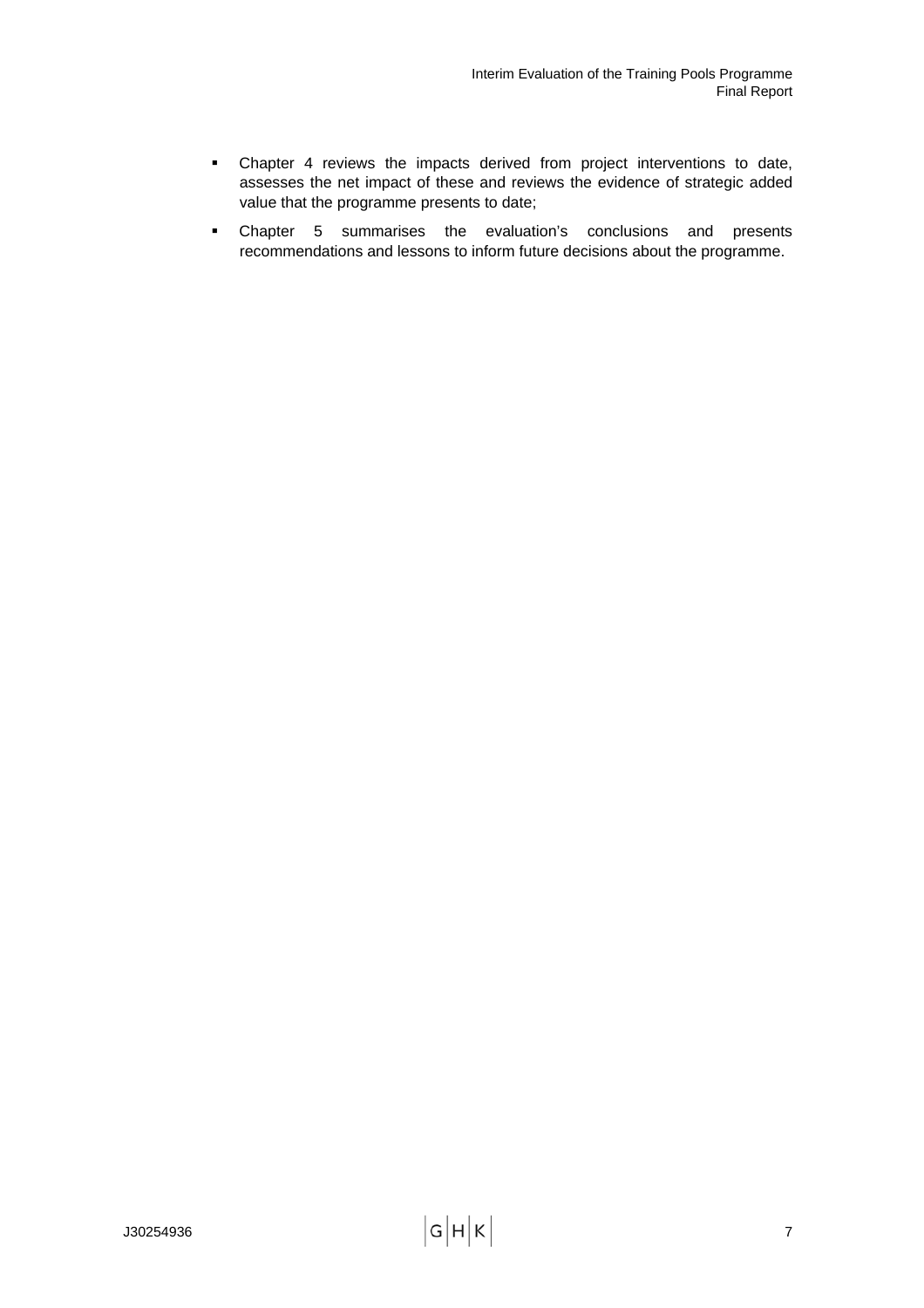- Chapter 4 reviews the impacts derived from project interventions to date, assesses the net impact of these and reviews the evidence of strategic added value that the programme presents to date;
- Chapter 5 summarises the evaluation's conclusions and presents recommendations and lessons to inform future decisions about the programme.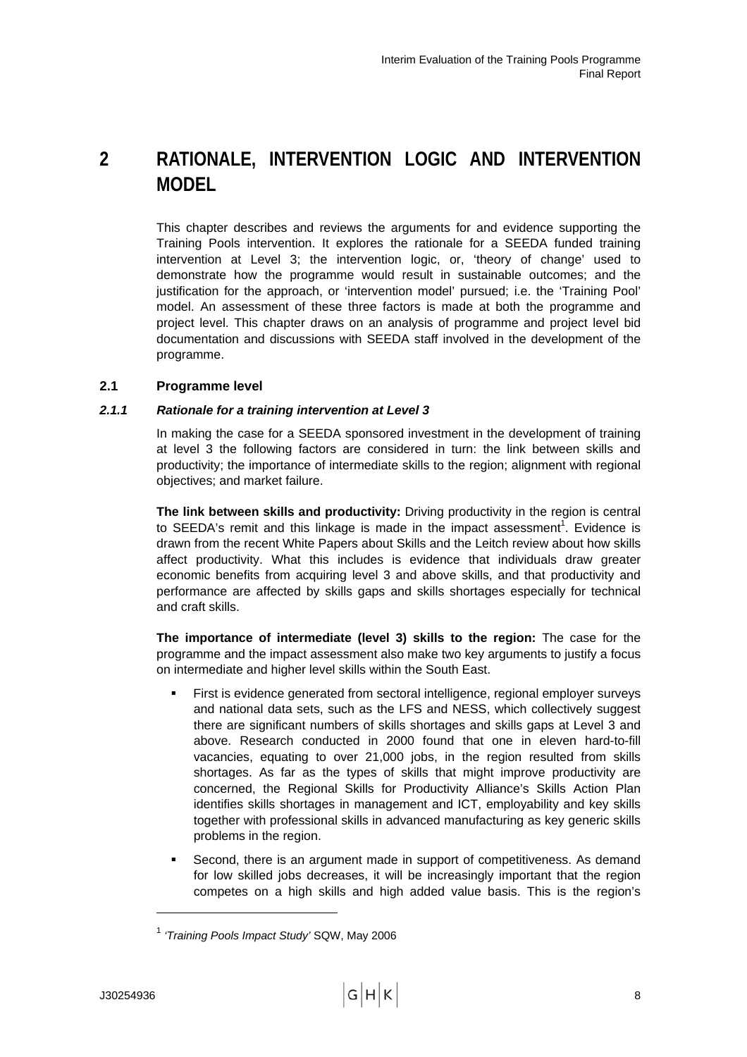# 2 RATIONALE, INTERVENTION LOGIC AND INTERVENTION MODEL

This chapter describes and reviews the arguments for and evidence supporting the Training Pools intervention. It explores the rationale for a SEEDA funded training intervention at Level 3; the intervention logic, or, 'theory of change' used to demonstrate how the programme would result in sustainable outcomes; and the justification for the approach, or 'intervention model' pursued; i.e. the 'Training Pool' model. An assessment of these three factors is made at both the programme and project level. This chapter draws on an analysis of programme and project level bid documentation and discussions with SEEDA staff involved in the development of the programme.

## 2.1 Programme level

### *2.1.1 Rationale for a training intervention at Level 3*

In making the case for a SEEDA sponsored investment in the development of training at level 3 the following factors are considered in turn: the link between skills and productivity; the importance of intermediate skills to the region; alignment with regional objectives; and market failure.

**The link between skills and productivity:** Driving productivity in the region is central to SEEDA's remit and this linkage is made in the impact assessment[1]. Evidence is drawn from the recent White Papers about Skills and the Leitch review about how skills affect productivity. What this includes is evidence that individuals draw greater economic benefits from acquiring level 3 and above skills, and that productivity and performance are affected by skills gaps and skills shortages especially for technical and craft skills.

**The importance of intermediate (level 3) skills to the region:** The case for the programme and the impact assessment also make two key arguments to justify a focus on intermediate and higher level skills within the South East.

- First is evidence generated from sectoral intelligence, regional employer surveys and national data sets, such as the LFS and NESS, which collectively suggest there are significant numbers of skills shortages and skills gaps at Level 3 and above. Research conducted in 2000 found that one in eleven hard-to-fill vacancies, equating to over 21,000 jobs, in the region resulted from skills shortages. As far as the types of skills that might improve productivity are concerned, the Regional Skills for Productivity Alliance's Skills Action Plan identifies skills shortages in management and ICT, employability and key skills together with professional skills in advanced manufacturing as key generic skills problems in the region.
- Second, there is an argument made in support of competitiveness. As demand for low skilled jobs decreases, it will be increasingly important that the region competes on a high skills and high added value basis. This is the region's

[1] *'Training Pools Impact Study'* SQW, May 2006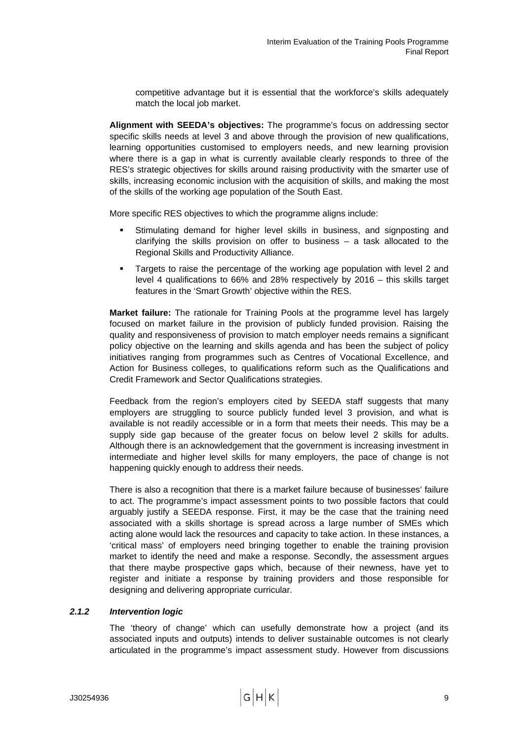competitive advantage but it is essential that the workforce's skills adequately match the local job market.

**Alignment with SEEDA's objectives:** The programme's focus on addressing sector specific skills needs at level 3 and above through the provision of new qualifications, learning opportunities customised to employers needs, and new learning provision where there is a gap in what is currently available clearly responds to three of the RES's strategic objectives for skills around raising productivity with the smarter use of skills, increasing economic inclusion with the acquisition of skills, and making the most of the skills of the working age population of the South East.

More specific RES objectives to which the programme aligns include:

- Stimulating demand for higher level skills in business, and signposting and clarifying the skills provision on offer to business – a task allocated to the Regional Skills and Productivity Alliance.
- Targets to raise the percentage of the working age population with level 2 and level 4 qualifications to 66% and 28% respectively by 2016 – this skills target features in the 'Smart Growth' objective within the RES.

**Market failure:** The rationale for Training Pools at the programme level has largely focused on market failure in the provision of publicly funded provision. Raising the quality and responsiveness of provision to match employer needs remains a significant policy objective on the learning and skills agenda and has been the subject of policy initiatives ranging from programmes such as Centres of Vocational Excellence, and Action for Business colleges, to qualifications reform such as the Qualifications and Credit Framework and Sector Qualifications strategies.

Feedback from the region's employers cited by SEEDA staff suggests that many employers are struggling to source publicly funded level 3 provision, and what is available is not readily accessible or in a form that meets their needs. This may be a supply side gap because of the greater focus on below level 2 skills for adults. Although there is an acknowledgement that the government is increasing investment in intermediate and higher level skills for many employers, the pace of change is not happening quickly enough to address their needs.

There is also a recognition that there is a market failure because of businesses' failure to act. The programme's impact assessment points to two possible factors that could arguably justify a SEEDA response. First, it may be the case that the training need associated with a skills shortage is spread across a large number of SMEs which acting alone would lack the resources and capacity to take action. In these instances, a 'critical mass' of employers need bringing together to enable the training provision market to identify the need and make a response. Secondly, the assessment argues that there maybe prospective gaps which, because of their newness, have yet to register and initiate a response by training providers and those responsible for designing and delivering appropriate curricular.

### *2.1.2 Intervention logic*

The 'theory of change' which can usefully demonstrate how a project (and its associated inputs and outputs) intends to deliver sustainable outcomes is not clearly articulated in the programme's impact assessment study. However from discussions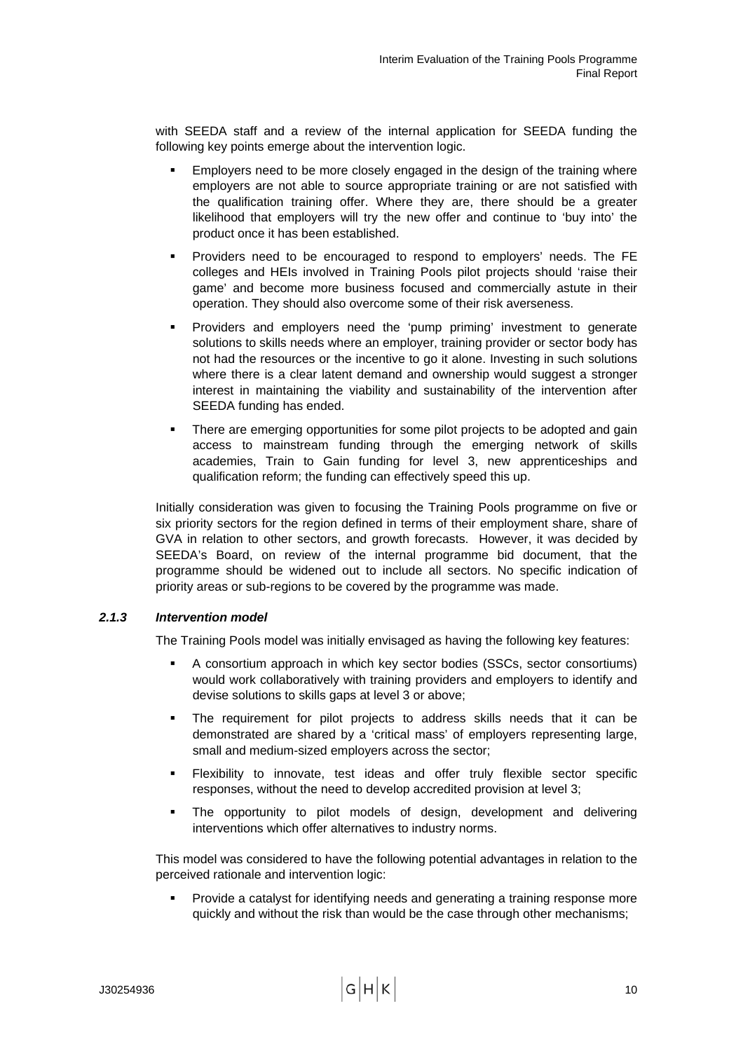with SEEDA staff and a review of the internal application for SEEDA funding the following key points emerge about the intervention logic.

- Employers need to be more closely engaged in the design of the training where employers are not able to source appropriate training or are not satisfied with the qualification training offer. Where they are, there should be a greater likelihood that employers will try the new offer and continue to 'buy into' the product once it has been established.
- Providers need to be encouraged to respond to employers' needs. The FE colleges and HEIs involved in Training Pools pilot projects should 'raise their game' and become more business focused and commercially astute in their operation. They should also overcome some of their risk averseness.
- Providers and employers need the 'pump priming' investment to generate solutions to skills needs where an employer, training provider or sector body has not had the resources or the incentive to go it alone. Investing in such solutions where there is a clear latent demand and ownership would suggest a stronger interest in maintaining the viability and sustainability of the intervention after SEEDA funding has ended.
- There are emerging opportunities for some pilot projects to be adopted and gain access to mainstream funding through the emerging network of skills academies, Train to Gain funding for level 3, new apprenticeships and qualification reform; the funding can effectively speed this up.

Initially consideration was given to focusing the Training Pools programme on five or six priority sectors for the region defined in terms of their employment share, share of GVA in relation to other sectors, and growth forecasts. However, it was decided by SEEDA's Board, on review of the internal programme bid document, that the programme should be widened out to include all sectors. No specific indication of priority areas or sub-regions to be covered by the programme was made.

#### *2.1.3 Intervention model*

The Training Pools model was initially envisaged as having the following key features:

- A consortium approach in which key sector bodies (SSCs, sector consortiums) would work collaboratively with training providers and employers to identify and devise solutions to skills gaps at level 3 or above;
- The requirement for pilot projects to address skills needs that it can be demonstrated are shared by a 'critical mass' of employers representing large, small and medium-sized employers across the sector;
- Flexibility to innovate, test ideas and offer truly flexible sector specific responses, without the need to develop accredited provision at level 3;
- The opportunity to pilot models of design, development and delivering interventions which offer alternatives to industry norms.

This model was considered to have the following potential advantages in relation to the perceived rationale and intervention logic:

- Provide a catalyst for identifying needs and generating a training response more quickly and without the risk than would be the case through other mechanisms;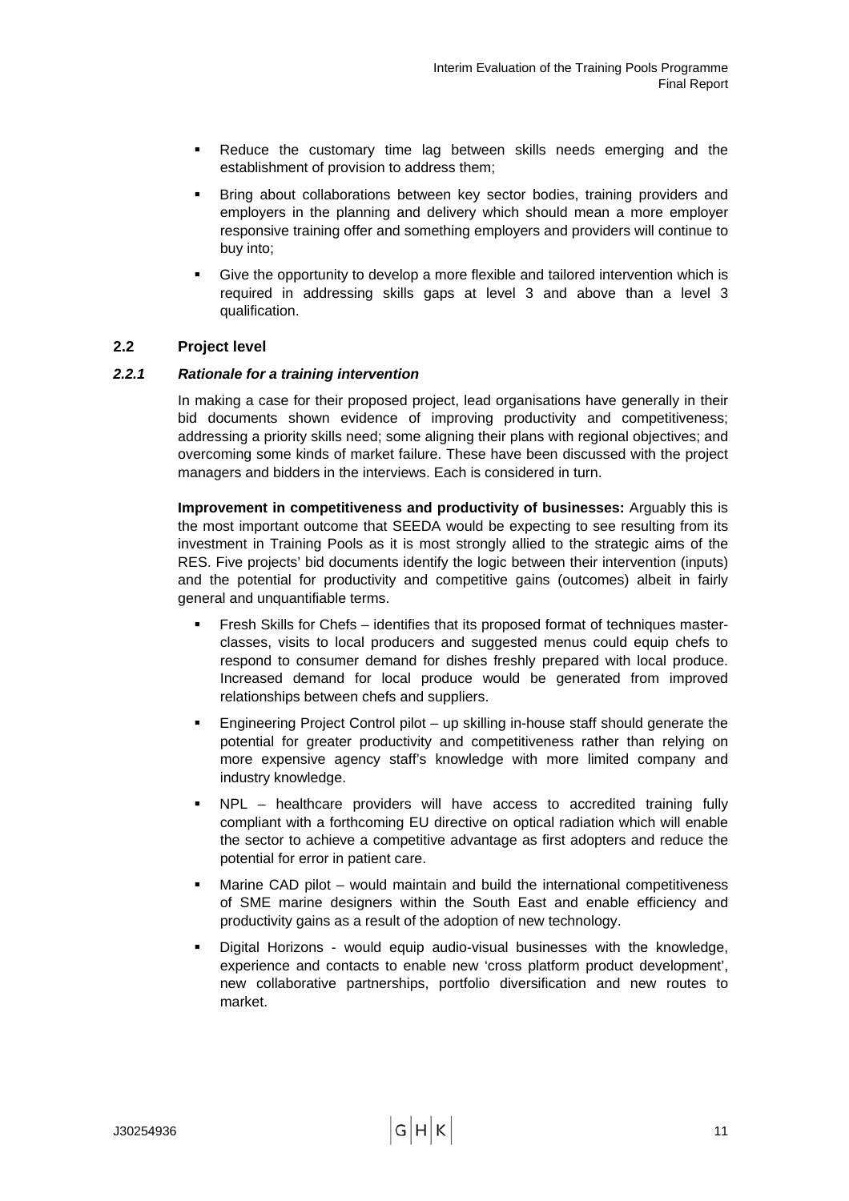- Reduce the customary time lag between skills needs emerging and the establishment of provision to address them;
- Bring about collaborations between key sector bodies, training providers and employers in the planning and delivery which should mean a more employer responsive training offer and something employers and providers will continue to buy into;
- Give the opportunity to develop a more flexible and tailored intervention which is required in addressing skills gaps at level 3 and above than a level 3 qualification.

## 2.2 Project level

### *2.2.1 Rationale for a training intervention*

In making a case for their proposed project, lead organisations have generally in their bid documents shown evidence of improving productivity and competitiveness; addressing a priority skills need; some aligning their plans with regional objectives; and overcoming some kinds of market failure. These have been discussed with the project managers and bidders in the interviews. Each is considered in turn.

**Improvement in competitiveness and productivity of businesses:** Arguably this is the most important outcome that SEEDA would be expecting to see resulting from its investment in Training Pools as it is most strongly allied to the strategic aims of the RES. Five projects' bid documents identify the logic between their intervention (inputs) and the potential for productivity and competitive gains (outcomes) albeit in fairly general and unquantifiable terms.

- Fresh Skills for Chefs – identifies that its proposed format of techniques master-classes, visits to local producers and suggested menus could equip chefs to respond to consumer demand for dishes freshly prepared with local produce. Increased demand for local produce would be generated from improved relationships between chefs and suppliers.
- Engineering Project Control pilot – up skilling in-house staff should generate the potential for greater productivity and competitiveness rather than relying on more expensive agency staff's knowledge with more limited company and industry knowledge.
- NPL – healthcare providers will have access to accredited training fully compliant with a forthcoming EU directive on optical radiation which will enable the sector to achieve a competitive advantage as first adopters and reduce the potential for error in patient care.
- Marine CAD pilot – would maintain and build the international competitiveness of SME marine designers within the South East and enable efficiency and productivity gains as a result of the adoption of new technology.
- Digital Horizons - would equip audio-visual businesses with the knowledge, experience and contacts to enable new 'cross platform product development', new collaborative partnerships, portfolio diversification and new routes to market.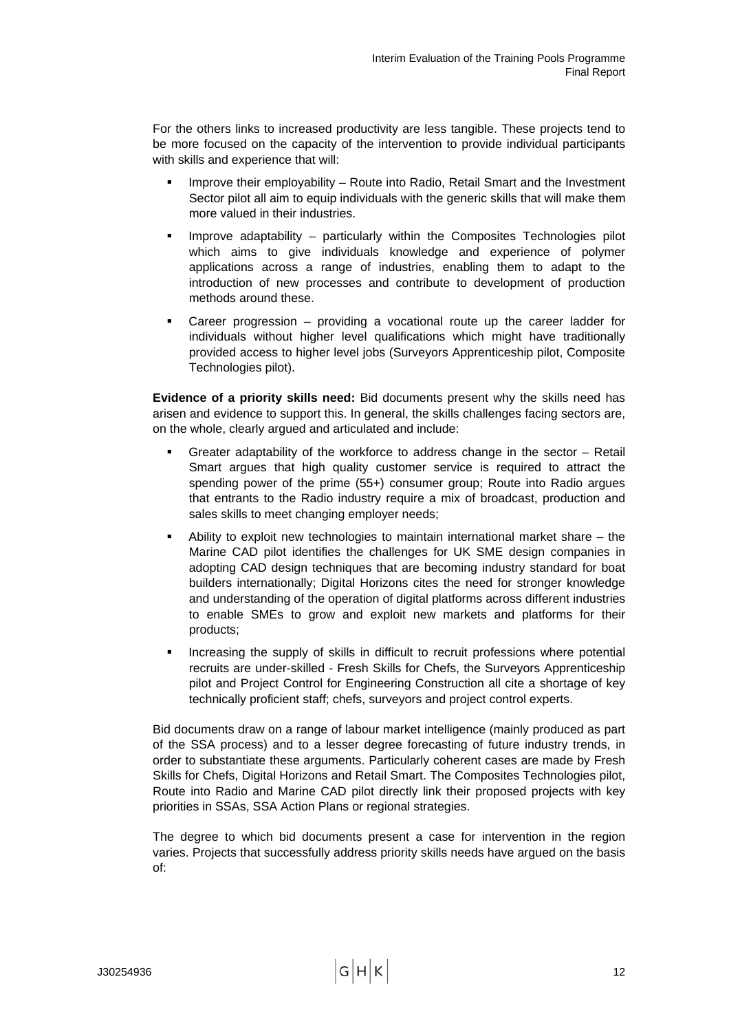For the others links to increased productivity are less tangible. These projects tend to be more focused on the capacity of the intervention to provide individual participants with skills and experience that will:

- Improve their employability – Route into Radio, Retail Smart and the Investment Sector pilot all aim to equip individuals with the generic skills that will make them more valued in their industries.
- Improve adaptability – particularly within the Composites Technologies pilot which aims to give individuals knowledge and experience of polymer applications across a range of industries, enabling them to adapt to the introduction of new processes and contribute to development of production methods around these.
- Career progression – providing a vocational route up the career ladder for individuals without higher level qualifications which might have traditionally provided access to higher level jobs (Surveyors Apprenticeship pilot, Composite Technologies pilot).

**Evidence of a priority skills need:** Bid documents present why the skills need has arisen and evidence to support this. In general, the skills challenges facing sectors are, on the whole, clearly argued and articulated and include:

- Greater adaptability of the workforce to address change in the sector – Retail Smart argues that high quality customer service is required to attract the spending power of the prime (55+) consumer group; Route into Radio argues that entrants to the Radio industry require a mix of broadcast, production and sales skills to meet changing employer needs;
- Ability to exploit new technologies to maintain international market share – the Marine CAD pilot identifies the challenges for UK SME design companies in adopting CAD design techniques that are becoming industry standard for boat builders internationally; Digital Horizons cites the need for stronger knowledge and understanding of the operation of digital platforms across different industries to enable SMEs to grow and exploit new markets and platforms for their products;
- Increasing the supply of skills in difficult to recruit professions where potential recruits are under-skilled - Fresh Skills for Chefs, the Surveyors Apprenticeship pilot and Project Control for Engineering Construction all cite a shortage of key technically proficient staff; chefs, surveyors and project control experts.

Bid documents draw on a range of labour market intelligence (mainly produced as part of the SSA process) and to a lesser degree forecasting of future industry trends, in order to substantiate these arguments. Particularly coherent cases are made by Fresh Skills for Chefs, Digital Horizons and Retail Smart. The Composites Technologies pilot, Route into Radio and Marine CAD pilot directly link their proposed projects with key priorities in SSAs, SSA Action Plans or regional strategies.

The degree to which bid documents present a case for intervention in the region varies. Projects that successfully address priority skills needs have argued on the basis of: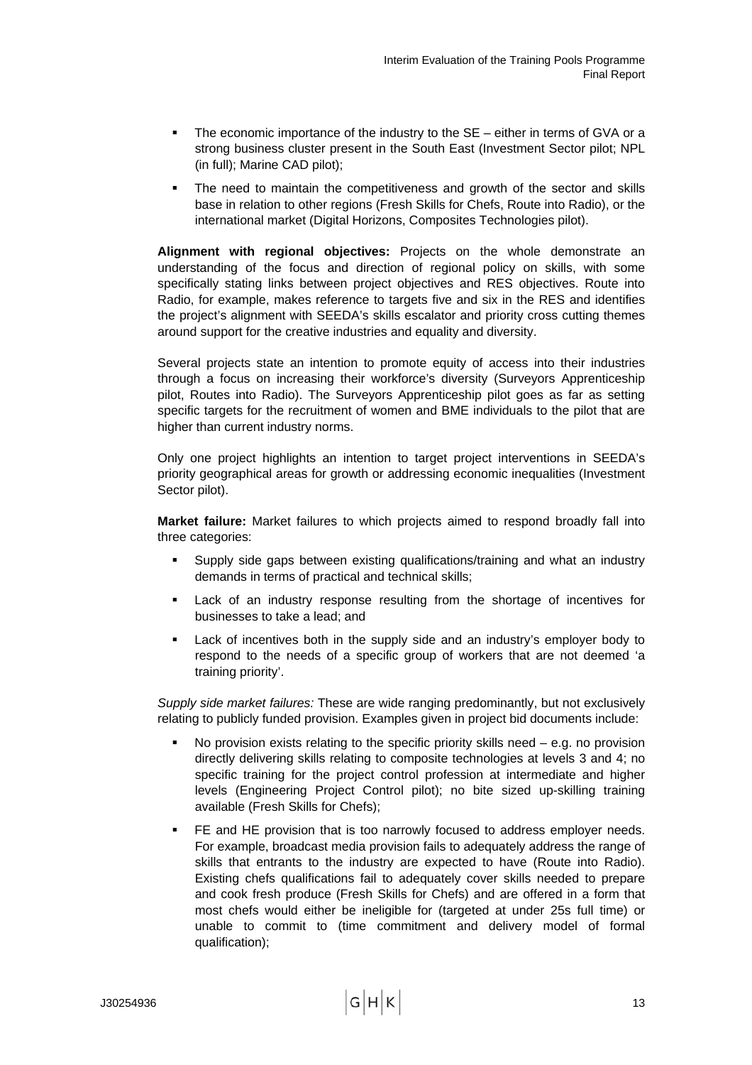- The economic importance of the industry to the SE – either in terms of GVA or a strong business cluster present in the South East (Investment Sector pilot; NPL (in full); Marine CAD pilot);
- The need to maintain the competitiveness and growth of the sector and skills base in relation to other regions (Fresh Skills for Chefs, Route into Radio), or the international market (Digital Horizons, Composites Technologies pilot).

**Alignment with regional objectives:** Projects on the whole demonstrate an understanding of the focus and direction of regional policy on skills, with some specifically stating links between project objectives and RES objectives. Route into Radio, for example, makes reference to targets five and six in the RES and identifies the project's alignment with SEEDA's skills escalator and priority cross cutting themes around support for the creative industries and equality and diversity.

Several projects state an intention to promote equity of access into their industries through a focus on increasing their workforce's diversity (Surveyors Apprenticeship pilot, Routes into Radio). The Surveyors Apprenticeship pilot goes as far as setting specific targets for the recruitment of women and BME individuals to the pilot that are higher than current industry norms.

Only one project highlights an intention to target project interventions in SEEDA's priority geographical areas for growth or addressing economic inequalities (Investment Sector pilot).

**Market failure:** Market failures to which projects aimed to respond broadly fall into three categories:

- Supply side gaps between existing qualifications/training and what an industry demands in terms of practical and technical skills;
- Lack of an industry response resulting from the shortage of incentives for businesses to take a lead; and
- Lack of incentives both in the supply side and an industry's employer body to respond to the needs of a specific group of workers that are not deemed 'a training priority'.

*Supply side market failures:* These are wide ranging predominantly, but not exclusively relating to publicly funded provision. Examples given in project bid documents include:

- No provision exists relating to the specific priority skills need – e.g. no provision directly delivering skills relating to composite technologies at levels 3 and 4; no specific training for the project control profession at intermediate and higher levels (Engineering Project Control pilot); no bite sized up-skilling training available (Fresh Skills for Chefs);
- FE and HE provision that is too narrowly focused to address employer needs. For example, broadcast media provision fails to adequately address the range of skills that entrants to the industry are expected to have (Route into Radio). Existing chefs qualifications fail to adequately cover skills needed to prepare and cook fresh produce (Fresh Skills for Chefs) and are offered in a form that most chefs would either be ineligible for (targeted at under 25s full time) or unable to commit to (time commitment and delivery model of formal qualification);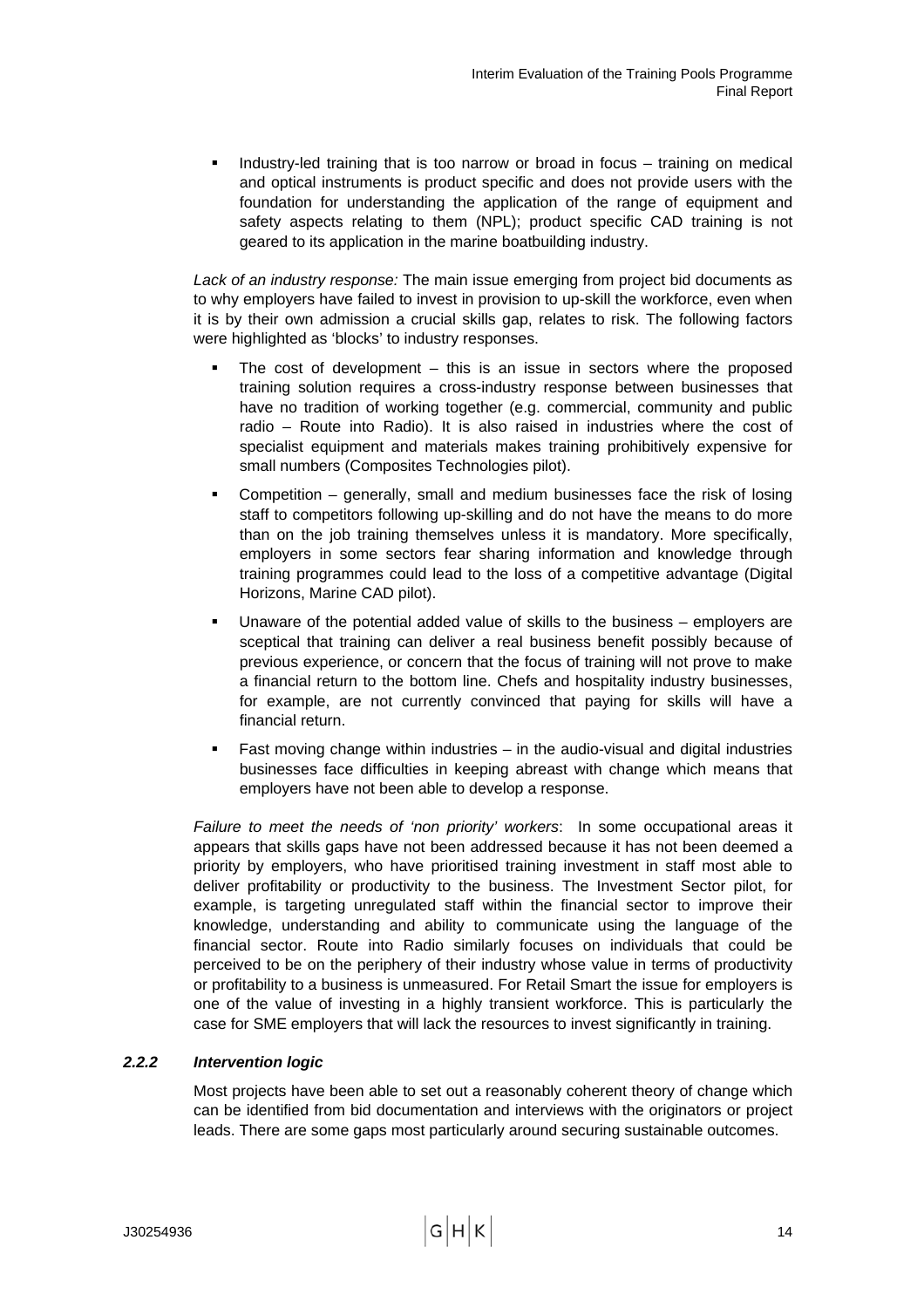- Industry-led training that is too narrow or broad in focus – training on medical and optical instruments is product specific and does not provide users with the foundation for understanding the application of the range of equipment and safety aspects relating to them (NPL); product specific CAD training is not geared to its application in the marine boatbuilding industry.

*Lack of an industry response:* The main issue emerging from project bid documents as to why employers have failed to invest in provision to up-skill the workforce, even when it is by their own admission a crucial skills gap, relates to risk. The following factors were highlighted as 'blocks' to industry responses.

- The cost of development – this is an issue in sectors where the proposed training solution requires a cross-industry response between businesses that have no tradition of working together (e.g. commercial, community and public radio – Route into Radio). It is also raised in industries where the cost of specialist equipment and materials makes training prohibitively expensive for small numbers (Composites Technologies pilot).
- Competition – generally, small and medium businesses face the risk of losing staff to competitors following up-skilling and do not have the means to do more than on the job training themselves unless it is mandatory. More specifically, employers in some sectors fear sharing information and knowledge through training programmes could lead to the loss of a competitive advantage (Digital Horizons, Marine CAD pilot).
- Unaware of the potential added value of skills to the business – employers are sceptical that training can deliver a real business benefit possibly because of previous experience, or concern that the focus of training will not prove to make a financial return to the bottom line. Chefs and hospitality industry businesses, for example, are not currently convinced that paying for skills will have a financial return.
- Fast moving change within industries – in the audio-visual and digital industries businesses face difficulties in keeping abreast with change which means that employers have not been able to develop a response.

*Failure to meet the needs of 'non priority' workers*: In some occupational areas it appears that skills gaps have not been addressed because it has not been deemed a priority by employers, who have prioritised training investment in staff most able to deliver profitability or productivity to the business. The Investment Sector pilot, for example, is targeting unregulated staff within the financial sector to improve their knowledge, understanding and ability to communicate using the language of the financial sector. Route into Radio similarly focuses on individuals that could be perceived to be on the periphery of their industry whose value in terms of productivity or profitability to a business is unmeasured. For Retail Smart the issue for employers is one of the value of investing in a highly transient workforce. This is particularly the case for SME employers that will lack the resources to invest significantly in training.

### *2.2.2 Intervention logic*

Most projects have been able to set out a reasonably coherent theory of change which can be identified from bid documentation and interviews with the originators or project leads. There are some gaps most particularly around securing sustainable outcomes.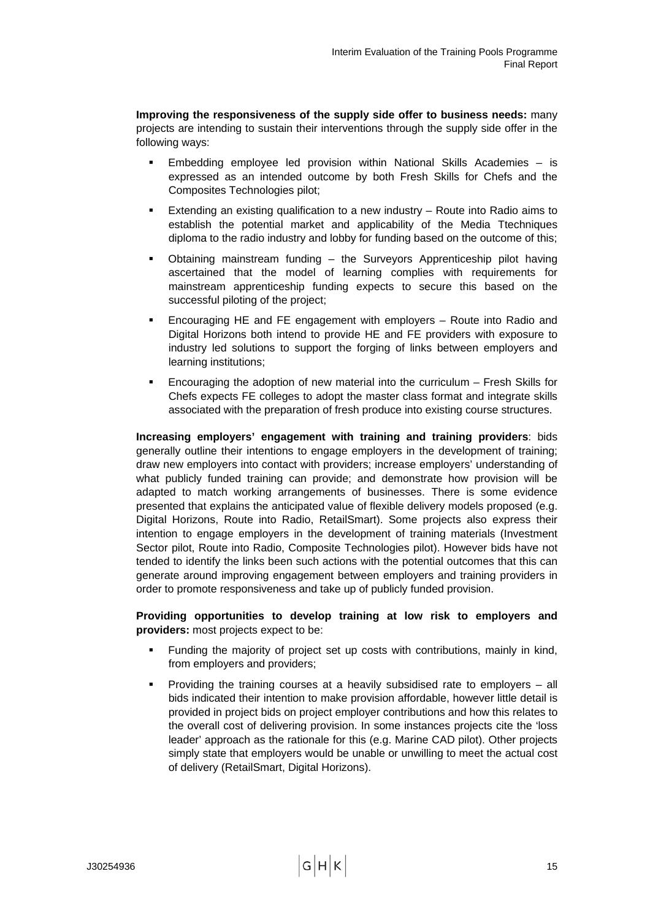**Improving the responsiveness of the supply side offer to business needs:** many projects are intending to sustain their interventions through the supply side offer in the following ways:

- Embedding employee led provision within National Skills Academies – is expressed as an intended outcome by both Fresh Skills for Chefs and the Composites Technologies pilot;
- Extending an existing qualification to a new industry – Route into Radio aims to establish the potential market and applicability of the Media Ttechniques diploma to the radio industry and lobby for funding based on the outcome of this;
- Obtaining mainstream funding – the Surveyors Apprenticeship pilot having ascertained that the model of learning complies with requirements for mainstream apprenticeship funding expects to secure this based on the successful piloting of the project;
- Encouraging HE and FE engagement with employers – Route into Radio and Digital Horizons both intend to provide HE and FE providers with exposure to industry led solutions to support the forging of links between employers and learning institutions;
- Encouraging the adoption of new material into the curriculum – Fresh Skills for Chefs expects FE colleges to adopt the master class format and integrate skills associated with the preparation of fresh produce into existing course structures.

**Increasing employers' engagement with training and training providers**: bids generally outline their intentions to engage employers in the development of training; draw new employers into contact with providers; increase employers' understanding of what publicly funded training can provide; and demonstrate how provision will be adapted to match working arrangements of businesses. There is some evidence presented that explains the anticipated value of flexible delivery models proposed (e.g. Digital Horizons, Route into Radio, RetailSmart). Some projects also express their intention to engage employers in the development of training materials (Investment Sector pilot, Route into Radio, Composite Technologies pilot). However bids have not tended to identify the links been such actions with the potential outcomes that this can generate around improving engagement between employers and training providers in order to promote responsiveness and take up of publicly funded provision.

**Providing opportunities to develop training at low risk to employers and providers:** most projects expect to be:

- Funding the majority of project set up costs with contributions, mainly in kind, from employers and providers;
- Providing the training courses at a heavily subsidised rate to employers – all bids indicated their intention to make provision affordable, however little detail is provided in project bids on project employer contributions and how this relates to the overall cost of delivering provision. In some instances projects cite the 'loss leader' approach as the rationale for this (e.g. Marine CAD pilot). Other projects simply state that employers would be unable or unwilling to meet the actual cost of delivery (RetailSmart, Digital Horizons).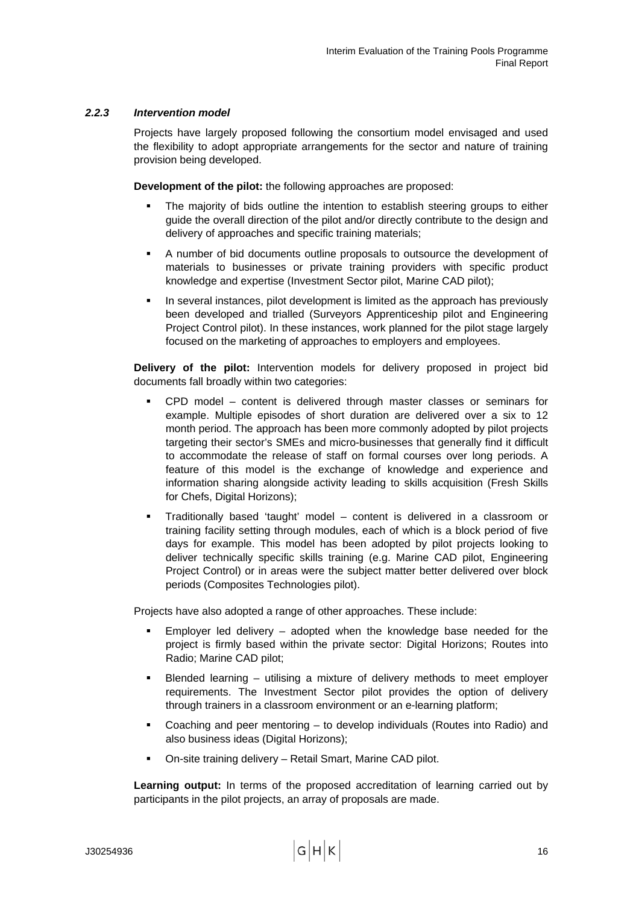### *2.2.3 Intervention model*

Projects have largely proposed following the consortium model envisaged and used the flexibility to adopt appropriate arrangements for the sector and nature of training provision being developed.

**Development of the pilot:** the following approaches are proposed:

- The majority of bids outline the intention to establish steering groups to either guide the overall direction of the pilot and/or directly contribute to the design and delivery of approaches and specific training materials;
- A number of bid documents outline proposals to outsource the development of materials to businesses or private training providers with specific product knowledge and expertise (Investment Sector pilot, Marine CAD pilot);
- In several instances, pilot development is limited as the approach has previously been developed and trialled (Surveyors Apprenticeship pilot and Engineering Project Control pilot). In these instances, work planned for the pilot stage largely focused on the marketing of approaches to employers and employees.

**Delivery of the pilot:** Intervention models for delivery proposed in project bid documents fall broadly within two categories:

- CPD model – content is delivered through master classes or seminars for example. Multiple episodes of short duration are delivered over a six to 12 month period. The approach has been more commonly adopted by pilot projects targeting their sector's SMEs and micro-businesses that generally find it difficult to accommodate the release of staff on formal courses over long periods. A feature of this model is the exchange of knowledge and experience and information sharing alongside activity leading to skills acquisition (Fresh Skills for Chefs, Digital Horizons);
- Traditionally based 'taught' model – content is delivered in a classroom or training facility setting through modules, each of which is a block period of five days for example. This model has been adopted by pilot projects looking to deliver technically specific skills training (e.g. Marine CAD pilot, Engineering Project Control) or in areas were the subject matter better delivered over block periods (Composites Technologies pilot).

Projects have also adopted a range of other approaches. These include:

- Employer led delivery – adopted when the knowledge base needed for the project is firmly based within the private sector: Digital Horizons; Routes into Radio; Marine CAD pilot;
- Blended learning – utilising a mixture of delivery methods to meet employer requirements. The Investment Sector pilot provides the option of delivery through trainers in a classroom environment or an e-learning platform;
- Coaching and peer mentoring – to develop individuals (Routes into Radio) and also business ideas (Digital Horizons);
- On-site training delivery – Retail Smart, Marine CAD pilot.

**Learning output:** In terms of the proposed accreditation of learning carried out by participants in the pilot projects, an array of proposals are made.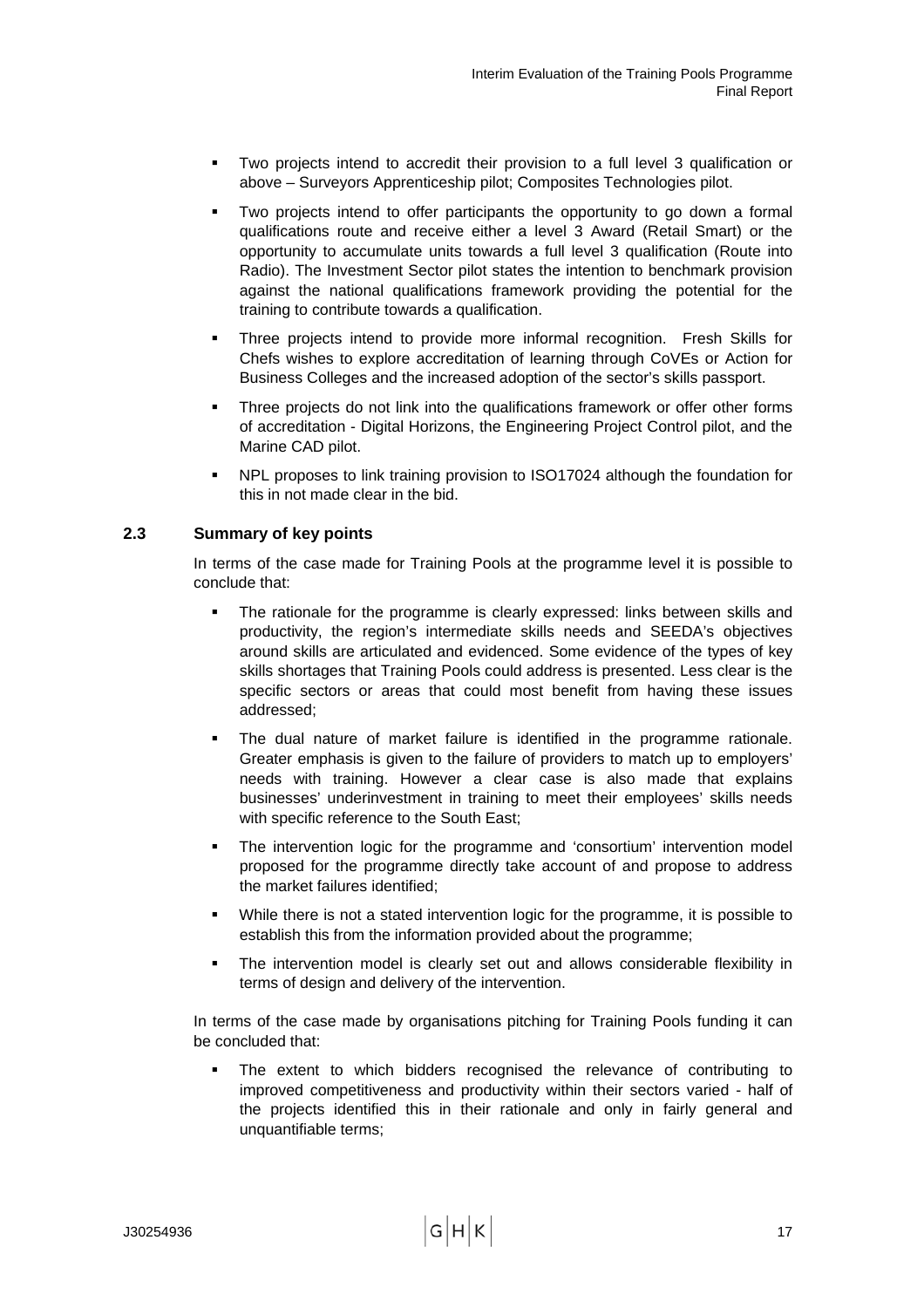- Two projects intend to accredit their provision to a full level 3 qualification or above – Surveyors Apprenticeship pilot; Composites Technologies pilot.
- Two projects intend to offer participants the opportunity to go down a formal qualifications route and receive either a level 3 Award (Retail Smart) or the opportunity to accumulate units towards a full level 3 qualification (Route into Radio). The Investment Sector pilot states the intention to benchmark provision against the national qualifications framework providing the potential for the training to contribute towards a qualification.
- Three projects intend to provide more informal recognition. Fresh Skills for Chefs wishes to explore accreditation of learning through CoVEs or Action for Business Colleges and the increased adoption of the sector's skills passport.
- Three projects do not link into the qualifications framework or offer other forms of accreditation - Digital Horizons, the Engineering Project Control pilot, and the Marine CAD pilot.
- NPL proposes to link training provision to ISO17024 although the foundation for this in not made clear in the bid.

### 2.3 Summary of key points

In terms of the case made for Training Pools at the programme level it is possible to conclude that:

- The rationale for the programme is clearly expressed: links between skills and productivity, the region's intermediate skills needs and SEEDA's objectives around skills are articulated and evidenced. Some evidence of the types of key skills shortages that Training Pools could address is presented. Less clear is the specific sectors or areas that could most benefit from having these issues addressed;
- The dual nature of market failure is identified in the programme rationale. Greater emphasis is given to the failure of providers to match up to employers' needs with training. However a clear case is also made that explains businesses' underinvestment in training to meet their employees' skills needs with specific reference to the South East;
- The intervention logic for the programme and 'consortium' intervention model proposed for the programme directly take account of and propose to address the market failures identified;
- While there is not a stated intervention logic for the programme, it is possible to establish this from the information provided about the programme;
- The intervention model is clearly set out and allows considerable flexibility in terms of design and delivery of the intervention.

In terms of the case made by organisations pitching for Training Pools funding it can be concluded that:

- The extent to which bidders recognised the relevance of contributing to improved competitiveness and productivity within their sectors varied - half of the projects identified this in their rationale and only in fairly general and unquantifiable terms;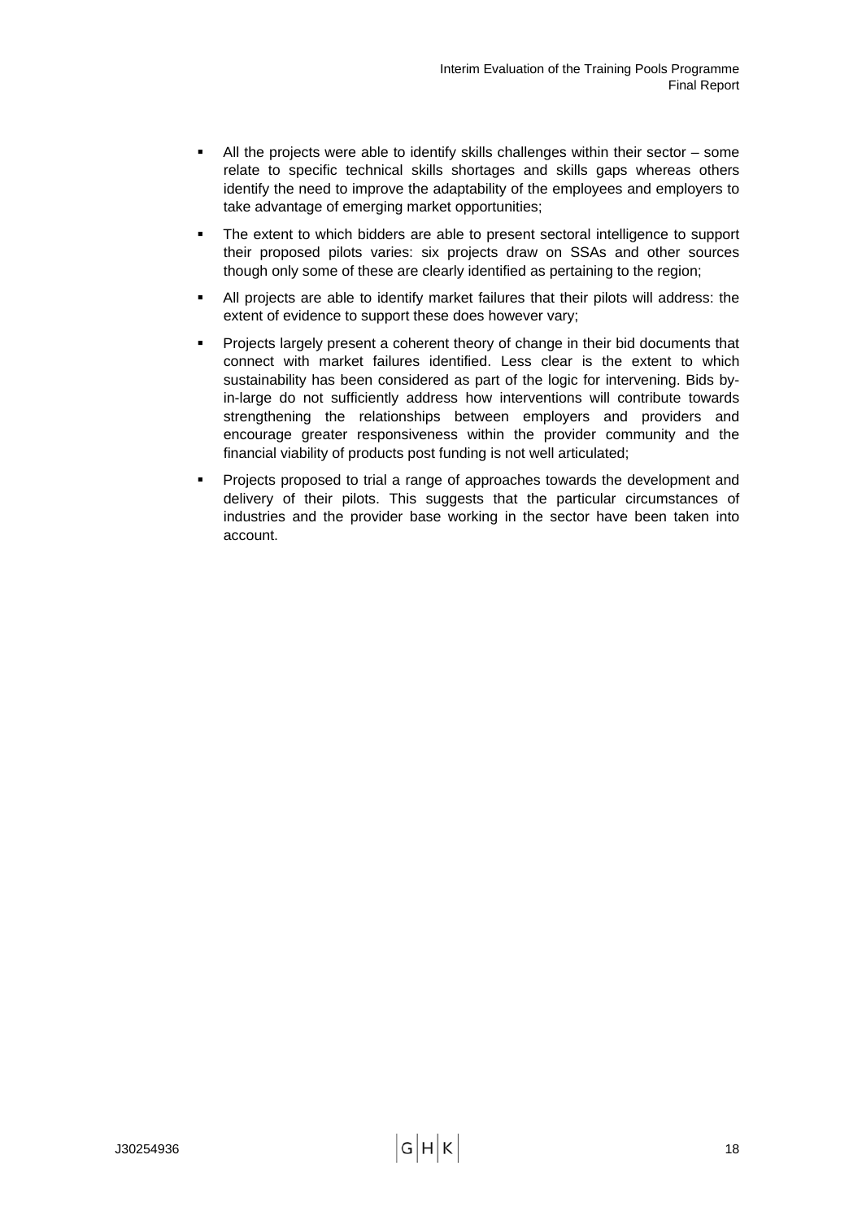- All the projects were able to identify skills challenges within their sector – some relate to specific technical skills shortages and skills gaps whereas others identify the need to improve the adaptability of the employees and employers to take advantage of emerging market opportunities;
- The extent to which bidders are able to present sectoral intelligence to support their proposed pilots varies: six projects draw on SSAs and other sources though only some of these are clearly identified as pertaining to the region;
- All projects are able to identify market failures that their pilots will address: the extent of evidence to support these does however vary;
- Projects largely present a coherent theory of change in their bid documents that connect with market failures identified. Less clear is the extent to which sustainability has been considered as part of the logic for intervening. Bids by-in-large do not sufficiently address how interventions will contribute towards strengthening the relationships between employers and providers and encourage greater responsiveness within the provider community and the financial viability of products post funding is not well articulated;
- Projects proposed to trial a range of approaches towards the development and delivery of their pilots. This suggests that the particular circumstances of industries and the provider base working in the sector have been taken into account.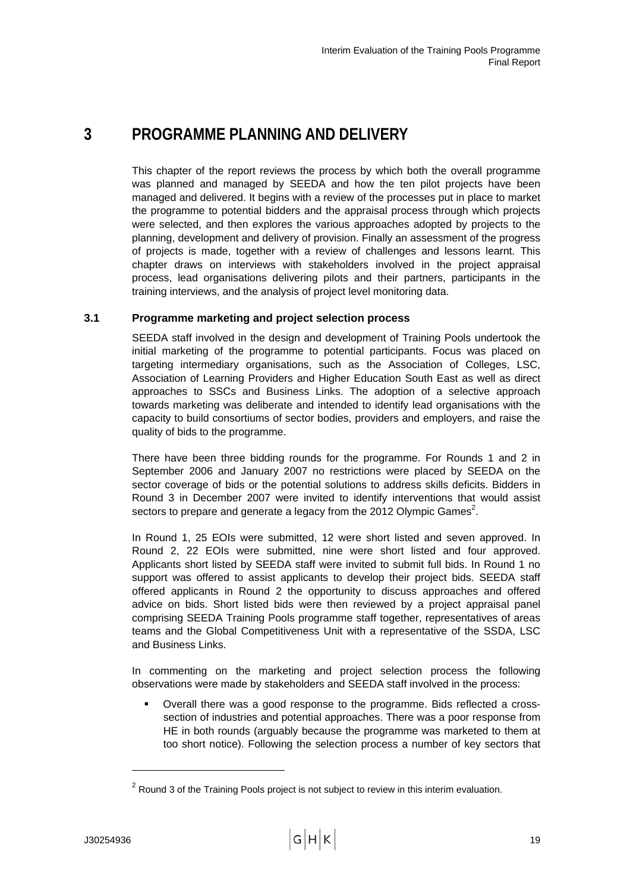# 3 PROGRAMME PLANNING AND DELIVERY

This chapter of the report reviews the process by which both the overall programme was planned and managed by SEEDA and how the ten pilot projects have been managed and delivered. It begins with a review of the processes put in place to market the programme to potential bidders and the appraisal process through which projects were selected, and then explores the various approaches adopted by projects to the planning, development and delivery of provision. Finally an assessment of the progress of projects is made, together with a review of challenges and lessons learnt. This chapter draws on interviews with stakeholders involved in the project appraisal process, lead organisations delivering pilots and their partners, participants in the training interviews, and the analysis of project level monitoring data.

## 3.1 Programme marketing and project selection process

SEEDA staff involved in the design and development of Training Pools undertook the initial marketing of the programme to potential participants. Focus was placed on targeting intermediary organisations, such as the Association of Colleges, LSC, Association of Learning Providers and Higher Education South East as well as direct approaches to SSCs and Business Links. The adoption of a selective approach towards marketing was deliberate and intended to identify lead organisations with the capacity to build consortiums of sector bodies, providers and employers, and raise the quality of bids to the programme.

There have been three bidding rounds for the programme. For Rounds 1 and 2 in September 2006 and January 2007 no restrictions were placed by SEEDA on the sector coverage of bids or the potential solutions to address skills deficits. Bidders in Round 3 in December 2007 were invited to identify interventions that would assist sectors to prepare and generate a legacy from the 2012 Olympic Games[2].

In Round 1, 25 EOIs were submitted, 12 were short listed and seven approved. In Round 2, 22 EOIs were submitted, nine were short listed and four approved. Applicants short listed by SEEDA staff were invited to submit full bids. In Round 1 no support was offered to assist applicants to develop their project bids. SEEDA staff offered applicants in Round 2 the opportunity to discuss approaches and offered advice on bids. Short listed bids were then reviewed by a project appraisal panel comprising SEEDA Training Pools programme staff together, representatives of areas teams and the Global Competitiveness Unit with a representative of the SSDA, LSC and Business Links.

In commenting on the marketing and project selection process the following observations were made by stakeholders and SEEDA staff involved in the process:

- Overall there was a good response to the programme. Bids reflected a cross-section of industries and potential approaches. There was a poor response from HE in both rounds (arguably because the programme was marketed to them at too short notice). Following the selection process a number of key sectors that

[2] Round 3 of the Training Pools project is not subject to review in this interim evaluation.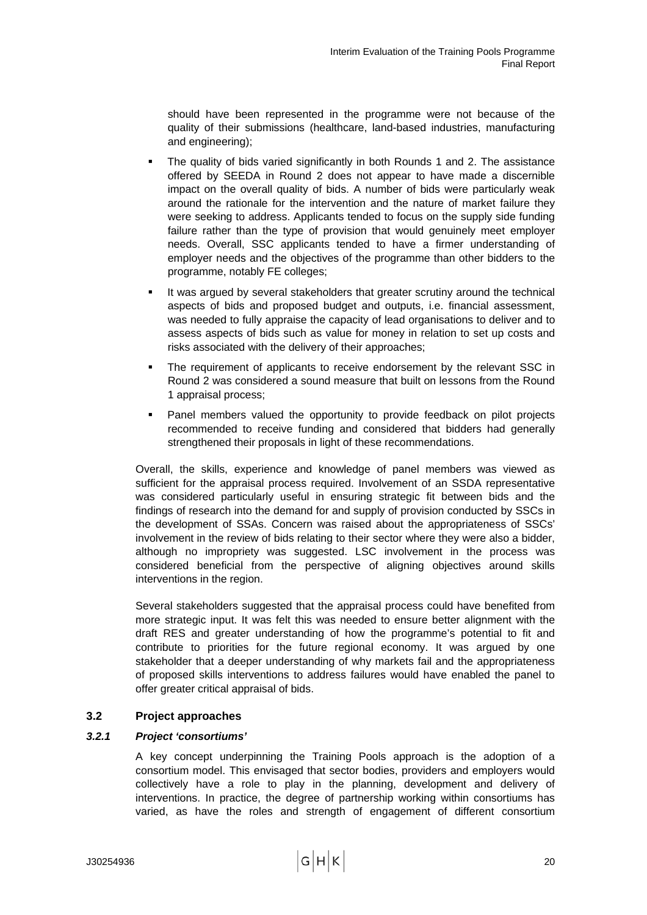should have been represented in the programme were not because of the quality of their submissions (healthcare, land-based industries, manufacturing and engineering);

- The quality of bids varied significantly in both Rounds 1 and 2. The assistance offered by SEEDA in Round 2 does not appear to have made a discernible impact on the overall quality of bids. A number of bids were particularly weak around the rationale for the intervention and the nature of market failure they were seeking to address. Applicants tended to focus on the supply side funding failure rather than the type of provision that would genuinely meet employer needs. Overall, SSC applicants tended to have a firmer understanding of employer needs and the objectives of the programme than other bidders to the programme, notably FE colleges;
- It was argued by several stakeholders that greater scrutiny around the technical aspects of bids and proposed budget and outputs, i.e. financial assessment, was needed to fully appraise the capacity of lead organisations to deliver and to assess aspects of bids such as value for money in relation to set up costs and risks associated with the delivery of their approaches;
- The requirement of applicants to receive endorsement by the relevant SSC in Round 2 was considered a sound measure that built on lessons from the Round 1 appraisal process;
- Panel members valued the opportunity to provide feedback on pilot projects recommended to receive funding and considered that bidders had generally strengthened their proposals in light of these recommendations.

Overall, the skills, experience and knowledge of panel members was viewed as sufficient for the appraisal process required. Involvement of an SSDA representative was considered particularly useful in ensuring strategic fit between bids and the findings of research into the demand for and supply of provision conducted by SSCs in the development of SSAs. Concern was raised about the appropriateness of SSCs' involvement in the review of bids relating to their sector where they were also a bidder, although no impropriety was suggested. LSC involvement in the process was considered beneficial from the perspective of aligning objectives around skills interventions in the region.

Several stakeholders suggested that the appraisal process could have benefited from more strategic input. It was felt this was needed to ensure better alignment with the draft RES and greater understanding of how the programme's potential to fit and contribute to priorities for the future regional economy. It was argued by one stakeholder that a deeper understanding of why markets fail and the appropriateness of proposed skills interventions to address failures would have enabled the panel to offer greater critical appraisal of bids.

## 3.2 Project approaches

### *3.2.1 Project 'consortiums'*

A key concept underpinning the Training Pools approach is the adoption of a consortium model. This envisaged that sector bodies, providers and employers would collectively have a role to play in the planning, development and delivery of interventions. In practice, the degree of partnership working within consortiums has varied, as have the roles and strength of engagement of different consortium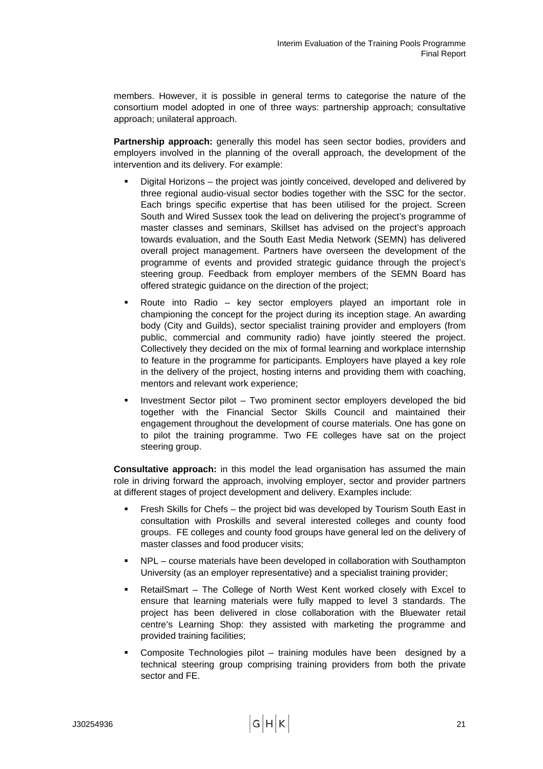members. However, it is possible in general terms to categorise the nature of the consortium model adopted in one of three ways: partnership approach; consultative approach; unilateral approach.

**Partnership approach:** generally this model has seen sector bodies, providers and employers involved in the planning of the overall approach, the development of the intervention and its delivery. For example:

- Digital Horizons – the project was jointly conceived, developed and delivered by three regional audio-visual sector bodies together with the SSC for the sector. Each brings specific expertise that has been utilised for the project. Screen South and Wired Sussex took the lead on delivering the project's programme of master classes and seminars, Skillset has advised on the project's approach towards evaluation, and the South East Media Network (SEMN) has delivered overall project management. Partners have overseen the development of the programme of events and provided strategic guidance through the project's steering group. Feedback from employer members of the SEMN Board has offered strategic guidance on the direction of the project;
- Route into Radio – key sector employers played an important role in championing the concept for the project during its inception stage. An awarding body (City and Guilds), sector specialist training provider and employers (from public, commercial and community radio) have jointly steered the project. Collectively they decided on the mix of formal learning and workplace internship to feature in the programme for participants. Employers have played a key role in the delivery of the project, hosting interns and providing them with coaching, mentors and relevant work experience;
- Investment Sector pilot – Two prominent sector employers developed the bid together with the Financial Sector Skills Council and maintained their engagement throughout the development of course materials. One has gone on to pilot the training programme. Two FE colleges have sat on the project steering group.

**Consultative approach:** in this model the lead organisation has assumed the main role in driving forward the approach, involving employer, sector and provider partners at different stages of project development and delivery. Examples include:

- Fresh Skills for Chefs – the project bid was developed by Tourism South East in consultation with Proskills and several interested colleges and county food groups. FE colleges and county food groups have general led on the delivery of master classes and food producer visits;
- NPL – course materials have been developed in collaboration with Southampton University (as an employer representative) and a specialist training provider;
- RetailSmart – The College of North West Kent worked closely with Excel to ensure that learning materials were fully mapped to level 3 standards. The project has been delivered in close collaboration with the Bluewater retail centre's Learning Shop: they assisted with marketing the programme and provided training facilities;
- Composite Technologies pilot – training modules have been designed by a technical steering group comprising training providers from both the private sector and FE.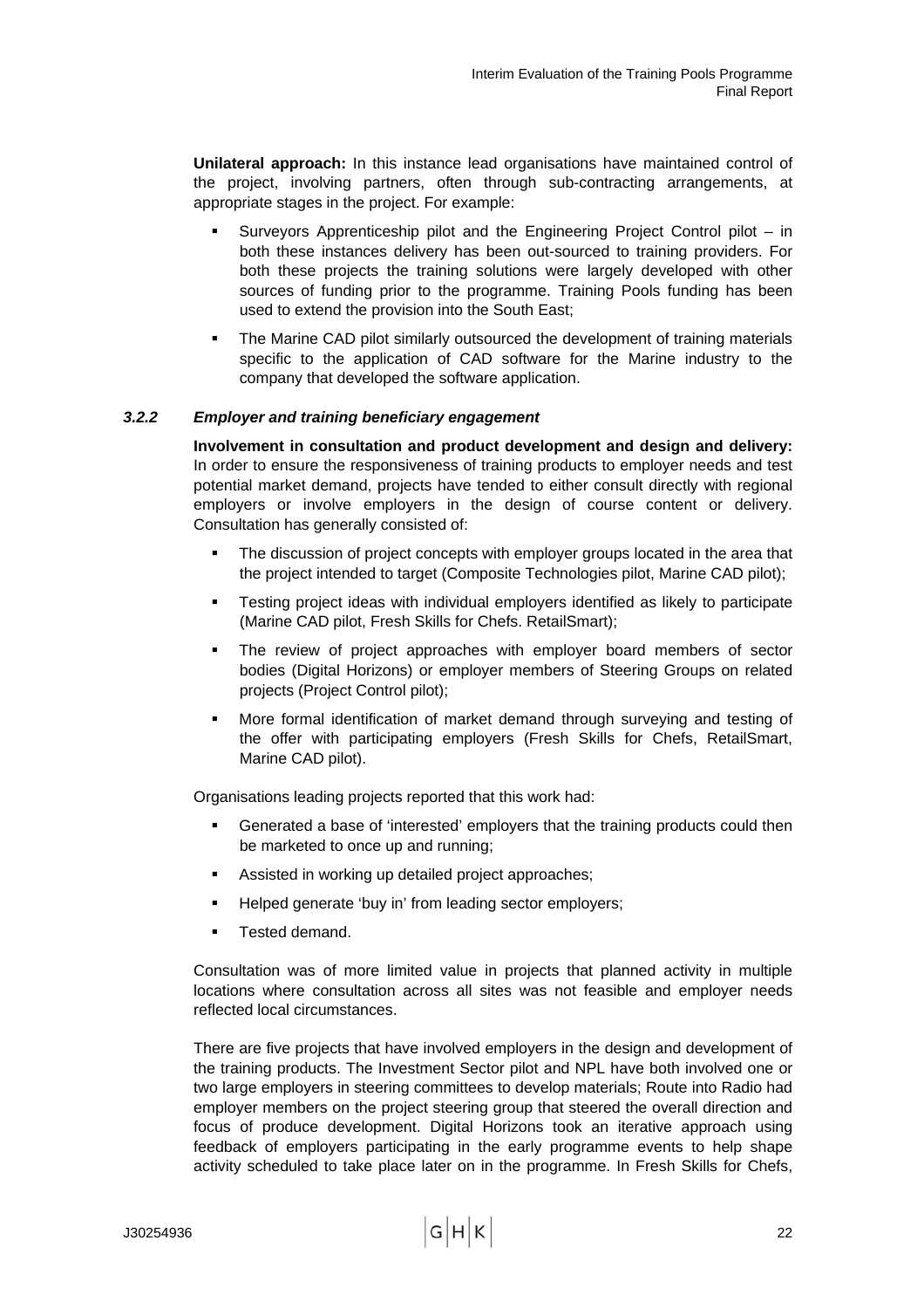**Unilateral approach:** In this instance lead organisations have maintained control of the project, involving partners, often through sub-contracting arrangements, at appropriate stages in the project. For example:

- Surveyors Apprenticeship pilot and the Engineering Project Control pilot – in both these instances delivery has been out-sourced to training providers. For both these projects the training solutions were largely developed with other sources of funding prior to the programme. Training Pools funding has been used to extend the provision into the South East;
- The Marine CAD pilot similarly outsourced the development of training materials specific to the application of CAD software for the Marine industry to the company that developed the software application.

### *3.2.2 Employer and training beneficiary engagement*

**Involvement in consultation and product development and design and delivery:** In order to ensure the responsiveness of training products to employer needs and test potential market demand, projects have tended to either consult directly with regional employers or involve employers in the design of course content or delivery. Consultation has generally consisted of:

- The discussion of project concepts with employer groups located in the area that the project intended to target (Composite Technologies pilot, Marine CAD pilot);
- Testing project ideas with individual employers identified as likely to participate (Marine CAD pilot, Fresh Skills for Chefs. RetailSmart);
- The review of project approaches with employer board members of sector bodies (Digital Horizons) or employer members of Steering Groups on related projects (Project Control pilot);
- More formal identification of market demand through surveying and testing of the offer with participating employers (Fresh Skills for Chefs, RetailSmart, Marine CAD pilot).

Organisations leading projects reported that this work had:

- Generated a base of 'interested' employers that the training products could then be marketed to once up and running;
- Assisted in working up detailed project approaches;
- Helped generate 'buy in' from leading sector employers;
- Tested demand.

Consultation was of more limited value in projects that planned activity in multiple locations where consultation across all sites was not feasible and employer needs reflected local circumstances.

There are five projects that have involved employers in the design and development of the training products. The Investment Sector pilot and NPL have both involved one or two large employers in steering committees to develop materials; Route into Radio had employer members on the project steering group that steered the overall direction and focus of produce development. Digital Horizons took an iterative approach using feedback of employers participating in the early programme events to help shape activity scheduled to take place later on in the programme. In Fresh Skills for Chefs,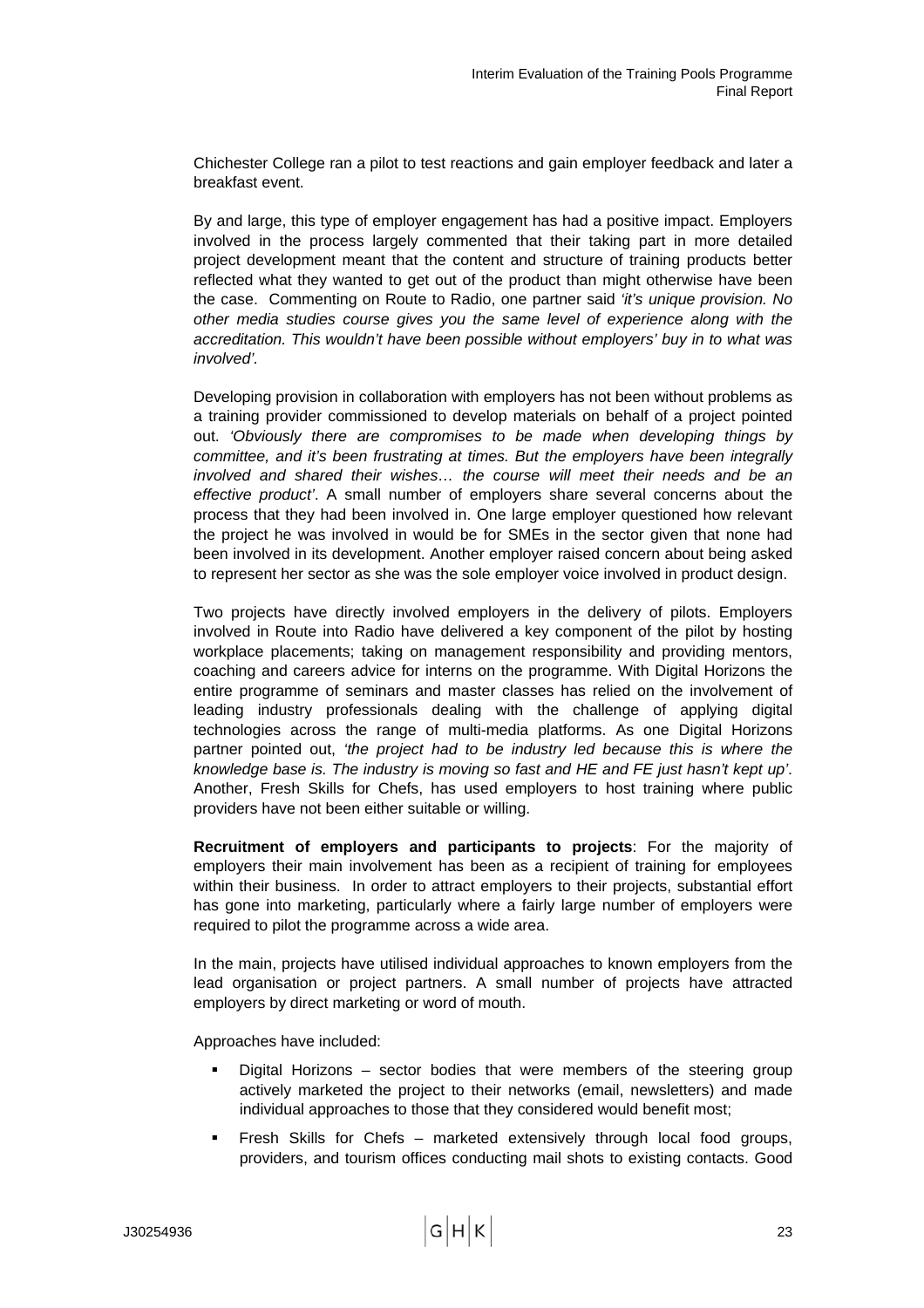Chichester College ran a pilot to test reactions and gain employer feedback and later a breakfast event.

By and large, this type of employer engagement has had a positive impact. Employers involved in the process largely commented that their taking part in more detailed project development meant that the content and structure of training products better reflected what they wanted to get out of the product than might otherwise have been the case. Commenting on Route to Radio, one partner said *'it's unique provision. No other media studies course gives you the same level of experience along with the accreditation. This wouldn't have been possible without employers' buy in to what was involved'.*

Developing provision in collaboration with employers has not been without problems as a training provider commissioned to develop materials on behalf of a project pointed out. *'Obviously there are compromises to be made when developing things by committee, and it's been frustrating at times. But the employers have been integrally involved and shared their wishes… the course will meet their needs and be an effective product'*. A small number of employers share several concerns about the process that they had been involved in. One large employer questioned how relevant the project he was involved in would be for SMEs in the sector given that none had been involved in its development. Another employer raised concern about being asked to represent her sector as she was the sole employer voice involved in product design.

Two projects have directly involved employers in the delivery of pilots. Employers involved in Route into Radio have delivered a key component of the pilot by hosting workplace placements; taking on management responsibility and providing mentors, coaching and careers advice for interns on the programme. With Digital Horizons the entire programme of seminars and master classes has relied on the involvement of leading industry professionals dealing with the challenge of applying digital technologies across the range of multi-media platforms. As one Digital Horizons partner pointed out, *'the project had to be industry led because this is where the knowledge base is. The industry is moving so fast and HE and FE just hasn't kept up'*. Another, Fresh Skills for Chefs, has used employers to host training where public providers have not been either suitable or willing.

**Recruitment of employers and participants to projects**: For the majority of employers their main involvement has been as a recipient of training for employees within their business. In order to attract employers to their projects, substantial effort has gone into marketing, particularly where a fairly large number of employers were required to pilot the programme across a wide area.

In the main, projects have utilised individual approaches to known employers from the lead organisation or project partners. A small number of projects have attracted employers by direct marketing or word of mouth.

Approaches have included:

- Digital Horizons – sector bodies that were members of the steering group actively marketed the project to their networks (email, newsletters) and made individual approaches to those that they considered would benefit most;
- Fresh Skills for Chefs – marketed extensively through local food groups, providers, and tourism offices conducting mail shots to existing contacts. Good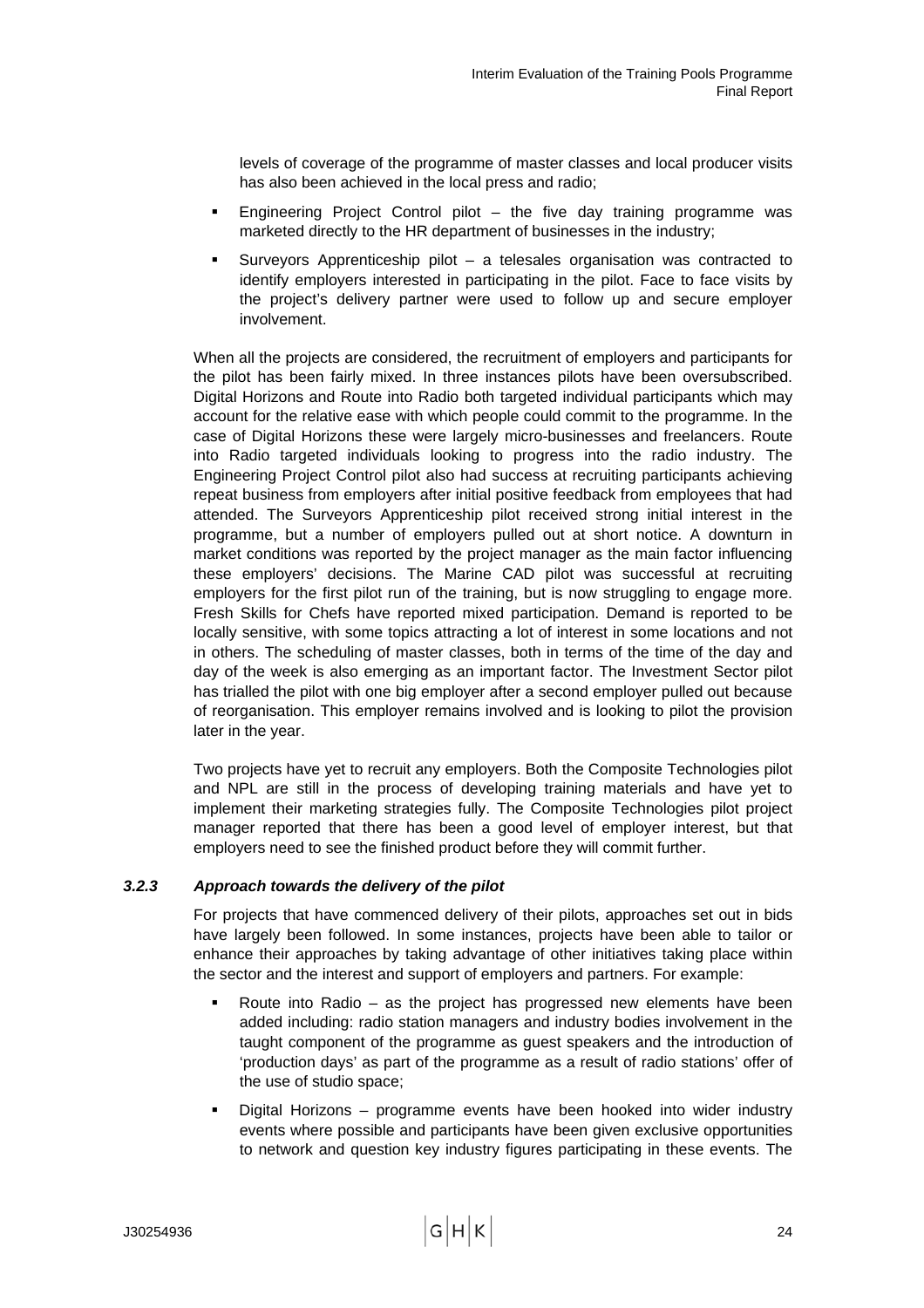levels of coverage of the programme of master classes and local producer visits has also been achieved in the local press and radio;

- Engineering Project Control pilot – the five day training programme was marketed directly to the HR department of businesses in the industry;
- Surveyors Apprenticeship pilot – a telesales organisation was contracted to identify employers interested in participating in the pilot. Face to face visits by the project's delivery partner were used to follow up and secure employer involvement.

When all the projects are considered, the recruitment of employers and participants for the pilot has been fairly mixed. In three instances pilots have been oversubscribed. Digital Horizons and Route into Radio both targeted individual participants which may account for the relative ease with which people could commit to the programme. In the case of Digital Horizons these were largely micro-businesses and freelancers. Route into Radio targeted individuals looking to progress into the radio industry. The Engineering Project Control pilot also had success at recruiting participants achieving repeat business from employers after initial positive feedback from employees that had attended. The Surveyors Apprenticeship pilot received strong initial interest in the programme, but a number of employers pulled out at short notice. A downturn in market conditions was reported by the project manager as the main factor influencing these employers' decisions. The Marine CAD pilot was successful at recruiting employers for the first pilot run of the training, but is now struggling to engage more. Fresh Skills for Chefs have reported mixed participation. Demand is reported to be locally sensitive, with some topics attracting a lot of interest in some locations and not in others. The scheduling of master classes, both in terms of the time of the day and day of the week is also emerging as an important factor. The Investment Sector pilot has trialled the pilot with one big employer after a second employer pulled out because of reorganisation. This employer remains involved and is looking to pilot the provision later in the year.

Two projects have yet to recruit any employers. Both the Composite Technologies pilot and NPL are still in the process of developing training materials and have yet to implement their marketing strategies fully. The Composite Technologies pilot project manager reported that there has been a good level of employer interest, but that employers need to see the finished product before they will commit further.

### *3.2.3 Approach towards the delivery of the pilot*

For projects that have commenced delivery of their pilots, approaches set out in bids have largely been followed. In some instances, projects have been able to tailor or enhance their approaches by taking advantage of other initiatives taking place within the sector and the interest and support of employers and partners. For example:

- Route into Radio – as the project has progressed new elements have been added including: radio station managers and industry bodies involvement in the taught component of the programme as guest speakers and the introduction of 'production days' as part of the programme as a result of radio stations' offer of the use of studio space;
- Digital Horizons – programme events have been hooked into wider industry events where possible and participants have been given exclusive opportunities to network and question key industry figures participating in these events. The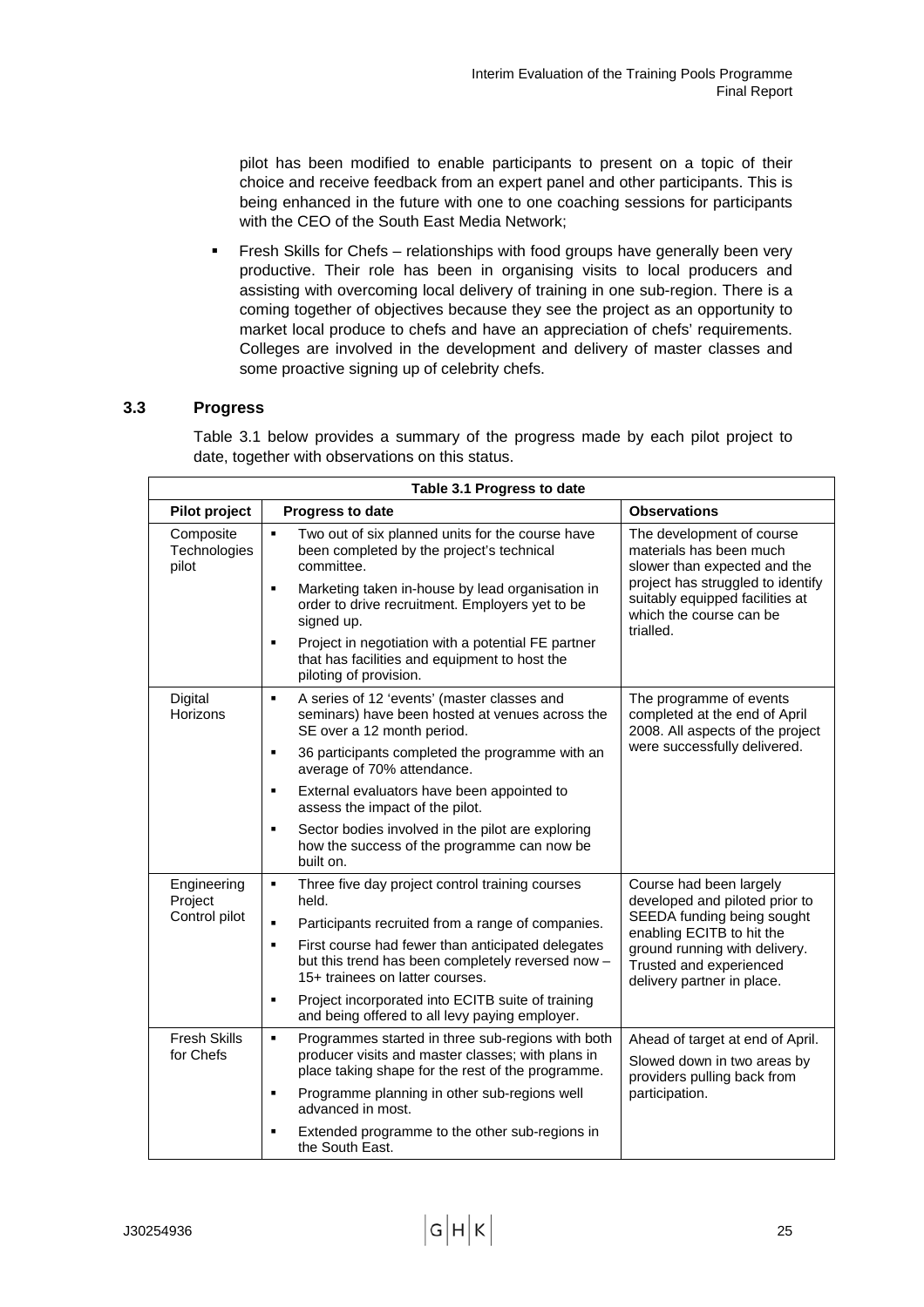pilot has been modified to enable participants to present on a topic of their choice and receive feedback from an expert panel and other participants. This is being enhanced in the future with one to one coaching sessions for participants with the CEO of the South East Media Network;

- Fresh Skills for Chefs – relationships with food groups have generally been very productive. Their role has been in organising visits to local producers and assisting with overcoming local delivery of training in one sub-region. There is a coming together of objectives because they see the project as an opportunity to market local produce to chefs and have an appreciation of chefs' requirements. Colleges are involved in the development and delivery of master classes and some proactive signing up of celebrity chefs.

## 3.3 Progress

Table 3.1 below provides a summary of the progress made by each pilot project to date, together with observations on this status.

**Table 3.1 Progress to date**

| Pilot project | Progress to date | Observations |
|---|---|---|
| Composite Technologies pilot | ▪ Two out of six planned units for the course have been completed by the project's technical committee.<br>▪ Marketing taken in-house by lead organisation in order to drive recruitment. Employers yet to be signed up.<br>▪ Project in negotiation with a potential FE partner that has facilities and equipment to host the piloting of provision. | The development of course materials has been much slower than expected and the project has struggled to identify suitably equipped facilities at which the course can be trialled. |
| Digital Horizons | ▪ A series of 12 'events' (master classes and seminars) have been hosted at venues across the SE over a 12 month period.<br>▪ 36 participants completed the programme with an average of 70% attendance.<br>▪ External evaluators have been appointed to assess the impact of the pilot.<br>▪ Sector bodies involved in the pilot are exploring how the success of the programme can now be built on. | The programme of events completed at the end of April 2008. All aspects of the project were successfully delivered. |
| Engineering Project Control pilot | ▪ Three five day project control training courses held.<br>▪ Participants recruited from a range of companies.<br>▪ First course had fewer than anticipated delegates but this trend has been completely reversed now – 15+ trainees on latter courses.<br>▪ Project incorporated into ECITB suite of training and being offered to all levy paying employer. | Course had been largely developed and piloted prior to SEEDA funding being sought enabling ECITB to hit the ground running with delivery. Trusted and experienced delivery partner in place. |
| Fresh Skills for Chefs | ▪ Programmes started in three sub-regions with both producer visits and master classes; with plans in place taking shape for the rest of the programme.<br>▪ Programme planning in other sub-regions well advanced in most.<br>▪ Extended programme to the other sub-regions in the South East. | Ahead of target at end of April.<br>Slowed down in two areas by providers pulling back from participation. |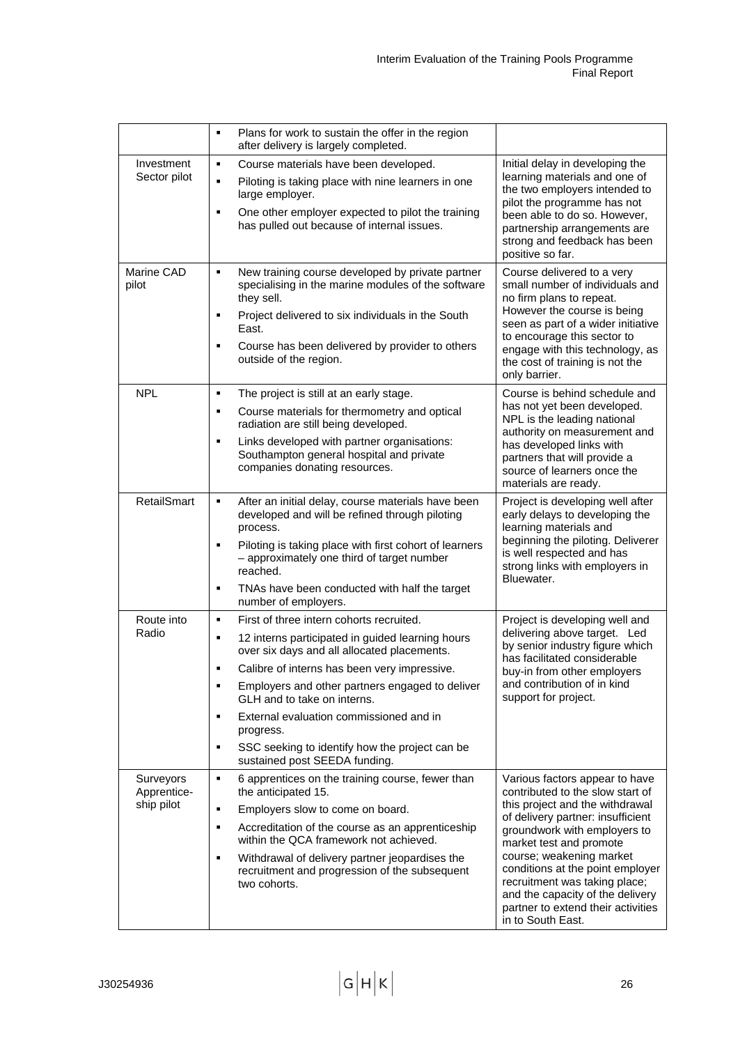| | | |
|---|---|---|
| | ▪ Plans for work to sustain the offer in the region after delivery is largely completed. | |
| Investment Sector pilot | ▪ Course materials have been developed.<br>▪ Piloting is taking place with nine learners in one large employer.<br>▪ One other employer expected to pilot the training has pulled out because of internal issues. | Initial delay in developing the learning materials and one of the two employers intended to pilot the programme has not been able to do so. However, partnership arrangements are strong and feedback has been positive so far. |
| Marine CAD pilot | ▪ New training course developed by private partner specialising in the marine modules of the software they sell.<br>▪ Project delivered to six individuals in the South East.<br>▪ Course has been delivered by provider to others outside of the region. | Course delivered to a very small number of individuals and no firm plans to repeat. However the course is being seen as part of a wider initiative to encourage this sector to engage with this technology, as the cost of training is not the only barrier. |
| NPL | ▪ The project is still at an early stage.<br>▪ Course materials for thermometry and optical radiation are still being developed.<br>▪ Links developed with partner organisations: Southampton general hospital and private companies donating resources. | Course is behind schedule and has not yet been developed. NPL is the leading national authority on measurement and has developed links with partners that will provide a source of learners once the materials are ready. |
| RetailSmart | ▪ After an initial delay, course materials have been developed and will be refined through piloting process.<br>▪ Piloting is taking place with first cohort of learners – approximately one third of target number reached.<br>▪ TNAs have been conducted with half the target number of employers. | Project is developing well after early delays to developing the learning materials and beginning the piloting. Deliverer is well respected and has strong links with employers in Bluewater. |
| Route into Radio | ▪ First of three intern cohorts recruited.<br>▪ 12 interns participated in guided learning hours over six days and all allocated placements.<br>▪ Calibre of interns has been very impressive.<br>▪ Employers and other partners engaged to deliver GLH and to take on interns.<br>▪ External evaluation commissioned and in progress.<br>▪ SSC seeking to identify how the project can be sustained post SEEDA funding. | Project is developing well and delivering above target. Led by senior industry figure which has facilitated considerable buy-in from other employers and contribution of in kind support for project. |
| Surveyors Apprenticeship pilot | ▪ 6 apprentices on the training course, fewer than the anticipated 15.<br>▪ Employers slow to come on board.<br>▪ Accreditation of the course as an apprenticeship within the QCA framework not achieved.<br>▪ Withdrawal of delivery partner jeopardises the recruitment and progression of the subsequent two cohorts. | Various factors appear to have contributed to the slow start of this project and the withdrawal of delivery partner: insufficient groundwork with employers to market test and promote course; weakening market conditions at the point employer recruitment was taking place; and the capacity of the delivery partner to extend their activities in to South East. |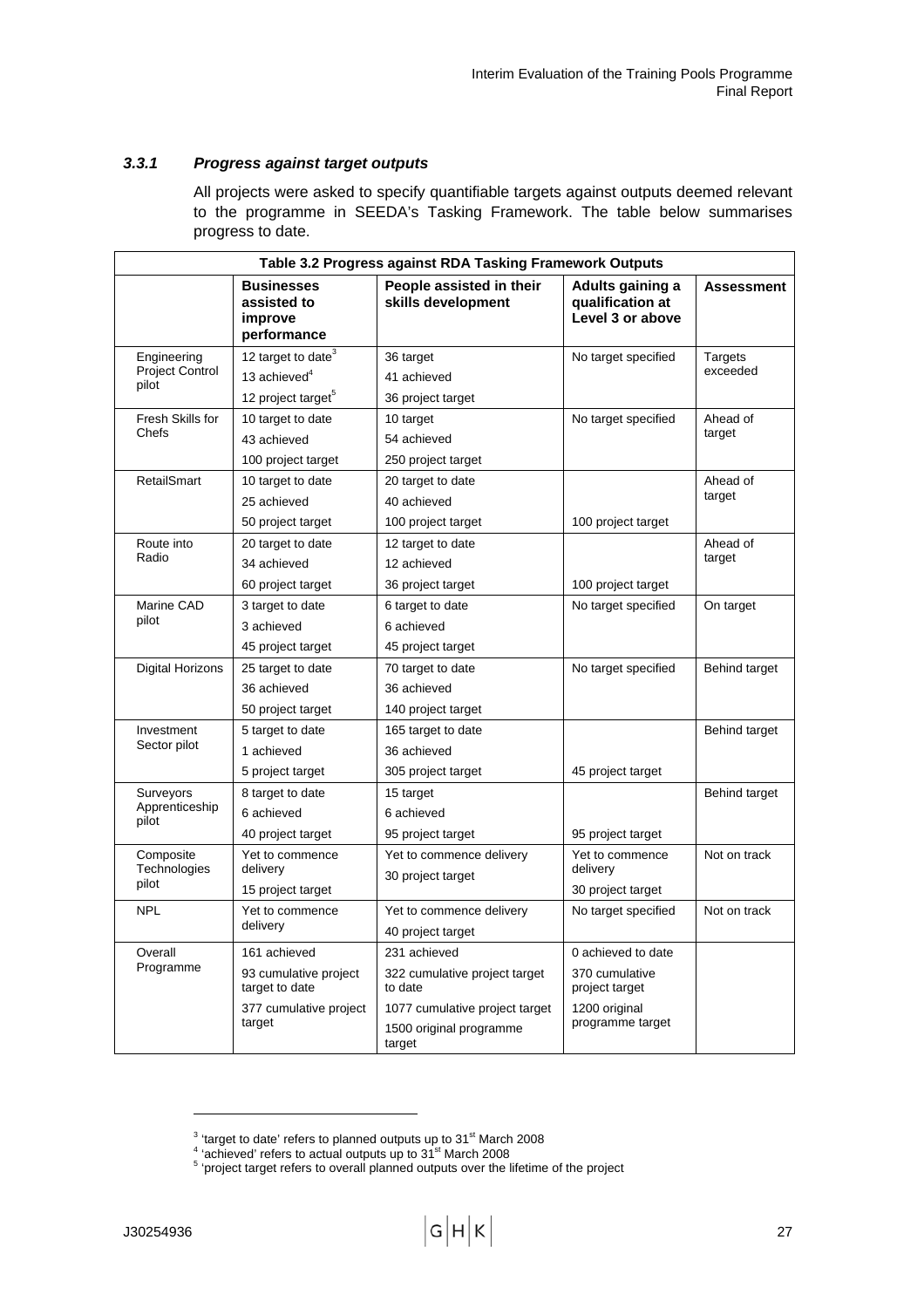### *3.3.1 Progress against target outputs*

All projects were asked to specify quantifiable targets against outputs deemed relevant to the programme in SEEDA's Tasking Framework. The table below summarises progress to date.

**Table 3.2 Progress against RDA Tasking Framework Outputs**

| | Businesses assisted to improve performance | People assisted in their skills development | Adults gaining a qualification at Level 3 or above | Assessment |
|---|---|---|---|---|
| Engineering Project Control pilot | 12 target to date[3]<br>13 achieved[4]<br>12 project target[5] | 36 target<br>41 achieved<br>36 project target | No target specified | Targets exceeded |
| Fresh Skills for Chefs | 10 target to date<br>43 achieved<br>100 project target | 10 target<br>54 achieved<br>250 project target | No target specified | Ahead of target |
| RetailSmart | 10 target to date<br>25 achieved<br>50 project target | 20 target to date<br>40 achieved<br>100 project target | 100 project target | Ahead of target |
| Route into Radio | 20 target to date<br>34 achieved<br>60 project target | 12 target to date<br>12 achieved<br>36 project target | 100 project target | Ahead of target |
| Marine CAD pilot | 3 target to date<br>3 achieved<br>45 project target | 6 target to date<br>6 achieved<br>45 project target | No target specified | On target |
| Digital Horizons | 25 target to date<br>36 achieved<br>50 project target | 70 target to date<br>36 achieved<br>140 project target | No target specified | Behind target |
| Investment Sector pilot | 5 target to date<br>1 achieved<br>5 project target | 165 target to date<br>36 achieved<br>305 project target | 45 project target | Behind target |
| Surveyors Apprenticeship pilot | 8 target to date<br>6 achieved<br>40 project target | 15 target<br>6 achieved<br>95 project target | 95 project target | Behind target |
| Composite Technologies pilot | Yet to commence delivery<br>15 project target | Yet to commence delivery<br>30 project target | Yet to commence delivery<br>30 project target | Not on track |
| NPL | Yet to commence delivery | Yet to commence delivery<br>40 project target | No target specified | Not on track |
| Overall Programme | 161 achieved<br>93 cumulative project target to date<br>377 cumulative project target | 231 achieved<br>322 cumulative project target to date<br>1077 cumulative project target<br>1500 original programme target | 0 achieved to date<br>370 cumulative project target<br>1200 original programme target | |

[3] 'target to date' refers to planned outputs up to 31st March 2008
[4] 'achieved' refers to actual outputs up to 31st March 2008
[5] 'project target refers to overall planned outputs over the lifetime of the project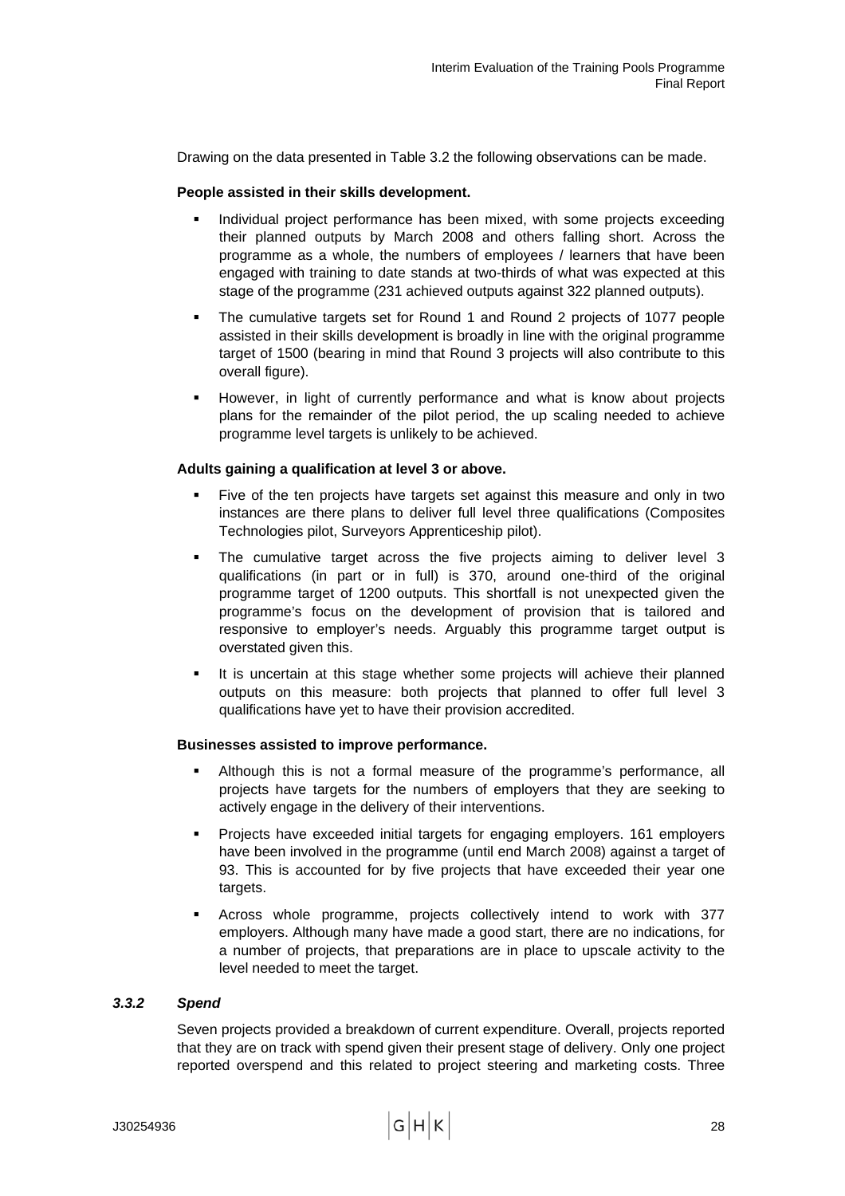Drawing on the data presented in Table 3.2 the following observations can be made.

**People assisted in their skills development.**

- Individual project performance has been mixed, with some projects exceeding their planned outputs by March 2008 and others falling short. Across the programme as a whole, the numbers of employees / learners that have been engaged with training to date stands at two-thirds of what was expected at this stage of the programme (231 achieved outputs against 322 planned outputs).
- The cumulative targets set for Round 1 and Round 2 projects of 1077 people assisted in their skills development is broadly in line with the original programme target of 1500 (bearing in mind that Round 3 projects will also contribute to this overall figure).
- However, in light of currently performance and what is know about projects plans for the remainder of the pilot period, the up scaling needed to achieve programme level targets is unlikely to be achieved.

**Adults gaining a qualification at level 3 or above.**

- Five of the ten projects have targets set against this measure and only in two instances are there plans to deliver full level three qualifications (Composites Technologies pilot, Surveyors Apprenticeship pilot).
- The cumulative target across the five projects aiming to deliver level 3 qualifications (in part or in full) is 370, around one-third of the original programme target of 1200 outputs. This shortfall is not unexpected given the programme's focus on the development of provision that is tailored and responsive to employer's needs. Arguably this programme target output is overstated given this.
- It is uncertain at this stage whether some projects will achieve their planned outputs on this measure: both projects that planned to offer full level 3 qualifications have yet to have their provision accredited.

**Businesses assisted to improve performance.**

- Although this is not a formal measure of the programme's performance, all projects have targets for the numbers of employers that they are seeking to actively engage in the delivery of their interventions.
- Projects have exceeded initial targets for engaging employers. 161 employers have been involved in the programme (until end March 2008) against a target of 93. This is accounted for by five projects that have exceeded their year one targets.
- Across whole programme, projects collectively intend to work with 377 employers. Although many have made a good start, there are no indications, for a number of projects, that preparations are in place to upscale activity to the level needed to meet the target.

### *3.3.2 Spend*

Seven projects provided a breakdown of current expenditure. Overall, projects reported that they are on track with spend given their present stage of delivery. Only one project reported overspend and this related to project steering and marketing costs. Three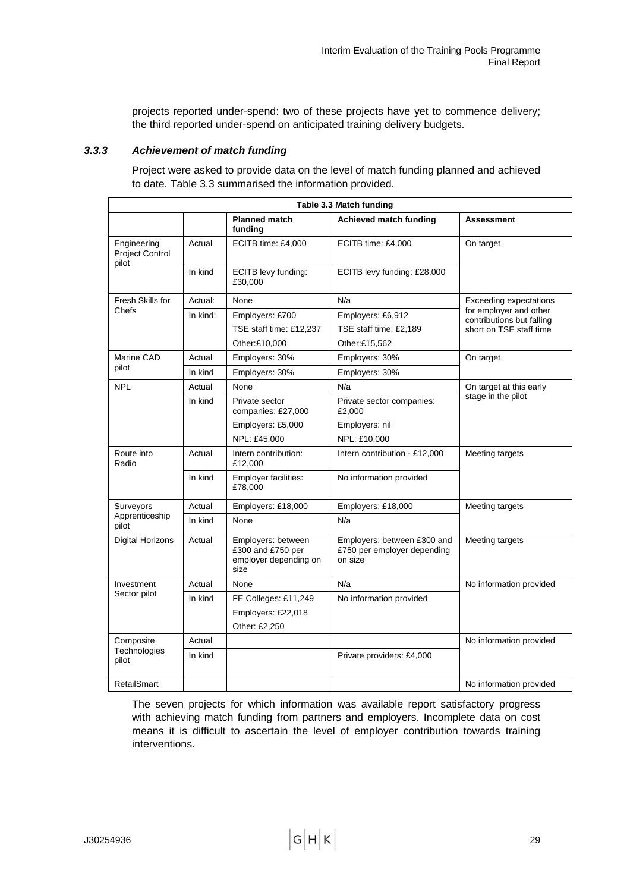projects reported under-spend: two of these projects have yet to commence delivery; the third reported under-spend on anticipated training delivery budgets.

### *3.3.3 Achievement of match funding*

Project were asked to provide data on the level of match funding planned and achieved to date. Table 3.3 summarised the information provided.

**Table 3.3 Match funding**

| | | Planned match funding | Achieved match funding | Assessment |
|---|---|---|---|---|
| Engineering Project Control pilot | Actual | ECITB time: £4,000 | ECITB time: £4,000 | On target |
| | In kind | ECITB levy funding: £30,000 | ECITB levy funding: £28,000 | |
| Fresh Skills for Chefs | Actual: | None | N/a | Exceeding expectations for employer and other contributions but falling short on TSE staff time |
| | In kind: | Employers: £700<br>TSE staff time: £12,237<br>Other:£10,000 | Employers: £6,912<br>TSE staff time: £2,189<br>Other:£15,562 | |
| Marine CAD pilot | Actual | Employers: 30% | Employers: 30% | On target |
| | In kind | Employers: 30% | Employers: 30% | |
| NPL | Actual | None | N/a | On target at this early stage in the pilot |
| | In kind | Private sector companies: £27,000<br>Employers: £5,000<br>NPL: £45,000 | Private sector companies: £2,000<br>Employers: nil<br>NPL: £10,000 | |
| Route into Radio | Actual | Intern contribution: £12,000 | Intern contribution - £12,000 | Meeting targets |
| | In kind | Employer facilities: £78,000 | No information provided | |
| Surveyors Apprenticeship pilot | Actual | Employers: £18,000 | Employers: £18,000 | Meeting targets |
| | In kind | None | N/a | |
| Digital Horizons | Actual | Employers: between £300 and £750 per employer depending on size | Employers: between £300 and £750 per employer depending on size | Meeting targets |
| Investment Sector pilot | Actual | None | N/a | No information provided |
| | In kind | FE Colleges: £11,249<br>Employers: £22,018<br>Other: £2,250 | No information provided | |
| Composite Technologies pilot | Actual | | | No information provided |
| | In kind | | Private providers: £4,000 | |
| RetailSmart | | | | No information provided |

The seven projects for which information was available report satisfactory progress with achieving match funding from partners and employers. Incomplete data on cost means it is difficult to ascertain the level of employer contribution towards training interventions.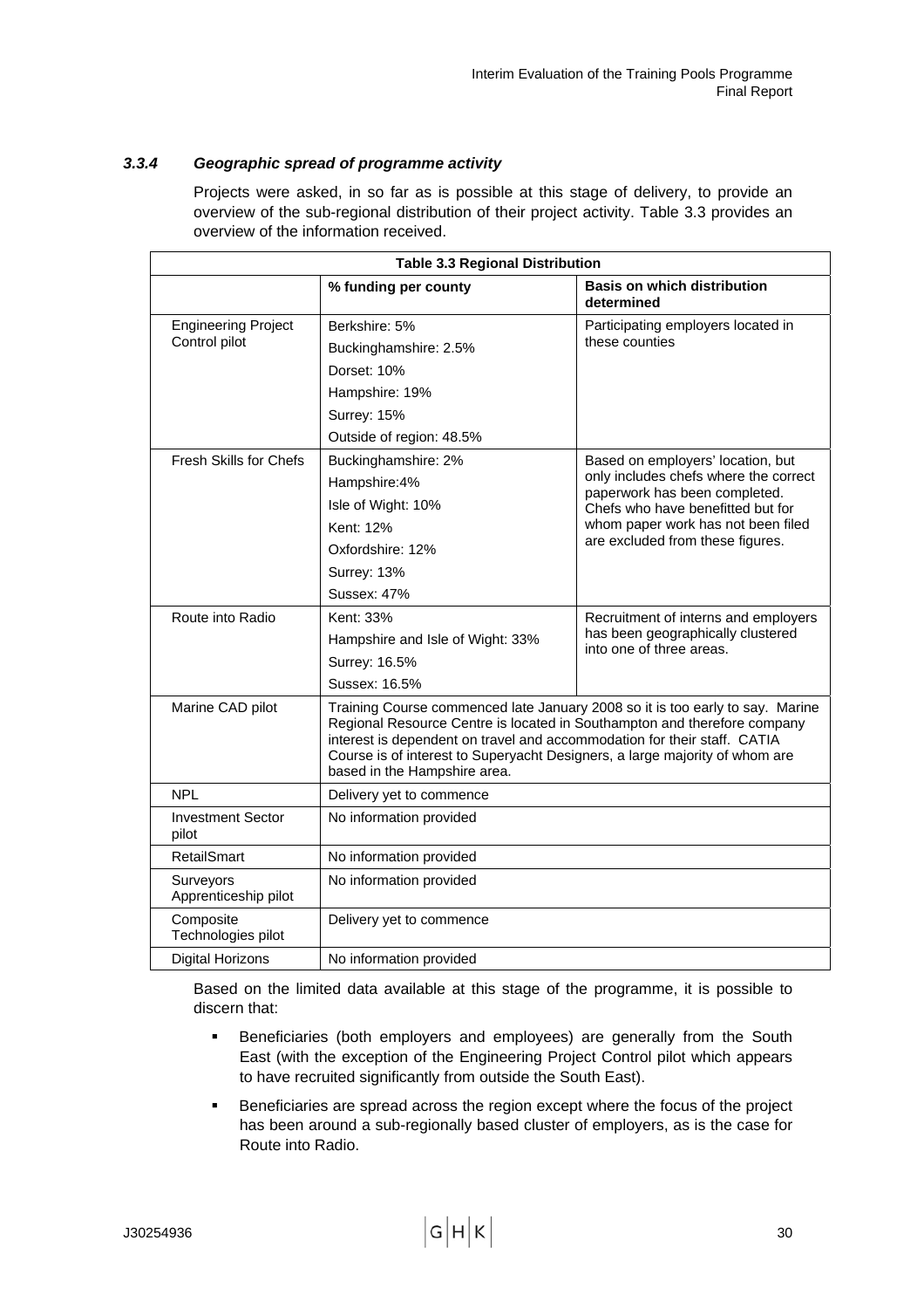### 3.3.4 *Geographic spread of programme activity*

Projects were asked, in so far as is possible at this stage of delivery, to provide an overview of the sub-regional distribution of their project activity. Table 3.3 provides an overview of the information received.

**Table 3.3 Regional Distribution**

| | % funding per county | Basis on which distribution determined |
|---|---|---|
| Engineering Project Control pilot | Berkshire: 5%<br>Buckinghamshire: 2.5%<br>Dorset: 10%<br>Hampshire: 19%<br>Surrey: 15%<br>Outside of region: 48.5% | Participating employers located in these counties |
| Fresh Skills for Chefs | Buckinghamshire: 2%<br>Hampshire:4%<br>Isle of Wight: 10%<br>Kent: 12%<br>Oxfordshire: 12%<br>Surrey: 13%<br>Sussex: 47% | Based on employers' location, but only includes chefs where the correct paperwork has been completed. Chefs who have benefitted but for whom paper work has not been filed are excluded from these figures. |
| Route into Radio | Kent: 33%<br>Hampshire and Isle of Wight: 33%<br>Surrey: 16.5%<br>Sussex: 16.5% | Recruitment of interns and employers has been geographically clustered into one of three areas. |
| Marine CAD pilot | Training Course commenced late January 2008 so it is too early to say. Marine Regional Resource Centre is located in Southampton and therefore company interest is dependent on travel and accommodation for their staff. CATIA Course is of interest to Superyacht Designers, a large majority of whom are based in the Hampshire area. | |
| NPL | Delivery yet to commence | |
| Investment Sector pilot | No information provided | |
| RetailSmart | No information provided | |
| Surveyors Apprenticeship pilot | No information provided | |
| Composite Technologies pilot | Delivery yet to commence | |
| Digital Horizons | No information provided | |

Based on the limited data available at this stage of the programme, it is possible to discern that:

- Beneficiaries (both employers and employees) are generally from the South East (with the exception of the Engineering Project Control pilot which appears to have recruited significantly from outside the South East).
- Beneficiaries are spread across the region except where the focus of the project has been around a sub-regionally based cluster of employers, as is the case for Route into Radio.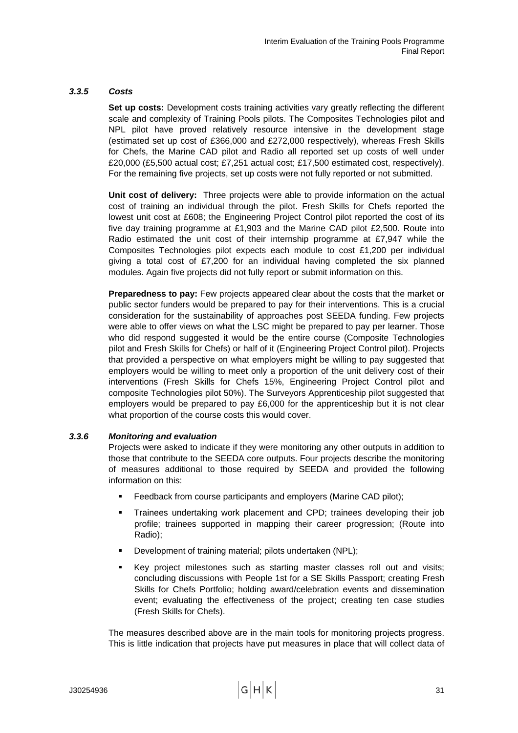### *3.3.5 Costs*

**Set up costs:** Development costs training activities vary greatly reflecting the different scale and complexity of Training Pools pilots. The Composites Technologies pilot and NPL pilot have proved relatively resource intensive in the development stage (estimated set up cost of £366,000 and £272,000 respectively), whereas Fresh Skills for Chefs, the Marine CAD pilot and Radio all reported set up costs of well under £20,000 (£5,500 actual cost; £7,251 actual cost; £17,500 estimated cost, respectively). For the remaining five projects, set up costs were not fully reported or not submitted.

**Unit cost of delivery:** Three projects were able to provide information on the actual cost of training an individual through the pilot. Fresh Skills for Chefs reported the lowest unit cost at £608; the Engineering Project Control pilot reported the cost of its five day training programme at £1,903 and the Marine CAD pilot £2,500. Route into Radio estimated the unit cost of their internship programme at £7,947 while the Composites Technologies pilot expects each module to cost £1,200 per individual giving a total cost of £7,200 for an individual having completed the six planned modules. Again five projects did not fully report or submit information on this.

**Preparedness to pay:** Few projects appeared clear about the costs that the market or public sector funders would be prepared to pay for their interventions. This is a crucial consideration for the sustainability of approaches post SEEDA funding. Few projects were able to offer views on what the LSC might be prepared to pay per learner. Those who did respond suggested it would be the entire course (Composite Technologies pilot and Fresh Skills for Chefs) or half of it (Engineering Project Control pilot). Projects that provided a perspective on what employers might be willing to pay suggested that employers would be willing to meet only a proportion of the unit delivery cost of their interventions (Fresh Skills for Chefs 15%, Engineering Project Control pilot and composite Technologies pilot 50%). The Surveyors Apprenticeship pilot suggested that employers would be prepared to pay £6,000 for the apprenticeship but it is not clear what proportion of the course costs this would cover.

### *3.3.6 Monitoring and evaluation*

Projects were asked to indicate if they were monitoring any other outputs in addition to those that contribute to the SEEDA core outputs. Four projects describe the monitoring of measures additional to those required by SEEDA and provided the following information on this:

- Feedback from course participants and employers (Marine CAD pilot);
- Trainees undertaking work placement and CPD; trainees developing their job profile; trainees supported in mapping their career progression; (Route into Radio);
- Development of training material; pilots undertaken (NPL);
- Key project milestones such as starting master classes roll out and visits; concluding discussions with People 1st for a SE Skills Passport; creating Fresh Skills for Chefs Portfolio; holding award/celebration events and dissemination event; evaluating the effectiveness of the project; creating ten case studies (Fresh Skills for Chefs).

The measures described above are in the main tools for monitoring projects progress. This is little indication that projects have put measures in place that will collect data of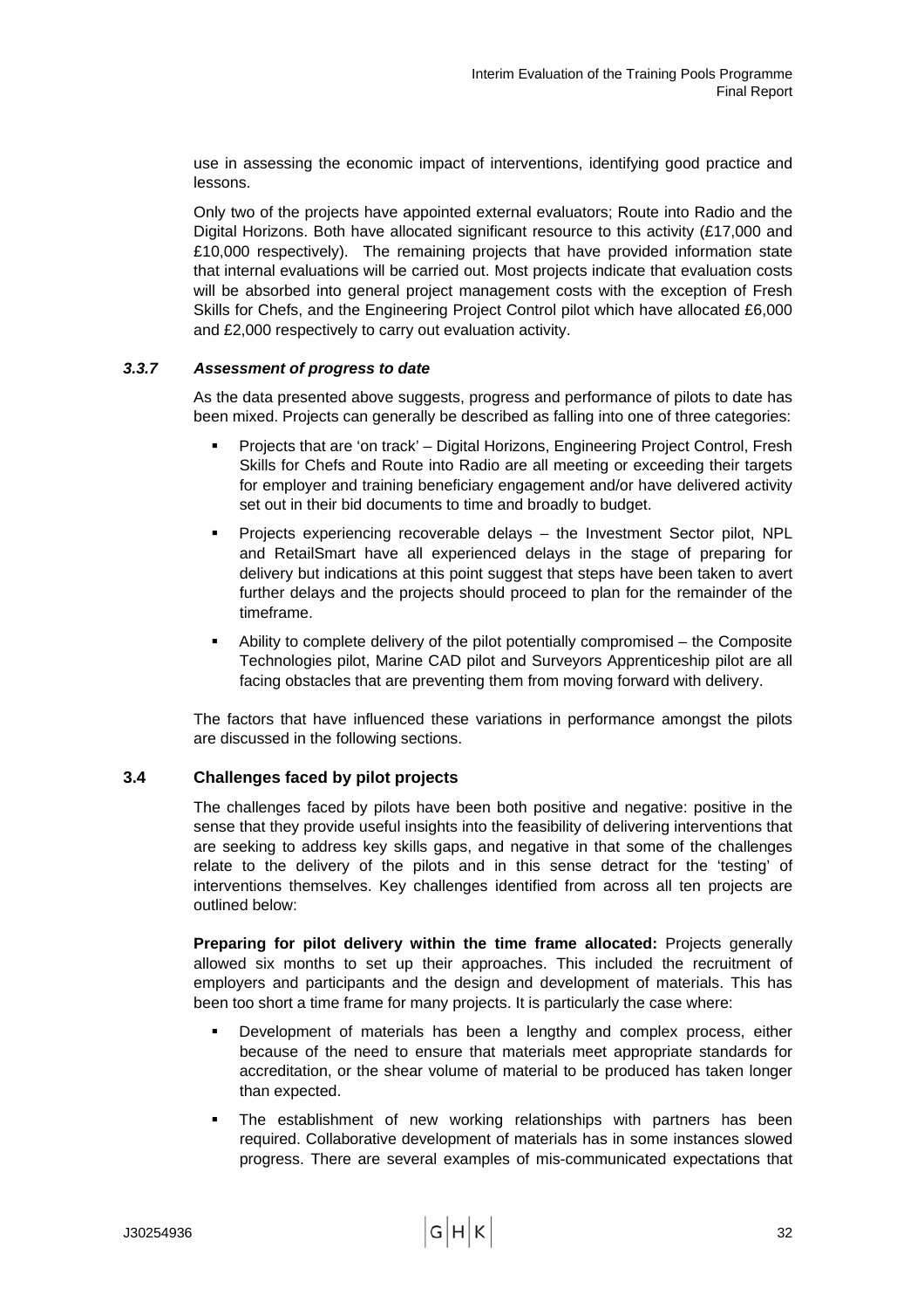use in assessing the economic impact of interventions, identifying good practice and lessons.

Only two of the projects have appointed external evaluators; Route into Radio and the Digital Horizons. Both have allocated significant resource to this activity (£17,000 and £10,000 respectively). The remaining projects that have provided information state that internal evaluations will be carried out. Most projects indicate that evaluation costs will be absorbed into general project management costs with the exception of Fresh Skills for Chefs, and the Engineering Project Control pilot which have allocated £6,000 and £2,000 respectively to carry out evaluation activity.

#### *3.3.7 Assessment of progress to date*

As the data presented above suggests, progress and performance of pilots to date has been mixed. Projects can generally be described as falling into one of three categories:

- Projects that are 'on track' – Digital Horizons, Engineering Project Control, Fresh Skills for Chefs and Route into Radio are all meeting or exceeding their targets for employer and training beneficiary engagement and/or have delivered activity set out in their bid documents to time and broadly to budget.
- Projects experiencing recoverable delays – the Investment Sector pilot, NPL and RetailSmart have all experienced delays in the stage of preparing for delivery but indications at this point suggest that steps have been taken to avert further delays and the projects should proceed to plan for the remainder of the timeframe.
- Ability to complete delivery of the pilot potentially compromised – the Composite Technologies pilot, Marine CAD pilot and Surveyors Apprenticeship pilot are all facing obstacles that are preventing them from moving forward with delivery.

The factors that have influenced these variations in performance amongst the pilots are discussed in the following sections.

### 3.4 Challenges faced by pilot projects

The challenges faced by pilots have been both positive and negative: positive in the sense that they provide useful insights into the feasibility of delivering interventions that are seeking to address key skills gaps, and negative in that some of the challenges relate to the delivery of the pilots and in this sense detract for the 'testing' of interventions themselves. Key challenges identified from across all ten projects are outlined below:

**Preparing for pilot delivery within the time frame allocated:** Projects generally allowed six months to set up their approaches. This included the recruitment of employers and participants and the design and development of materials. This has been too short a time frame for many projects. It is particularly the case where:

- Development of materials has been a lengthy and complex process, either because of the need to ensure that materials meet appropriate standards for accreditation, or the shear volume of material to be produced has taken longer than expected.
- The establishment of new working relationships with partners has been required. Collaborative development of materials has in some instances slowed progress. There are several examples of mis-communicated expectations that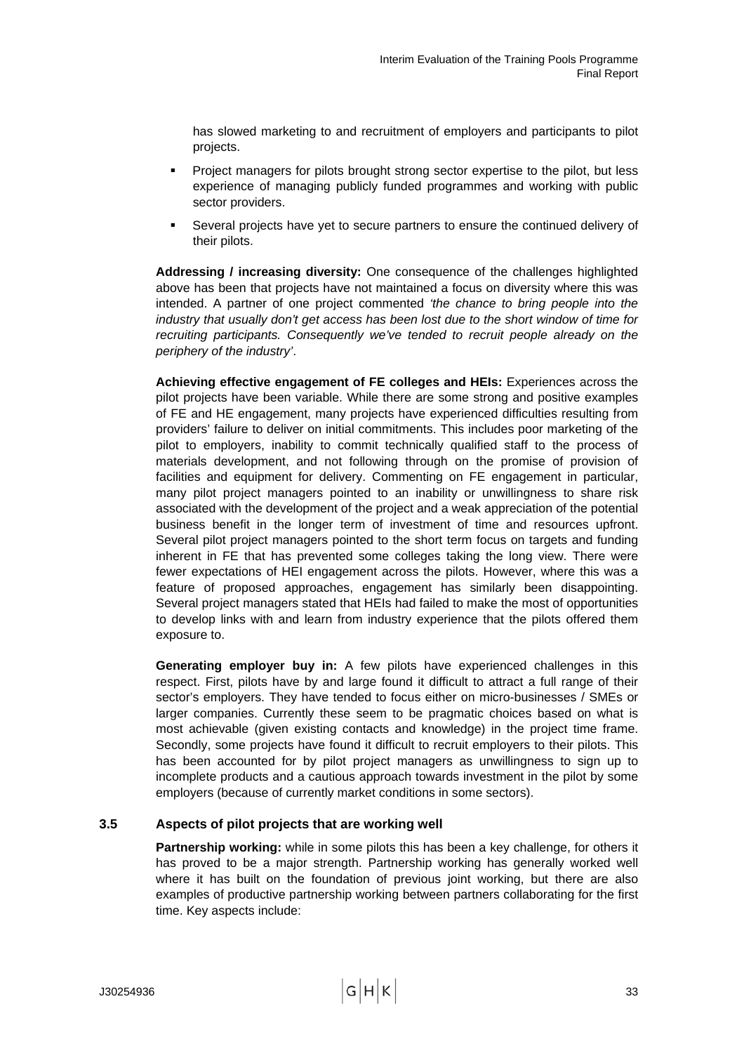has slowed marketing to and recruitment of employers and participants to pilot projects.

- Project managers for pilots brought strong sector expertise to the pilot, but less experience of managing publicly funded programmes and working with public sector providers.
- Several projects have yet to secure partners to ensure the continued delivery of their pilots.

**Addressing / increasing diversity:** One consequence of the challenges highlighted above has been that projects have not maintained a focus on diversity where this was intended. A partner of one project commented *'the chance to bring people into the industry that usually don't get access has been lost due to the short window of time for recruiting participants. Consequently we've tended to recruit people already on the periphery of the industry'*.

**Achieving effective engagement of FE colleges and HEIs:** Experiences across the pilot projects have been variable. While there are some strong and positive examples of FE and HE engagement, many projects have experienced difficulties resulting from providers' failure to deliver on initial commitments. This includes poor marketing of the pilot to employers, inability to commit technically qualified staff to the process of materials development, and not following through on the promise of provision of facilities and equipment for delivery. Commenting on FE engagement in particular, many pilot project managers pointed to an inability or unwillingness to share risk associated with the development of the project and a weak appreciation of the potential business benefit in the longer term of investment of time and resources upfront. Several pilot project managers pointed to the short term focus on targets and funding inherent in FE that has prevented some colleges taking the long view. There were fewer expectations of HEI engagement across the pilots. However, where this was a feature of proposed approaches, engagement has similarly been disappointing. Several project managers stated that HEIs had failed to make the most of opportunities to develop links with and learn from industry experience that the pilots offered them exposure to.

**Generating employer buy in:** A few pilots have experienced challenges in this respect. First, pilots have by and large found it difficult to attract a full range of their sector's employers. They have tended to focus either on micro-businesses / SMEs or larger companies. Currently these seem to be pragmatic choices based on what is most achievable (given existing contacts and knowledge) in the project time frame. Secondly, some projects have found it difficult to recruit employers to their pilots. This has been accounted for by pilot project managers as unwillingness to sign up to incomplete products and a cautious approach towards investment in the pilot by some employers (because of currently market conditions in some sectors).

### 3.5 Aspects of pilot projects that are working well

**Partnership working:** while in some pilots this has been a key challenge, for others it has proved to be a major strength. Partnership working has generally worked well where it has built on the foundation of previous joint working, but there are also examples of productive partnership working between partners collaborating for the first time. Key aspects include: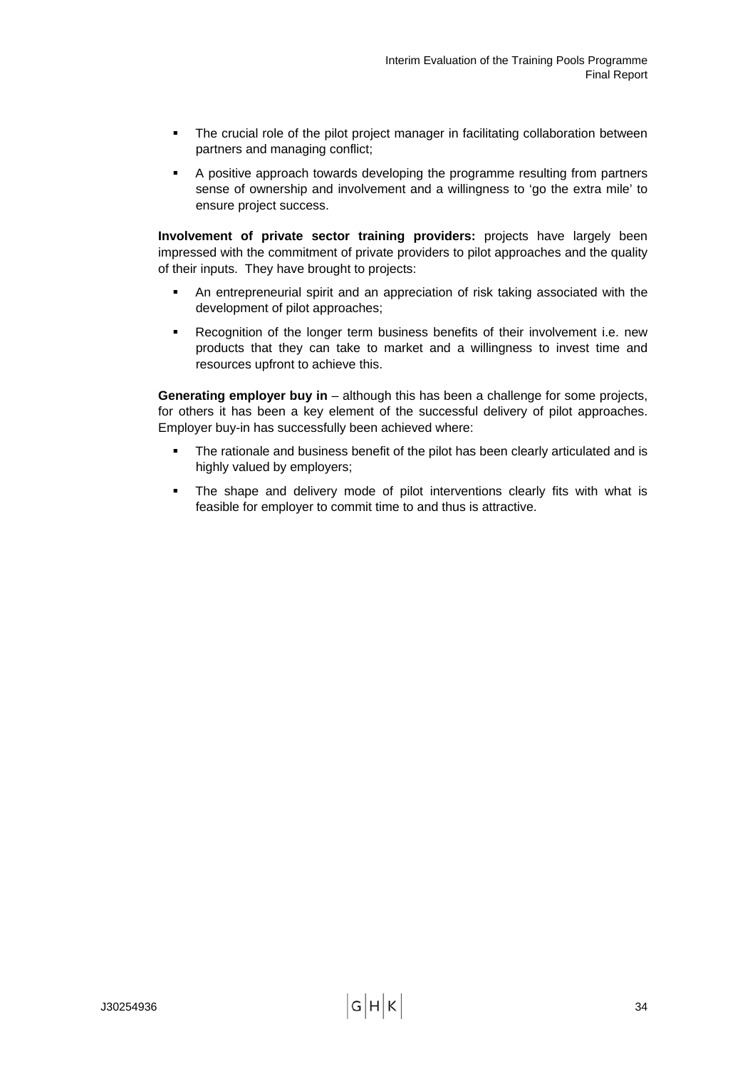- The crucial role of the pilot project manager in facilitating collaboration between partners and managing conflict;
- A positive approach towards developing the programme resulting from partners sense of ownership and involvement and a willingness to 'go the extra mile' to ensure project success.

**Involvement of private sector training providers:** projects have largely been impressed with the commitment of private providers to pilot approaches and the quality of their inputs. They have brought to projects:

- An entrepreneurial spirit and an appreciation of risk taking associated with the development of pilot approaches;
- Recognition of the longer term business benefits of their involvement i.e. new products that they can take to market and a willingness to invest time and resources upfront to achieve this.

**Generating employer buy in** – although this has been a challenge for some projects, for others it has been a key element of the successful delivery of pilot approaches. Employer buy-in has successfully been achieved where:

- The rationale and business benefit of the pilot has been clearly articulated and is highly valued by employers;
- The shape and delivery mode of pilot interventions clearly fits with what is feasible for employer to commit time to and thus is attractive.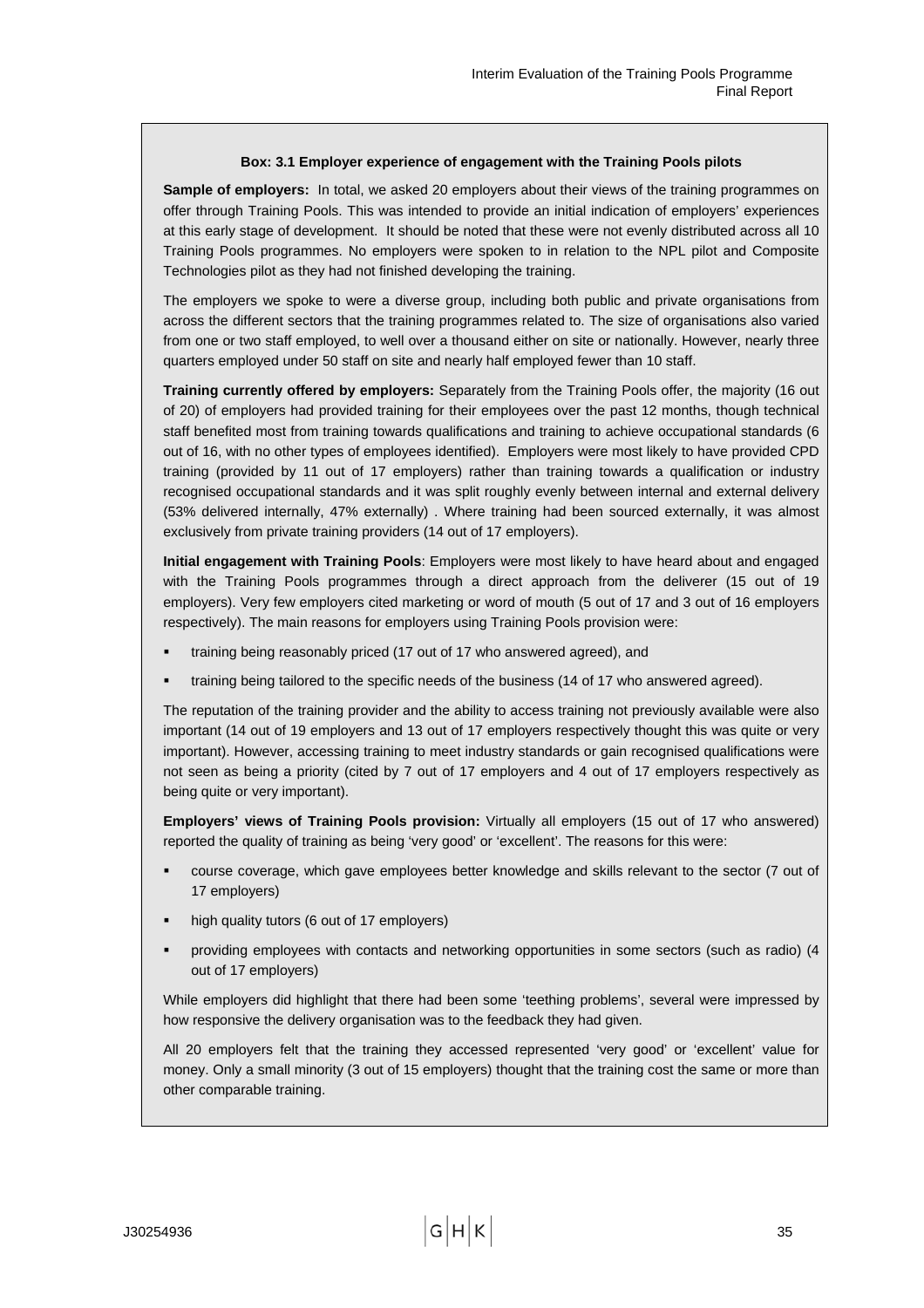**Box: 3.1 Employer experience of engagement with the Training Pools pilots**

**Sample of employers:** In total, we asked 20 employers about their views of the training programmes on offer through Training Pools. This was intended to provide an initial indication of employers' experiences at this early stage of development. It should be noted that these were not evenly distributed across all 10 Training Pools programmes. No employers were spoken to in relation to the NPL pilot and Composite Technologies pilot as they had not finished developing the training.

The employers we spoke to were a diverse group, including both public and private organisations from across the different sectors that the training programmes related to. The size of organisations also varied from one or two staff employed, to well over a thousand either on site or nationally. However, nearly three quarters employed under 50 staff on site and nearly half employed fewer than 10 staff.

**Training currently offered by employers:** Separately from the Training Pools offer, the majority (16 out of 20) of employers had provided training for their employees over the past 12 months, though technical staff benefited most from training towards qualifications and training to achieve occupational standards (6 out of 16, with no other types of employees identified). Employers were most likely to have provided CPD training (provided by 11 out of 17 employers) rather than training towards a qualification or industry recognised occupational standards and it was split roughly evenly between internal and external delivery (53% delivered internally, 47% externally) . Where training had been sourced externally, it was almost exclusively from private training providers (14 out of 17 employers).

**Initial engagement with Training Pools**: Employers were most likely to have heard about and engaged with the Training Pools programmes through a direct approach from the deliverer (15 out of 19 employers). Very few employers cited marketing or word of mouth (5 out of 17 and 3 out of 16 employers respectively). The main reasons for employers using Training Pools provision were:

- training being reasonably priced (17 out of 17 who answered agreed), and
- training being tailored to the specific needs of the business (14 of 17 who answered agreed).

The reputation of the training provider and the ability to access training not previously available were also important (14 out of 19 employers and 13 out of 17 employers respectively thought this was quite or very important). However, accessing training to meet industry standards or gain recognised qualifications were not seen as being a priority (cited by 7 out of 17 employers and 4 out of 17 employers respectively as being quite or very important).

**Employers' views of Training Pools provision:** Virtually all employers (15 out of 17 who answered) reported the quality of training as being 'very good' or 'excellent'. The reasons for this were:

- course coverage, which gave employees better knowledge and skills relevant to the sector (7 out of 17 employers)
- high quality tutors (6 out of 17 employers)
- providing employees with contacts and networking opportunities in some sectors (such as radio) (4 out of 17 employers)

While employers did highlight that there had been some 'teething problems', several were impressed by how responsive the delivery organisation was to the feedback they had given.

All 20 employers felt that the training they accessed represented 'very good' or 'excellent' value for money. Only a small minority (3 out of 15 employers) thought that the training cost the same or more than other comparable training.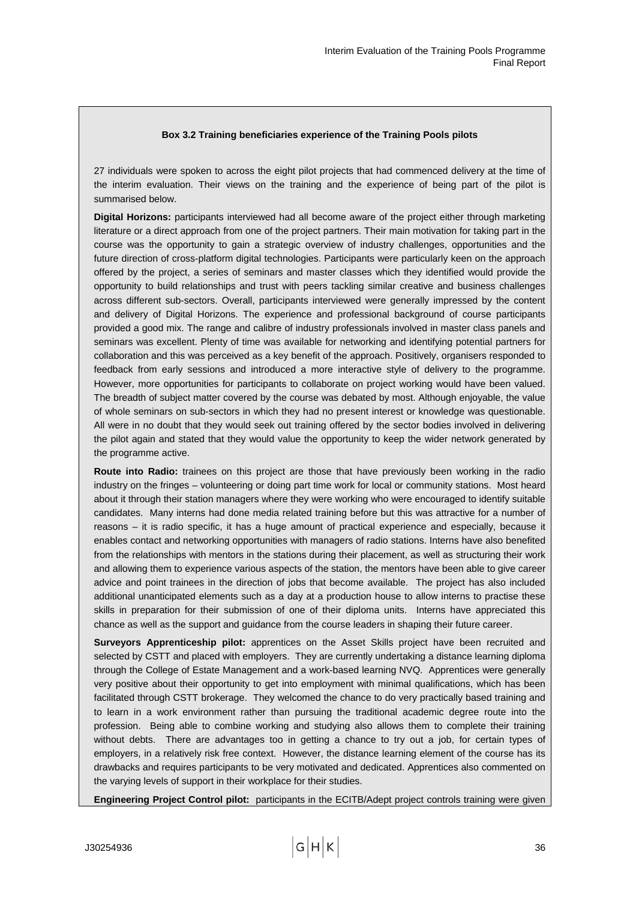**Box 3.2 Training beneficiaries experience of the Training Pools pilots**

27 individuals were spoken to across the eight pilot projects that had commenced delivery at the time of the interim evaluation. Their views on the training and the experience of being part of the pilot is summarised below.

**Digital Horizons:** participants interviewed had all become aware of the project either through marketing literature or a direct approach from one of the project partners. Their main motivation for taking part in the course was the opportunity to gain a strategic overview of industry challenges, opportunities and the future direction of cross-platform digital technologies. Participants were particularly keen on the approach offered by the project, a series of seminars and master classes which they identified would provide the opportunity to build relationships and trust with peers tackling similar creative and business challenges across different sub-sectors. Overall, participants interviewed were generally impressed by the content and delivery of Digital Horizons. The experience and professional background of course participants provided a good mix. The range and calibre of industry professionals involved in master class panels and seminars was excellent. Plenty of time was available for networking and identifying potential partners for collaboration and this was perceived as a key benefit of the approach. Positively, organisers responded to feedback from early sessions and introduced a more interactive style of delivery to the programme. However, more opportunities for participants to collaborate on project working would have been valued. The breadth of subject matter covered by the course was debated by most. Although enjoyable, the value of whole seminars on sub-sectors in which they had no present interest or knowledge was questionable. All were in no doubt that they would seek out training offered by the sector bodies involved in delivering the pilot again and stated that they would value the opportunity to keep the wider network generated by the programme active.

**Route into Radio:** trainees on this project are those that have previously been working in the radio industry on the fringes – volunteering or doing part time work for local or community stations. Most heard about it through their station managers where they were working who were encouraged to identify suitable candidates. Many interns had done media related training before but this was attractive for a number of reasons – it is radio specific, it has a huge amount of practical experience and especially, because it enables contact and networking opportunities with managers of radio stations. Interns have also benefited from the relationships with mentors in the stations during their placement, as well as structuring their work and allowing them to experience various aspects of the station, the mentors have been able to give career advice and point trainees in the direction of jobs that become available. The project has also included additional unanticipated elements such as a day at a production house to allow interns to practise these skills in preparation for their submission of one of their diploma units. Interns have appreciated this chance as well as the support and guidance from the course leaders in shaping their future career.

**Surveyors Apprenticeship pilot:** apprentices on the Asset Skills project have been recruited and selected by CSTT and placed with employers. They are currently undertaking a distance learning diploma through the College of Estate Management and a work-based learning NVQ. Apprentices were generally very positive about their opportunity to get into employment with minimal qualifications, which has been facilitated through CSTT brokerage. They welcomed the chance to do very practically based training and to learn in a work environment rather than pursuing the traditional academic degree route into the profession. Being able to combine working and studying also allows them to complete their training without debts. There are advantages too in getting a chance to try out a job, for certain types of employers, in a relatively risk free context. However, the distance learning element of the course has its drawbacks and requires participants to be very motivated and dedicated. Apprentices also commented on the varying levels of support in their workplace for their studies.

**Engineering Project Control pilot:** participants in the ECITB/Adept project controls training were given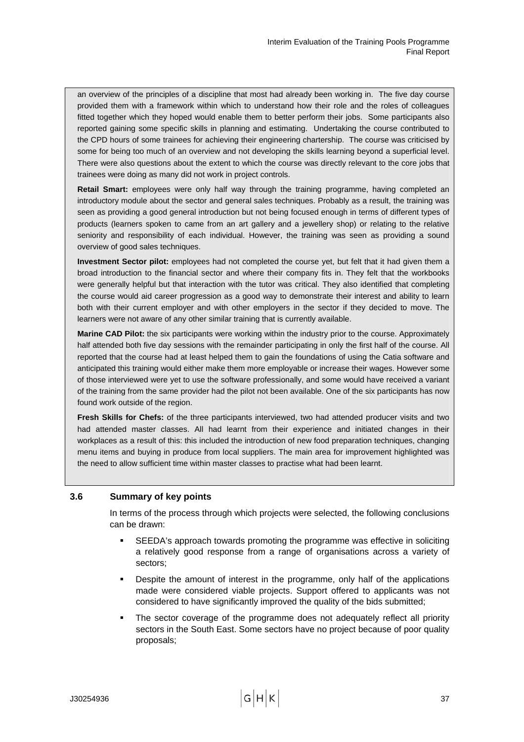an overview of the principles of a discipline that most had already been working in. The five day course provided them with a framework within which to understand how their role and the roles of colleagues fitted together which they hoped would enable them to better perform their jobs. Some participants also reported gaining some specific skills in planning and estimating. Undertaking the course contributed to the CPD hours of some trainees for achieving their engineering chartership. The course was criticised by some for being too much of an overview and not developing the skills learning beyond a superficial level. There were also questions about the extent to which the course was directly relevant to the core jobs that trainees were doing as many did not work in project controls.

**Retail Smart:** employees were only half way through the training programme, having completed an introductory module about the sector and general sales techniques. Probably as a result, the training was seen as providing a good general introduction but not being focused enough in terms of different types of products (learners spoken to came from an art gallery and a jewellery shop) or relating to the relative seniority and responsibility of each individual. However, the training was seen as providing a sound overview of good sales techniques.

**Investment Sector pilot:** employees had not completed the course yet, but felt that it had given them a broad introduction to the financial sector and where their company fits in. They felt that the workbooks were generally helpful but that interaction with the tutor was critical. They also identified that completing the course would aid career progression as a good way to demonstrate their interest and ability to learn both with their current employer and with other employers in the sector if they decided to move. The learners were not aware of any other similar training that is currently available.

**Marine CAD Pilot:** the six participants were working within the industry prior to the course. Approximately half attended both five day sessions with the remainder participating in only the first half of the course. All reported that the course had at least helped them to gain the foundations of using the Catia software and anticipated this training would either make them more employable or increase their wages. However some of those interviewed were yet to use the software professionally, and some would have received a variant of the training from the same provider had the pilot not been available. One of the six participants has now found work outside of the region.

**Fresh Skills for Chefs:** of the three participants interviewed, two had attended producer visits and two had attended master classes. All had learnt from their experience and initiated changes in their workplaces as a result of this: this included the introduction of new food preparation techniques, changing menu items and buying in produce from local suppliers. The main area for improvement highlighted was the need to allow sufficient time within master classes to practise what had been learnt.

### 3.6 Summary of key points

In terms of the process through which projects were selected, the following conclusions can be drawn:

- SEEDA's approach towards promoting the programme was effective in soliciting a relatively good response from a range of organisations across a variety of sectors;
- Despite the amount of interest in the programme, only half of the applications made were considered viable projects. Support offered to applicants was not considered to have significantly improved the quality of the bids submitted;
- The sector coverage of the programme does not adequately reflect all priority sectors in the South East. Some sectors have no project because of poor quality proposals;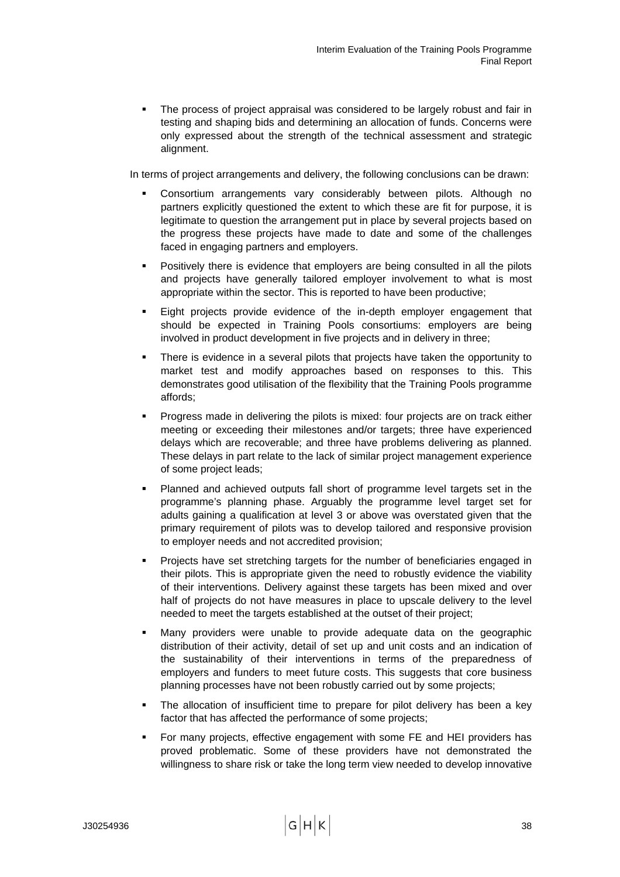- The process of project appraisal was considered to be largely robust and fair in testing and shaping bids and determining an allocation of funds. Concerns were only expressed about the strength of the technical assessment and strategic alignment.

In terms of project arrangements and delivery, the following conclusions can be drawn:

- Consortium arrangements vary considerably between pilots. Although no partners explicitly questioned the extent to which these are fit for purpose, it is legitimate to question the arrangement put in place by several projects based on the progress these projects have made to date and some of the challenges faced in engaging partners and employers.
- Positively there is evidence that employers are being consulted in all the pilots and projects have generally tailored employer involvement to what is most appropriate within the sector. This is reported to have been productive;
- Eight projects provide evidence of the in-depth employer engagement that should be expected in Training Pools consortiums: employers are being involved in product development in five projects and in delivery in three;
- There is evidence in a several pilots that projects have taken the opportunity to market test and modify approaches based on responses to this. This demonstrates good utilisation of the flexibility that the Training Pools programme affords;
- Progress made in delivering the pilots is mixed: four projects are on track either meeting or exceeding their milestones and/or targets; three have experienced delays which are recoverable; and three have problems delivering as planned. These delays in part relate to the lack of similar project management experience of some project leads;
- Planned and achieved outputs fall short of programme level targets set in the programme's planning phase. Arguably the programme level target set for adults gaining a qualification at level 3 or above was overstated given that the primary requirement of pilots was to develop tailored and responsive provision to employer needs and not accredited provision;
- Projects have set stretching targets for the number of beneficiaries engaged in their pilots. This is appropriate given the need to robustly evidence the viability of their interventions. Delivery against these targets has been mixed and over half of projects do not have measures in place to upscale delivery to the level needed to meet the targets established at the outset of their project;
- Many providers were unable to provide adequate data on the geographic distribution of their activity, detail of set up and unit costs and an indication of the sustainability of their interventions in terms of the preparedness of employers and funders to meet future costs. This suggests that core business planning processes have not been robustly carried out by some projects;
- The allocation of insufficient time to prepare for pilot delivery has been a key factor that has affected the performance of some projects;
- For many projects, effective engagement with some FE and HEI providers has proved problematic. Some of these providers have not demonstrated the willingness to share risk or take the long term view needed to develop innovative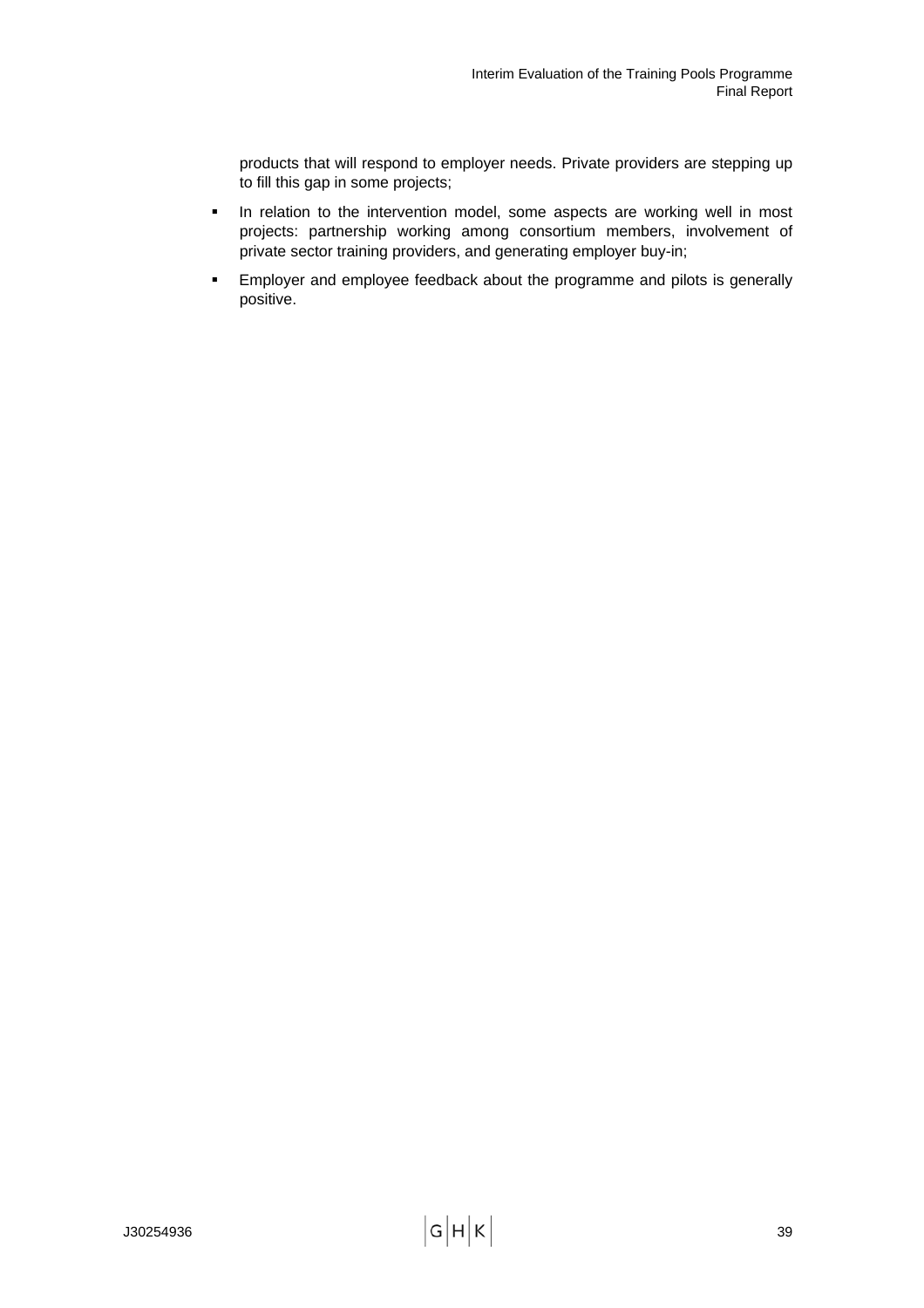products that will respond to employer needs. Private providers are stepping up to fill this gap in some projects;

- In relation to the intervention model, some aspects are working well in most projects: partnership working among consortium members, involvement of private sector training providers, and generating employer buy-in;
- Employer and employee feedback about the programme and pilots is generally positive.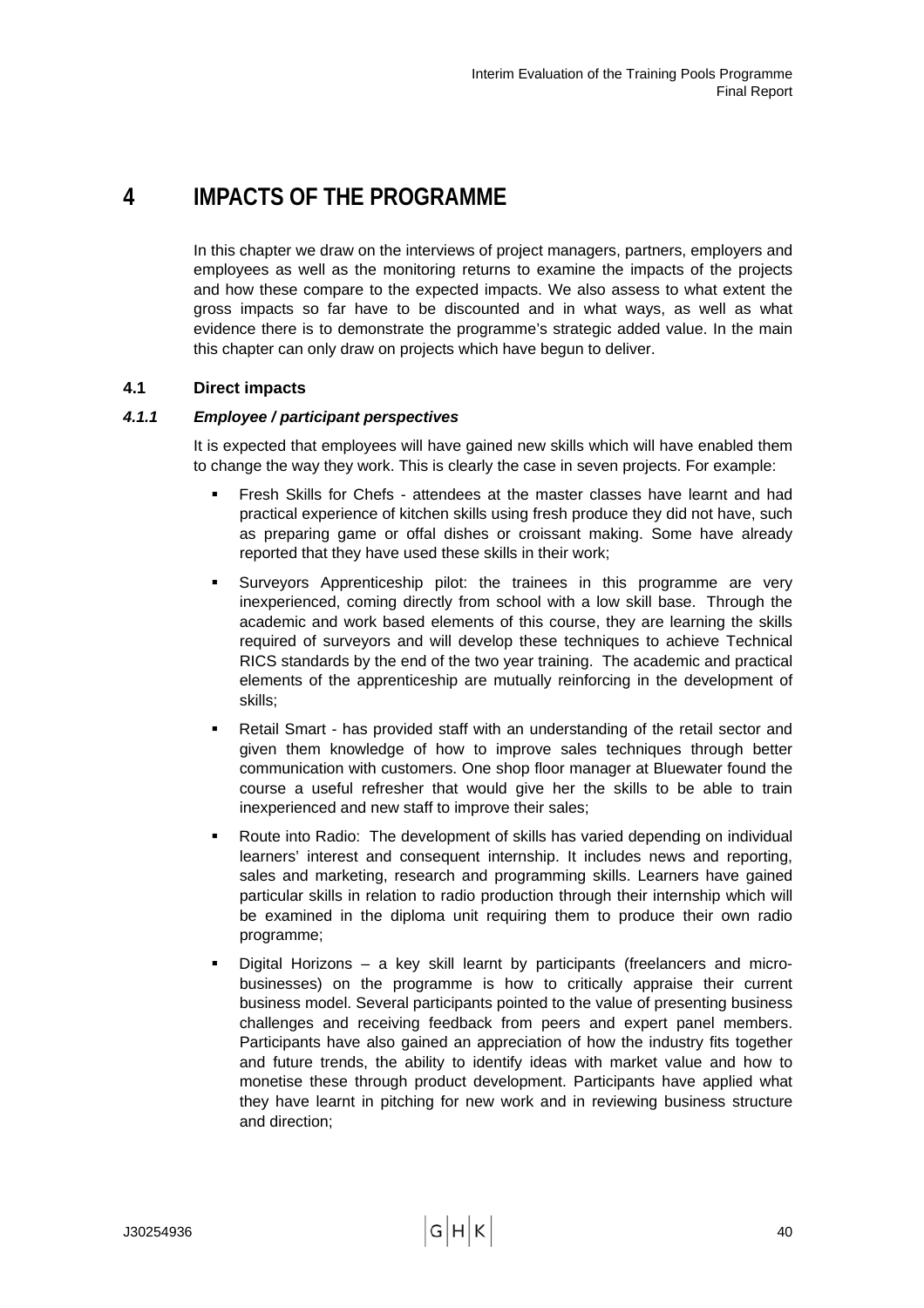# 4 IMPACTS OF THE PROGRAMME

In this chapter we draw on the interviews of project managers, partners, employers and employees as well as the monitoring returns to examine the impacts of the projects and how these compare to the expected impacts. We also assess to what extent the gross impacts so far have to be discounted and in what ways, as well as what evidence there is to demonstrate the programme's strategic added value. In the main this chapter can only draw on projects which have begun to deliver.

## 4.1 Direct impacts

### *4.1.1 Employee / participant perspectives*

It is expected that employees will have gained new skills which will have enabled them to change the way they work. This is clearly the case in seven projects. For example:

- Fresh Skills for Chefs - attendees at the master classes have learnt and had practical experience of kitchen skills using fresh produce they did not have, such as preparing game or offal dishes or croissant making. Some have already reported that they have used these skills in their work;
- Surveyors Apprenticeship pilot: the trainees in this programme are very inexperienced, coming directly from school with a low skill base. Through the academic and work based elements of this course, they are learning the skills required of surveyors and will develop these techniques to achieve Technical RICS standards by the end of the two year training. The academic and practical elements of the apprenticeship are mutually reinforcing in the development of skills;
- Retail Smart - has provided staff with an understanding of the retail sector and given them knowledge of how to improve sales techniques through better communication with customers. One shop floor manager at Bluewater found the course a useful refresher that would give her the skills to be able to train inexperienced and new staff to improve their sales;
- Route into Radio: The development of skills has varied depending on individual learners' interest and consequent internship. It includes news and reporting, sales and marketing, research and programming skills. Learners have gained particular skills in relation to radio production through their internship which will be examined in the diploma unit requiring them to produce their own radio programme;
- Digital Horizons – a key skill learnt by participants (freelancers and micro-businesses) on the programme is how to critically appraise their current business model. Several participants pointed to the value of presenting business challenges and receiving feedback from peers and expert panel members. Participants have also gained an appreciation of how the industry fits together and future trends, the ability to identify ideas with market value and how to monetise these through product development. Participants have applied what they have learnt in pitching for new work and in reviewing business structure and direction;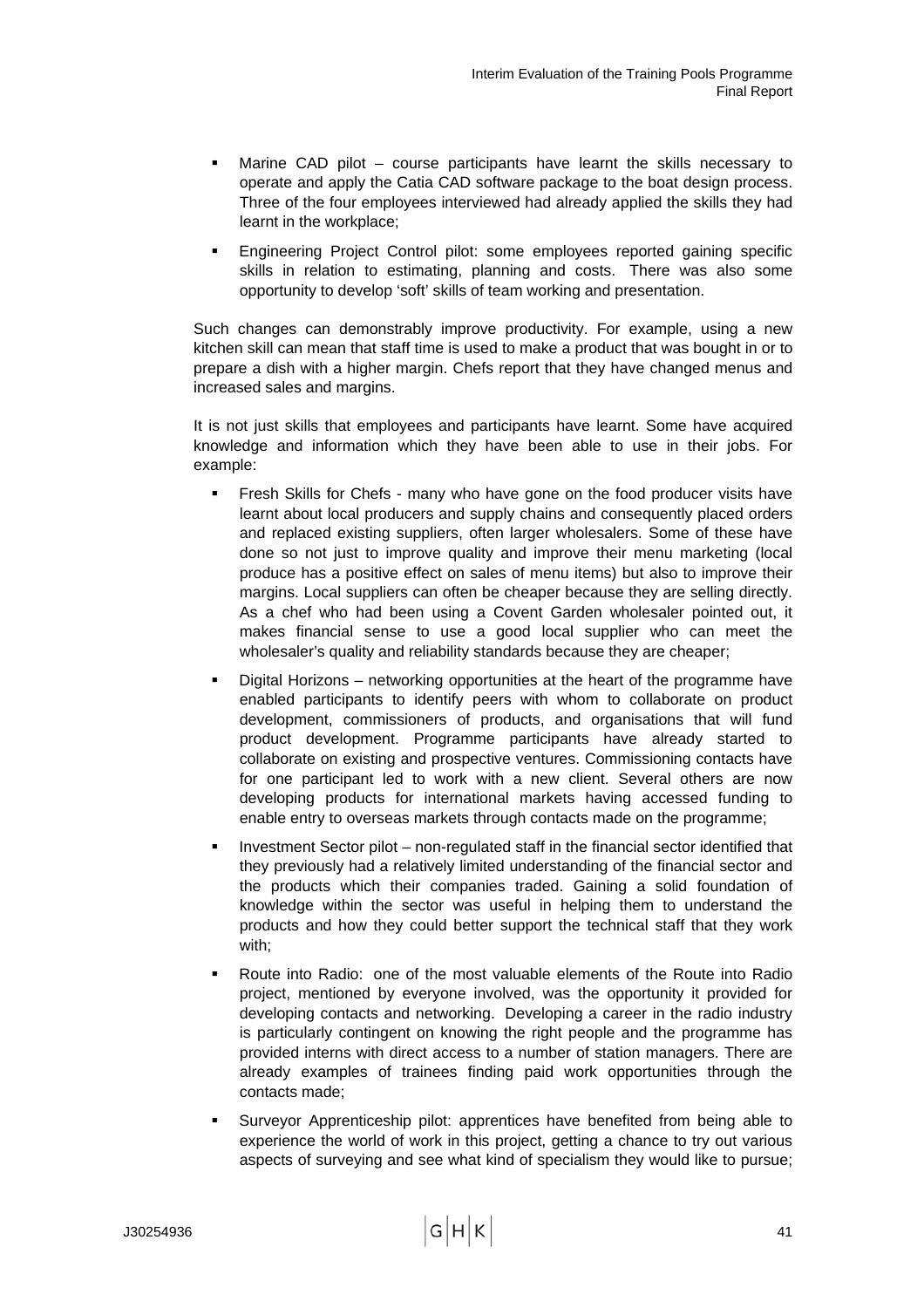- Marine CAD pilot – course participants have learnt the skills necessary to operate and apply the Catia CAD software package to the boat design process. Three of the four employees interviewed had already applied the skills they had learnt in the workplace;
- Engineering Project Control pilot: some employees reported gaining specific skills in relation to estimating, planning and costs. There was also some opportunity to develop 'soft' skills of team working and presentation.

Such changes can demonstrably improve productivity. For example, using a new kitchen skill can mean that staff time is used to make a product that was bought in or to prepare a dish with a higher margin. Chefs report that they have changed menus and increased sales and margins.

It is not just skills that employees and participants have learnt. Some have acquired knowledge and information which they have been able to use in their jobs. For example:

- Fresh Skills for Chefs - many who have gone on the food producer visits have learnt about local producers and supply chains and consequently placed orders and replaced existing suppliers, often larger wholesalers. Some of these have done so not just to improve quality and improve their menu marketing (local produce has a positive effect on sales of menu items) but also to improve their margins. Local suppliers can often be cheaper because they are selling directly. As a chef who had been using a Covent Garden wholesaler pointed out, it makes financial sense to use a good local supplier who can meet the wholesaler's quality and reliability standards because they are cheaper;
- Digital Horizons – networking opportunities at the heart of the programme have enabled participants to identify peers with whom to collaborate on product development, commissioners of products, and organisations that will fund product development. Programme participants have already started to collaborate on existing and prospective ventures. Commissioning contacts have for one participant led to work with a new client. Several others are now developing products for international markets having accessed funding to enable entry to overseas markets through contacts made on the programme;
- Investment Sector pilot – non-regulated staff in the financial sector identified that they previously had a relatively limited understanding of the financial sector and the products which their companies traded. Gaining a solid foundation of knowledge within the sector was useful in helping them to understand the products and how they could better support the technical staff that they work with;
- Route into Radio: one of the most valuable elements of the Route into Radio project, mentioned by everyone involved, was the opportunity it provided for developing contacts and networking. Developing a career in the radio industry is particularly contingent on knowing the right people and the programme has provided interns with direct access to a number of station managers. There are already examples of trainees finding paid work opportunities through the contacts made;
- Surveyor Apprenticeship pilot: apprentices have benefited from being able to experience the world of work in this project, getting a chance to try out various aspects of surveying and see what kind of specialism they would like to pursue;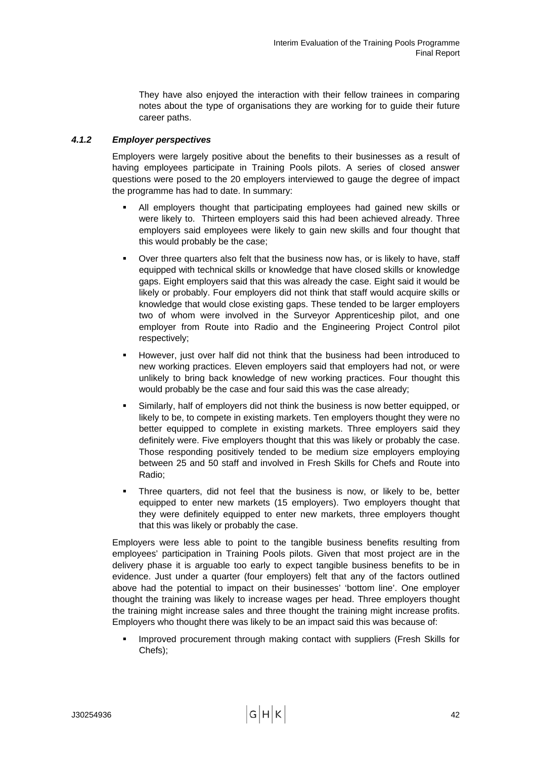They have also enjoyed the interaction with their fellow trainees in comparing notes about the type of organisations they are working for to guide their future career paths.

#### *4.1.2 Employer perspectives*

Employers were largely positive about the benefits to their businesses as a result of having employees participate in Training Pools pilots. A series of closed answer questions were posed to the 20 employers interviewed to gauge the degree of impact the programme has had to date. In summary:

- All employers thought that participating employees had gained new skills or were likely to. Thirteen employers said this had been achieved already. Three employers said employees were likely to gain new skills and four thought that this would probably be the case;
- Over three quarters also felt that the business now has, or is likely to have, staff equipped with technical skills or knowledge that have closed skills or knowledge gaps. Eight employers said that this was already the case. Eight said it would be likely or probably. Four employers did not think that staff would acquire skills or knowledge that would close existing gaps. These tended to be larger employers two of whom were involved in the Surveyor Apprenticeship pilot, and one employer from Route into Radio and the Engineering Project Control pilot respectively;
- However, just over half did not think that the business had been introduced to new working practices. Eleven employers said that employers had not, or were unlikely to bring back knowledge of new working practices. Four thought this would probably be the case and four said this was the case already;
- Similarly, half of employers did not think the business is now better equipped, or likely to be, to compete in existing markets. Ten employers thought they were no better equipped to complete in existing markets. Three employers said they definitely were. Five employers thought that this was likely or probably the case. Those responding positively tended to be medium size employers employing between 25 and 50 staff and involved in Fresh Skills for Chefs and Route into Radio;
- Three quarters, did not feel that the business is now, or likely to be, better equipped to enter new markets (15 employers). Two employers thought that they were definitely equipped to enter new markets, three employers thought that this was likely or probably the case.

Employers were less able to point to the tangible business benefits resulting from employees' participation in Training Pools pilots. Given that most project are in the delivery phase it is arguable too early to expect tangible business benefits to be in evidence. Just under a quarter (four employers) felt that any of the factors outlined above had the potential to impact on their businesses' 'bottom line'. One employer thought the training was likely to increase wages per head. Three employers thought the training might increase sales and three thought the training might increase profits. Employers who thought there was likely to be an impact said this was because of:

- Improved procurement through making contact with suppliers (Fresh Skills for Chefs);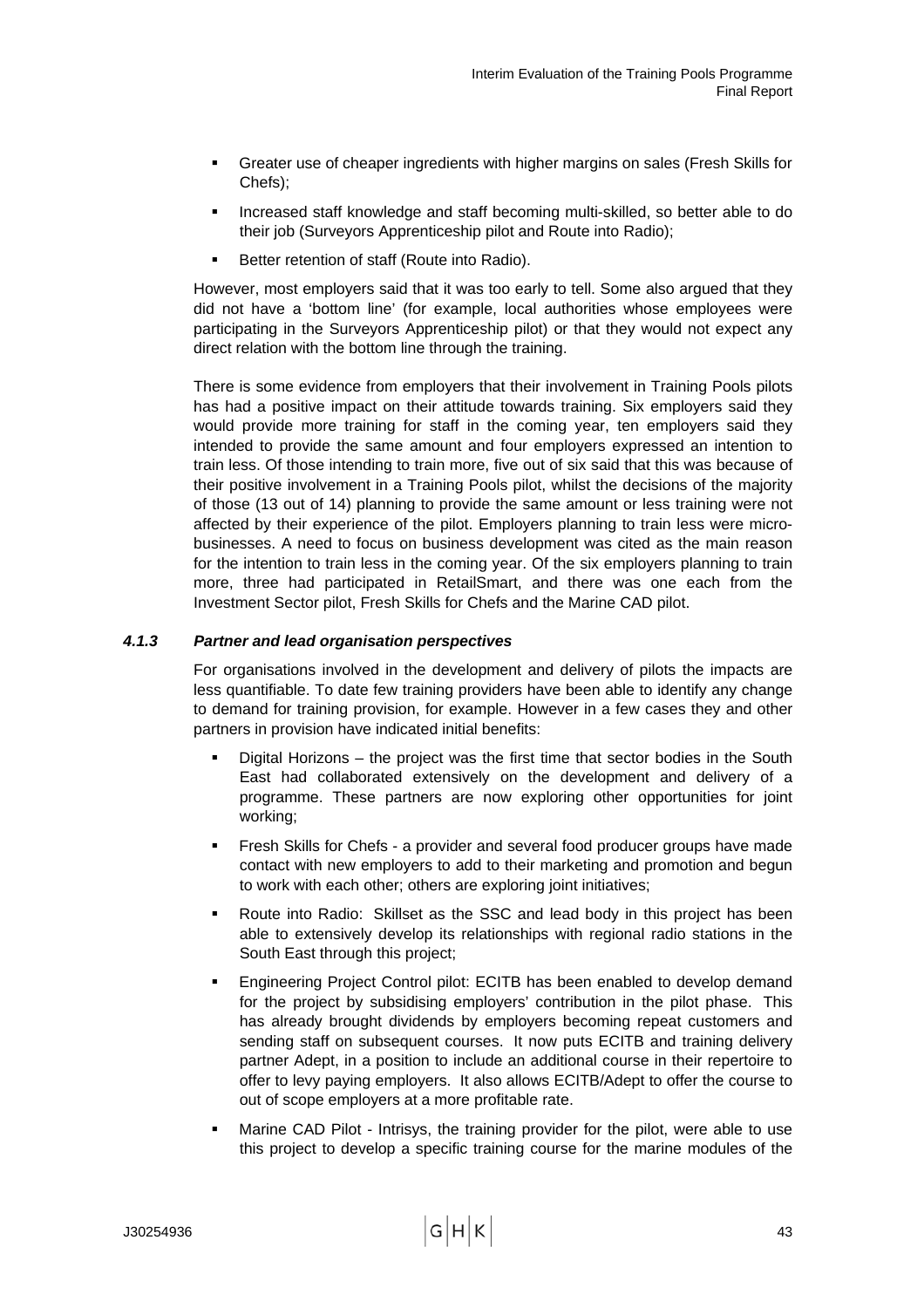- Greater use of cheaper ingredients with higher margins on sales (Fresh Skills for Chefs);
- Increased staff knowledge and staff becoming multi-skilled, so better able to do their job (Surveyors Apprenticeship pilot and Route into Radio);
- Better retention of staff (Route into Radio).

However, most employers said that it was too early to tell. Some also argued that they did not have a 'bottom line' (for example, local authorities whose employees were participating in the Surveyors Apprenticeship pilot) or that they would not expect any direct relation with the bottom line through the training.

There is some evidence from employers that their involvement in Training Pools pilots has had a positive impact on their attitude towards training. Six employers said they would provide more training for staff in the coming year, ten employers said they intended to provide the same amount and four employers expressed an intention to train less. Of those intending to train more, five out of six said that this was because of their positive involvement in a Training Pools pilot, whilst the decisions of the majority of those (13 out of 14) planning to provide the same amount or less training were not affected by their experience of the pilot. Employers planning to train less were micro-businesses. A need to focus on business development was cited as the main reason for the intention to train less in the coming year. Of the six employers planning to train more, three had participated in RetailSmart, and there was one each from the Investment Sector pilot, Fresh Skills for Chefs and the Marine CAD pilot.

### 4.1.3 *Partner and lead organisation perspectives*

For organisations involved in the development and delivery of pilots the impacts are less quantifiable. To date few training providers have been able to identify any change to demand for training provision, for example. However in a few cases they and other partners in provision have indicated initial benefits:

- Digital Horizons – the project was the first time that sector bodies in the South East had collaborated extensively on the development and delivery of a programme. These partners are now exploring other opportunities for joint working;
- Fresh Skills for Chefs - a provider and several food producer groups have made contact with new employers to add to their marketing and promotion and begun to work with each other; others are exploring joint initiatives;
- Route into Radio: Skillset as the SSC and lead body in this project has been able to extensively develop its relationships with regional radio stations in the South East through this project;
- Engineering Project Control pilot: ECITB has been enabled to develop demand for the project by subsidising employers' contribution in the pilot phase. This has already brought dividends by employers becoming repeat customers and sending staff on subsequent courses. It now puts ECITB and training delivery partner Adept, in a position to include an additional course in their repertoire to offer to levy paying employers. It also allows ECITB/Adept to offer the course to out of scope employers at a more profitable rate.
- Marine CAD Pilot - Intrisys, the training provider for the pilot, were able to use this project to develop a specific training course for the marine modules of the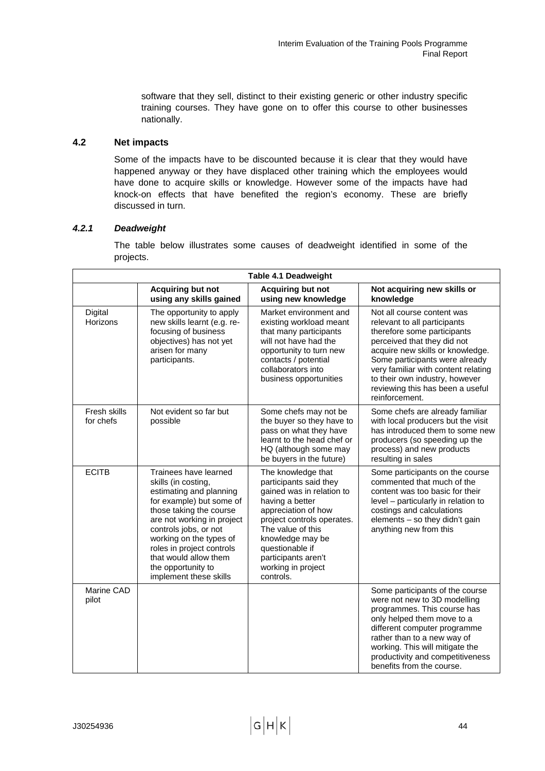software that they sell, distinct to their existing generic or other industry specific training courses. They have gone on to offer this course to other businesses nationally.

## 4.2 Net impacts

Some of the impacts have to be discounted because it is clear that they would have happened anyway or they have displaced other training which the employees would have done to acquire skills or knowledge. However some of the impacts have had knock-on effects that have benefited the region's economy. These are briefly discussed in turn.

### *4.2.1 Deadweight*

The table below illustrates some causes of deadweight identified in some of the projects.

**Table 4.1 Deadweight**

| | Acquiring but not using any skills gained | Acquiring but not using new knowledge | Not acquiring new skills or knowledge |
|---|---|---|---|
| Digital Horizons | The opportunity to apply new skills learnt (e.g. re-focusing of business objectives) has not yet arisen for many participants. | Market environment and existing workload meant that many participants will not have had the opportunity to turn new contacts / potential collaborators into business opportunities | Not all course content was relevant to all participants therefore some participants perceived that they did not acquire new skills or knowledge. Some participants were already very familiar with content relating to their own industry, however reviewing this has been a useful reinforcement. |
| Fresh skills for chefs | Not evident so far but possible | Some chefs may not be the buyer so they have to pass on what they have learnt to the head chef or HQ (although some may be buyers in the future) | Some chefs are already familiar with local producers but the visit has introduced them to some new producers (so speeding up the process) and new products resulting in sales |
| ECITB | Trainees have learned skills (in costing, estimating and planning for example) but some of those taking the course are not working in project controls jobs, or not working on the types of roles in project controls that would allow them the opportunity to implement these skills | The knowledge that participants said they gained was in relation to having a better appreciation of how project controls operates. The value of this knowledge may be questionable if participants aren't working in project controls. | Some participants on the course commented that much of the content was too basic for their level – particularly in relation to costings and calculations elements – so they didn't gain anything new from this |
| Marine CAD pilot | | | Some participants of the course were not new to 3D modelling programmes. This course has only helped them move to a different computer programme rather than to a new way of working. This will mitigate the productivity and competitiveness benefits from the course. |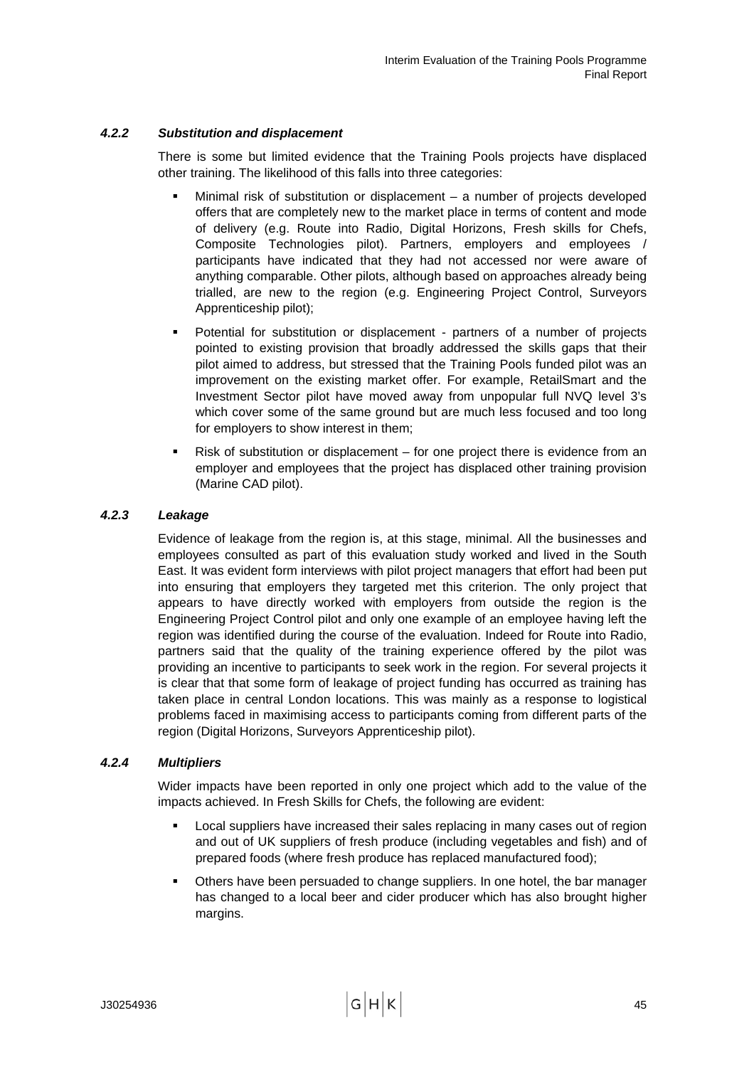#### *4.2.2 Substitution and displacement*

There is some but limited evidence that the Training Pools projects have displaced other training. The likelihood of this falls into three categories:

- Minimal risk of substitution or displacement – a number of projects developed offers that are completely new to the market place in terms of content and mode of delivery (e.g. Route into Radio, Digital Horizons, Fresh skills for Chefs, Composite Technologies pilot). Partners, employers and employees / participants have indicated that they had not accessed nor were aware of anything comparable. Other pilots, although based on approaches already being trialled, are new to the region (e.g. Engineering Project Control, Surveyors Apprenticeship pilot);
- Potential for substitution or displacement - partners of a number of projects pointed to existing provision that broadly addressed the skills gaps that their pilot aimed to address, but stressed that the Training Pools funded pilot was an improvement on the existing market offer. For example, RetailSmart and the Investment Sector pilot have moved away from unpopular full NVQ level 3's which cover some of the same ground but are much less focused and too long for employers to show interest in them;
- Risk of substitution or displacement – for one project there is evidence from an employer and employees that the project has displaced other training provision (Marine CAD pilot).

#### *4.2.3 Leakage*

Evidence of leakage from the region is, at this stage, minimal. All the businesses and employees consulted as part of this evaluation study worked and lived in the South East. It was evident form interviews with pilot project managers that effort had been put into ensuring that employers they targeted met this criterion. The only project that appears to have directly worked with employers from outside the region is the Engineering Project Control pilot and only one example of an employee having left the region was identified during the course of the evaluation. Indeed for Route into Radio, partners said that the quality of the training experience offered by the pilot was providing an incentive to participants to seek work in the region. For several projects it is clear that that some form of leakage of project funding has occurred as training has taken place in central London locations. This was mainly as a response to logistical problems faced in maximising access to participants coming from different parts of the region (Digital Horizons, Surveyors Apprenticeship pilot).

#### *4.2.4 Multipliers*

Wider impacts have been reported in only one project which add to the value of the impacts achieved. In Fresh Skills for Chefs, the following are evident:

- Local suppliers have increased their sales replacing in many cases out of region and out of UK suppliers of fresh produce (including vegetables and fish) and of prepared foods (where fresh produce has replaced manufactured food);
- Others have been persuaded to change suppliers. In one hotel, the bar manager has changed to a local beer and cider producer which has also brought higher margins.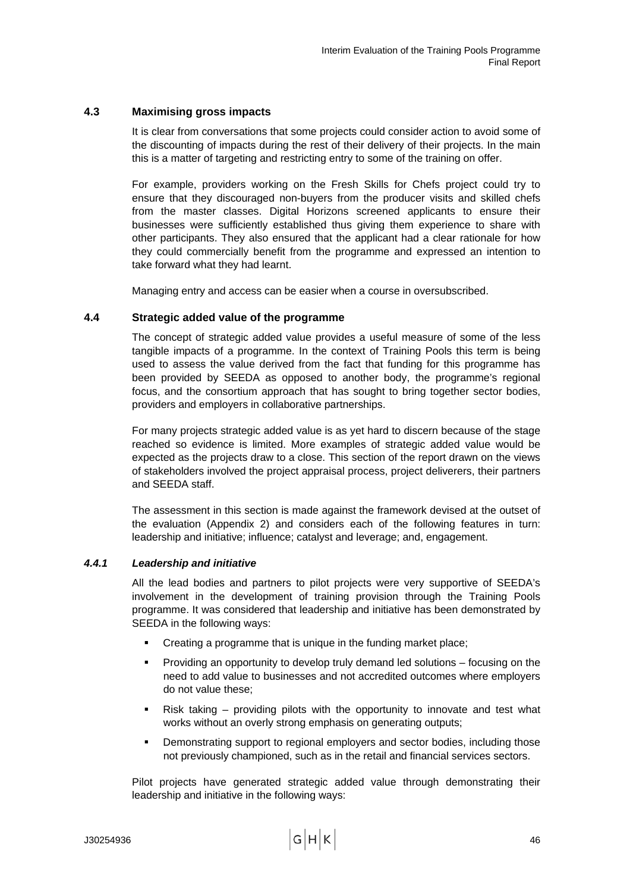### 4.3 Maximising gross impacts

It is clear from conversations that some projects could consider action to avoid some of the discounting of impacts during the rest of their delivery of their projects. In the main this is a matter of targeting and restricting entry to some of the training on offer.

For example, providers working on the Fresh Skills for Chefs project could try to ensure that they discouraged non-buyers from the producer visits and skilled chefs from the master classes. Digital Horizons screened applicants to ensure their businesses were sufficiently established thus giving them experience to share with other participants. They also ensured that the applicant had a clear rationale for how they could commercially benefit from the programme and expressed an intention to take forward what they had learnt.

Managing entry and access can be easier when a course in oversubscribed.

### 4.4 Strategic added value of the programme

The concept of strategic added value provides a useful measure of some of the less tangible impacts of a programme. In the context of Training Pools this term is being used to assess the value derived from the fact that funding for this programme has been provided by SEEDA as opposed to another body, the programme's regional focus, and the consortium approach that has sought to bring together sector bodies, providers and employers in collaborative partnerships.

For many projects strategic added value is as yet hard to discern because of the stage reached so evidence is limited. More examples of strategic added value would be expected as the projects draw to a close. This section of the report drawn on the views of stakeholders involved the project appraisal process, project deliverers, their partners and SEEDA staff.

The assessment in this section is made against the framework devised at the outset of the evaluation (Appendix 2) and considers each of the following features in turn: leadership and initiative; influence; catalyst and leverage; and, engagement.

#### *4.4.1 Leadership and initiative*

All the lead bodies and partners to pilot projects were very supportive of SEEDA's involvement in the development of training provision through the Training Pools programme. It was considered that leadership and initiative has been demonstrated by SEEDA in the following ways:

- Creating a programme that is unique in the funding market place;
- Providing an opportunity to develop truly demand led solutions – focusing on the need to add value to businesses and not accredited outcomes where employers do not value these;
- Risk taking – providing pilots with the opportunity to innovate and test what works without an overly strong emphasis on generating outputs;
- Demonstrating support to regional employers and sector bodies, including those not previously championed, such as in the retail and financial services sectors.

Pilot projects have generated strategic added value through demonstrating their leadership and initiative in the following ways: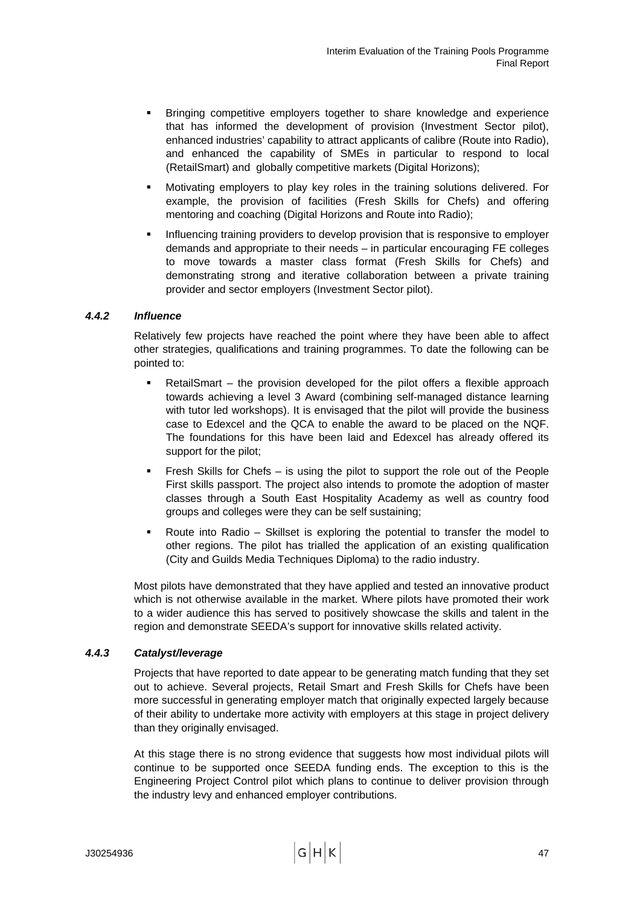- Bringing competitive employers together to share knowledge and experience that has informed the development of provision (Investment Sector pilot), enhanced industries' capability to attract applicants of calibre (Route into Radio), and enhanced the capability of SMEs in particular to respond to local (RetailSmart) and globally competitive markets (Digital Horizons);
- Motivating employers to play key roles in the training solutions delivered. For example, the provision of facilities (Fresh Skills for Chefs) and offering mentoring and coaching (Digital Horizons and Route into Radio);
- Influencing training providers to develop provision that is responsive to employer demands and appropriate to their needs – in particular encouraging FE colleges to move towards a master class format (Fresh Skills for Chefs) and demonstrating strong and iterative collaboration between a private training provider and sector employers (Investment Sector pilot).

### *4.4.2 Influence*

Relatively few projects have reached the point where they have been able to affect other strategies, qualifications and training programmes. To date the following can be pointed to:

- RetailSmart – the provision developed for the pilot offers a flexible approach towards achieving a level 3 Award (combining self-managed distance learning with tutor led workshops). It is envisaged that the pilot will provide the business case to Edexcel and the QCA to enable the award to be placed on the NQF. The foundations for this have been laid and Edexcel has already offered its support for the pilot;
- Fresh Skills for Chefs – is using the pilot to support the role out of the People First skills passport. The project also intends to promote the adoption of master classes through a South East Hospitality Academy as well as country food groups and colleges were they can be self sustaining;
- Route into Radio – Skillset is exploring the potential to transfer the model to other regions. The pilot has trialled the application of an existing qualification (City and Guilds Media Techniques Diploma) to the radio industry.

Most pilots have demonstrated that they have applied and tested an innovative product which is not otherwise available in the market. Where pilots have promoted their work to a wider audience this has served to positively showcase the skills and talent in the region and demonstrate SEEDA's support for innovative skills related activity.

### *4.4.3 Catalyst/leverage*

Projects that have reported to date appear to be generating match funding that they set out to achieve. Several projects, Retail Smart and Fresh Skills for Chefs have been more successful in generating employer match that originally expected largely because of their ability to undertake more activity with employers at this stage in project delivery than they originally envisaged.

At this stage there is no strong evidence that suggests how most individual pilots will continue to be supported once SEEDA funding ends. The exception to this is the Engineering Project Control pilot which plans to continue to deliver provision through the industry levy and enhanced employer contributions.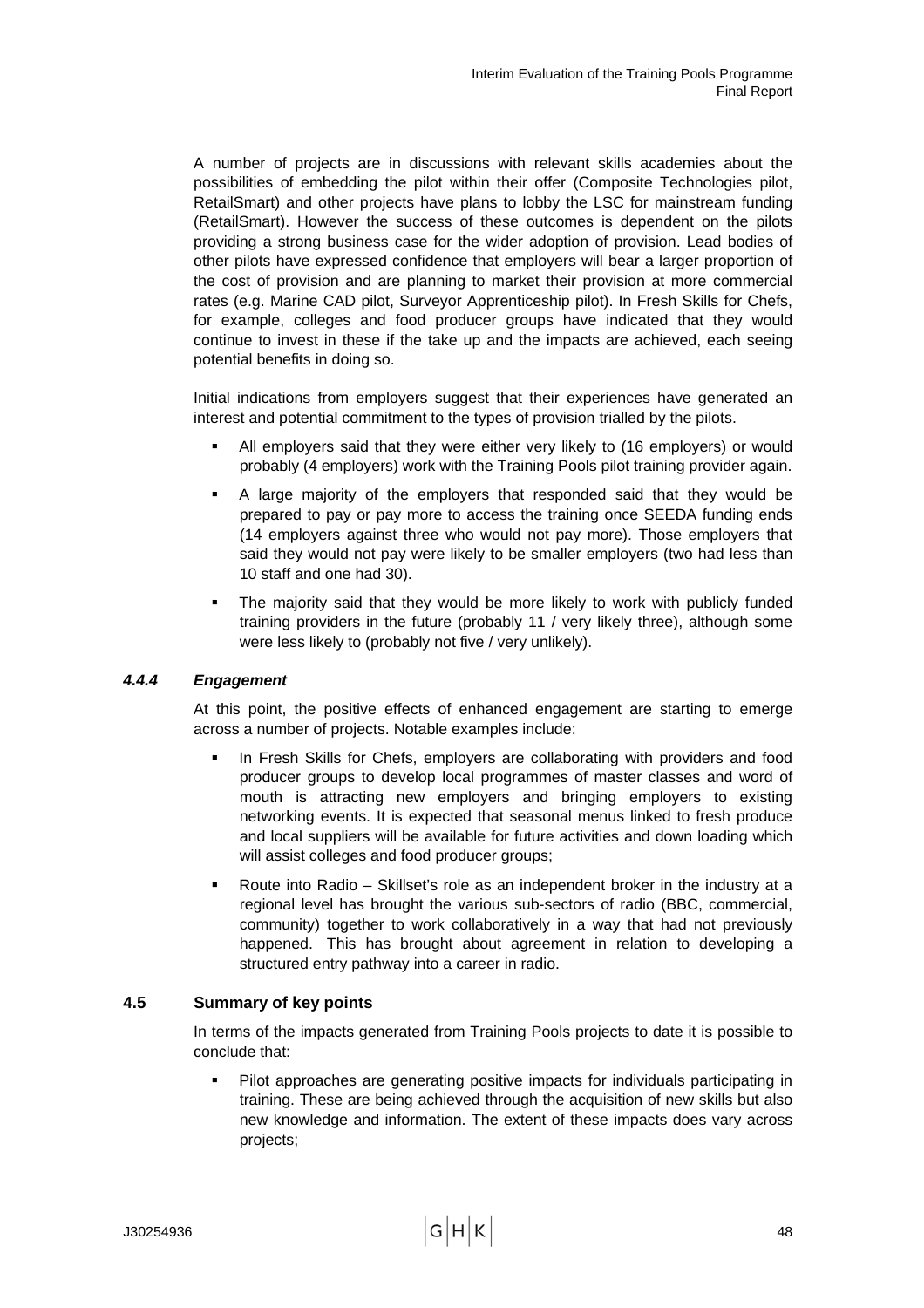A number of projects are in discussions with relevant skills academies about the possibilities of embedding the pilot within their offer (Composite Technologies pilot, RetailSmart) and other projects have plans to lobby the LSC for mainstream funding (RetailSmart). However the success of these outcomes is dependent on the pilots providing a strong business case for the wider adoption of provision. Lead bodies of other pilots have expressed confidence that employers will bear a larger proportion of the cost of provision and are planning to market their provision at more commercial rates (e.g. Marine CAD pilot, Surveyor Apprenticeship pilot). In Fresh Skills for Chefs, for example, colleges and food producer groups have indicated that they would continue to invest in these if the take up and the impacts are achieved, each seeing potential benefits in doing so.

Initial indications from employers suggest that their experiences have generated an interest and potential commitment to the types of provision trialled by the pilots.

- All employers said that they were either very likely to (16 employers) or would probably (4 employers) work with the Training Pools pilot training provider again.
- A large majority of the employers that responded said that they would be prepared to pay or pay more to access the training once SEEDA funding ends (14 employers against three who would not pay more). Those employers that said they would not pay were likely to be smaller employers (two had less than 10 staff and one had 30).
- The majority said that they would be more likely to work with publicly funded training providers in the future (probably 11 / very likely three), although some were less likely to (probably not five / very unlikely).

#### *4.4.4 Engagement*

At this point, the positive effects of enhanced engagement are starting to emerge across a number of projects. Notable examples include:

- In Fresh Skills for Chefs, employers are collaborating with providers and food producer groups to develop local programmes of master classes and word of mouth is attracting new employers and bringing employers to existing networking events. It is expected that seasonal menus linked to fresh produce and local suppliers will be available for future activities and down loading which will assist colleges and food producer groups;
- Route into Radio – Skillset's role as an independent broker in the industry at a regional level has brought the various sub-sectors of radio (BBC, commercial, community) together to work collaboratively in a way that had not previously happened. This has brought about agreement in relation to developing a structured entry pathway into a career in radio.

### 4.5 Summary of key points

In terms of the impacts generated from Training Pools projects to date it is possible to conclude that:

- Pilot approaches are generating positive impacts for individuals participating in training. These are being achieved through the acquisition of new skills but also new knowledge and information. The extent of these impacts does vary across projects;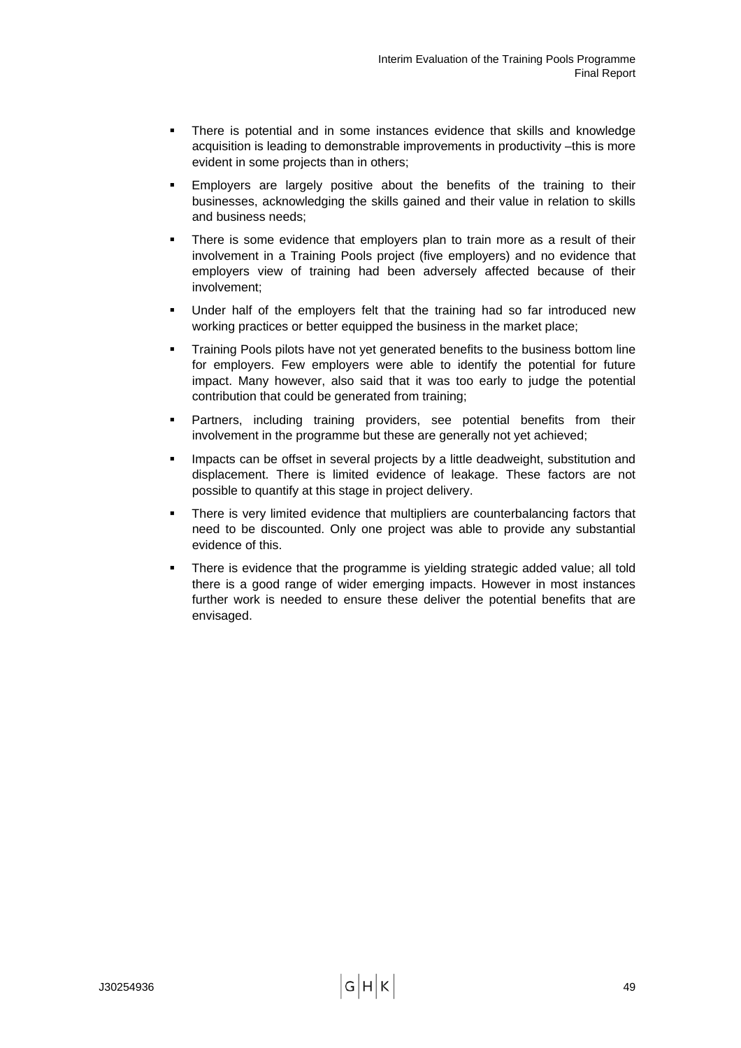- There is potential and in some instances evidence that skills and knowledge acquisition is leading to demonstrable improvements in productivity –this is more evident in some projects than in others;
- Employers are largely positive about the benefits of the training to their businesses, acknowledging the skills gained and their value in relation to skills and business needs;
- There is some evidence that employers plan to train more as a result of their involvement in a Training Pools project (five employers) and no evidence that employers view of training had been adversely affected because of their involvement;
- Under half of the employers felt that the training had so far introduced new working practices or better equipped the business in the market place;
- Training Pools pilots have not yet generated benefits to the business bottom line for employers. Few employers were able to identify the potential for future impact. Many however, also said that it was too early to judge the potential contribution that could be generated from training;
- Partners, including training providers, see potential benefits from their involvement in the programme but these are generally not yet achieved;
- Impacts can be offset in several projects by a little deadweight, substitution and displacement. There is limited evidence of leakage. These factors are not possible to quantify at this stage in project delivery.
- There is very limited evidence that multipliers are counterbalancing factors that need to be discounted. Only one project was able to provide any substantial evidence of this.
- There is evidence that the programme is yielding strategic added value; all told there is a good range of wider emerging impacts. However in most instances further work is needed to ensure these deliver the potential benefits that are envisaged.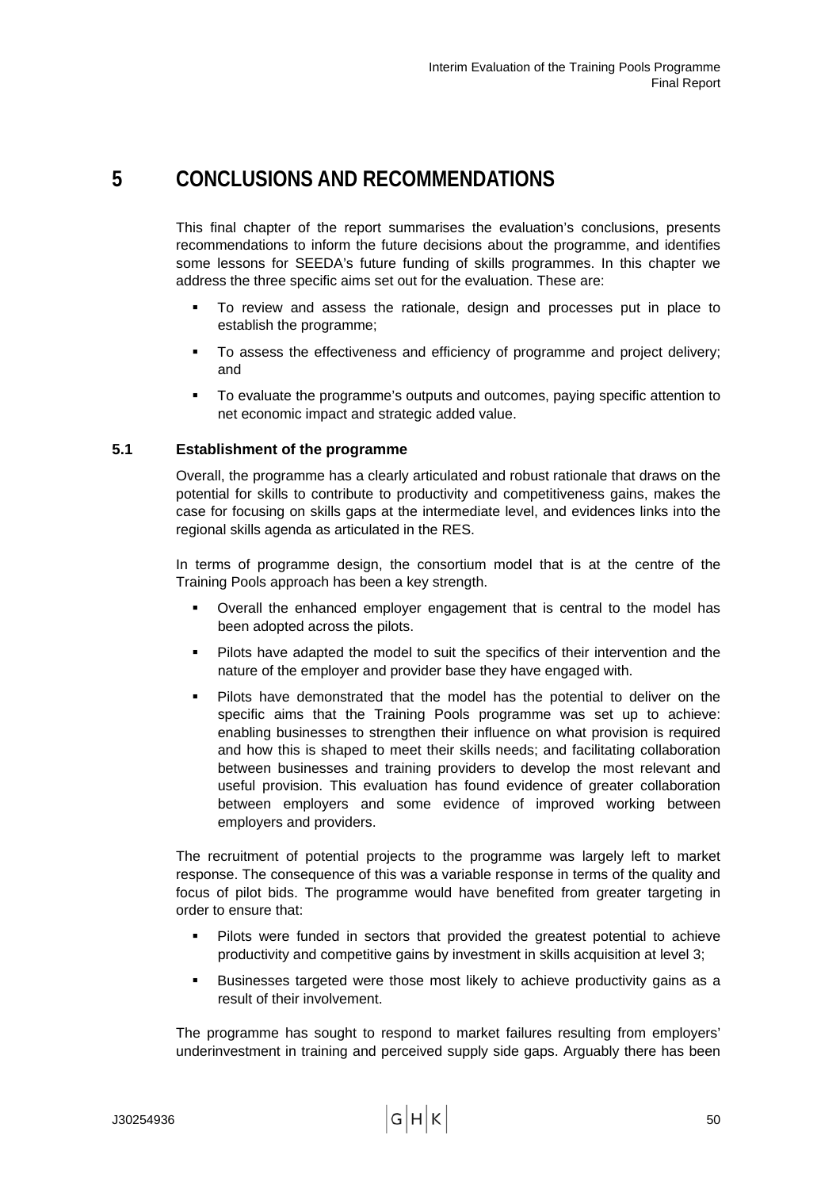# 5 CONCLUSIONS AND RECOMMENDATIONS

This final chapter of the report summarises the evaluation's conclusions, presents recommendations to inform the future decisions about the programme, and identifies some lessons for SEEDA's future funding of skills programmes. In this chapter we address the three specific aims set out for the evaluation. These are:

- To review and assess the rationale, design and processes put in place to establish the programme;
- To assess the effectiveness and efficiency of programme and project delivery; and
- To evaluate the programme's outputs and outcomes, paying specific attention to net economic impact and strategic added value.

## 5.1 Establishment of the programme

Overall, the programme has a clearly articulated and robust rationale that draws on the potential for skills to contribute to productivity and competitiveness gains, makes the case for focusing on skills gaps at the intermediate level, and evidences links into the regional skills agenda as articulated in the RES.

In terms of programme design, the consortium model that is at the centre of the Training Pools approach has been a key strength.

- Overall the enhanced employer engagement that is central to the model has been adopted across the pilots.
- Pilots have adapted the model to suit the specifics of their intervention and the nature of the employer and provider base they have engaged with.
- Pilots have demonstrated that the model has the potential to deliver on the specific aims that the Training Pools programme was set up to achieve: enabling businesses to strengthen their influence on what provision is required and how this is shaped to meet their skills needs; and facilitating collaboration between businesses and training providers to develop the most relevant and useful provision. This evaluation has found evidence of greater collaboration between employers and some evidence of improved working between employers and providers.

The recruitment of potential projects to the programme was largely left to market response. The consequence of this was a variable response in terms of the quality and focus of pilot bids. The programme would have benefited from greater targeting in order to ensure that:

- Pilots were funded in sectors that provided the greatest potential to achieve productivity and competitive gains by investment in skills acquisition at level 3;
- Businesses targeted were those most likely to achieve productivity gains as a result of their involvement.

The programme has sought to respond to market failures resulting from employers' underinvestment in training and perceived supply side gaps. Arguably there has been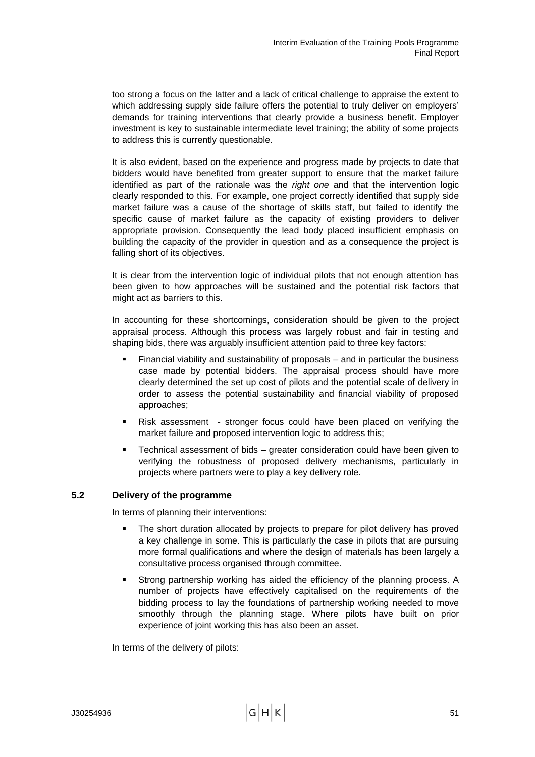too strong a focus on the latter and a lack of critical challenge to appraise the extent to which addressing supply side failure offers the potential to truly deliver on employers' demands for training interventions that clearly provide a business benefit. Employer investment is key to sustainable intermediate level training; the ability of some projects to address this is currently questionable.

It is also evident, based on the experience and progress made by projects to date that bidders would have benefited from greater support to ensure that the market failure identified as part of the rationale was the *right one* and that the intervention logic clearly responded to this. For example, one project correctly identified that supply side market failure was a cause of the shortage of skills staff, but failed to identify the specific cause of market failure as the capacity of existing providers to deliver appropriate provision. Consequently the lead body placed insufficient emphasis on building the capacity of the provider in question and as a consequence the project is falling short of its objectives.

It is clear from the intervention logic of individual pilots that not enough attention has been given to how approaches will be sustained and the potential risk factors that might act as barriers to this.

In accounting for these shortcomings, consideration should be given to the project appraisal process. Although this process was largely robust and fair in testing and shaping bids, there was arguably insufficient attention paid to three key factors:

- Financial viability and sustainability of proposals – and in particular the business case made by potential bidders. The appraisal process should have more clearly determined the set up cost of pilots and the potential scale of delivery in order to assess the potential sustainability and financial viability of proposed approaches;
- Risk assessment - stronger focus could have been placed on verifying the market failure and proposed intervention logic to address this;
- Technical assessment of bids – greater consideration could have been given to verifying the robustness of proposed delivery mechanisms, particularly in projects where partners were to play a key delivery role.

### 5.2 Delivery of the programme

In terms of planning their interventions:

- The short duration allocated by projects to prepare for pilot delivery has proved a key challenge in some. This is particularly the case in pilots that are pursuing more formal qualifications and where the design of materials has been largely a consultative process organised through committee.
- Strong partnership working has aided the efficiency of the planning process. A number of projects have effectively capitalised on the requirements of the bidding process to lay the foundations of partnership working needed to move smoothly through the planning stage. Where pilots have built on prior experience of joint working this has also been an asset.

In terms of the delivery of pilots: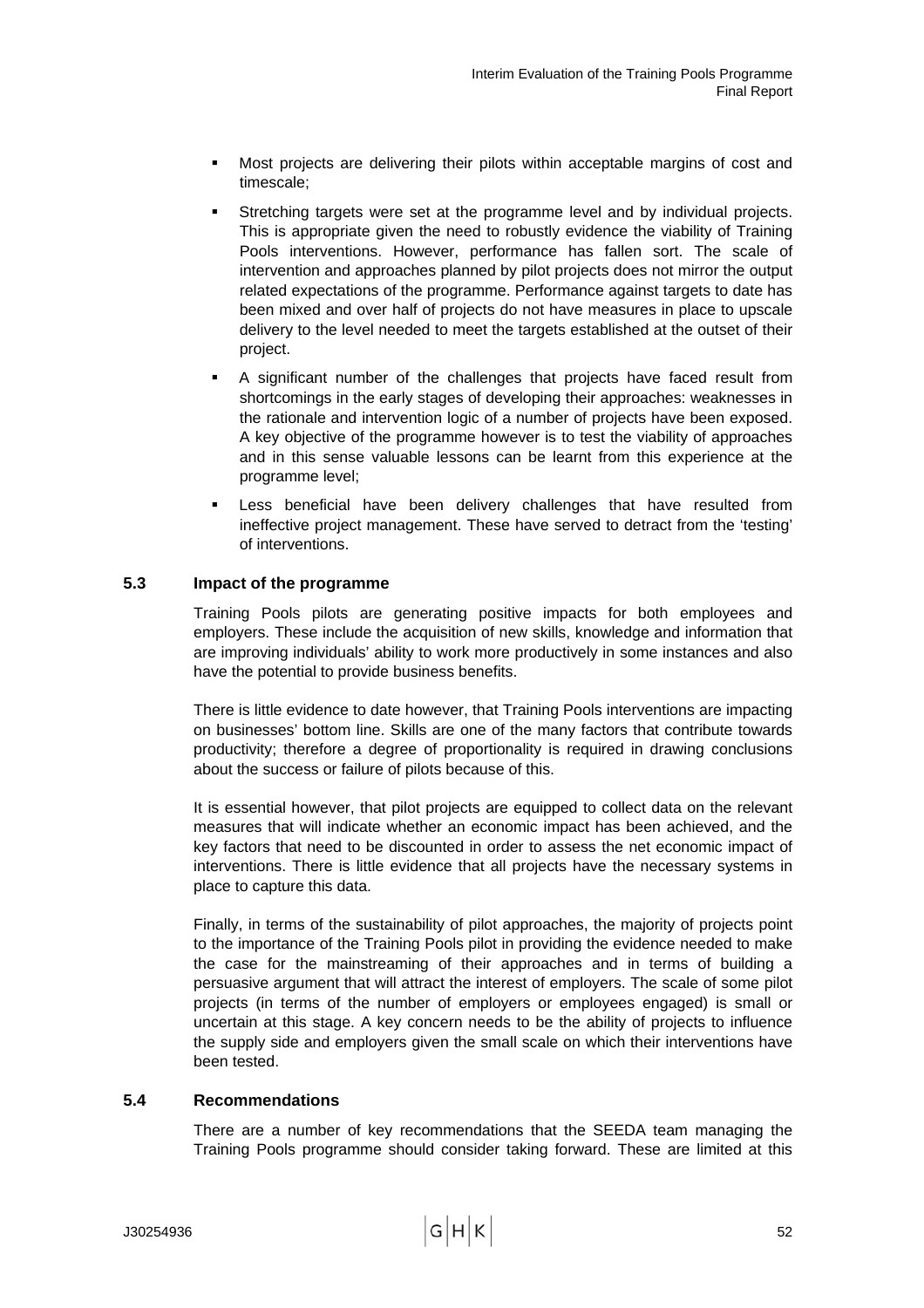- Most projects are delivering their pilots within acceptable margins of cost and timescale;
- Stretching targets were set at the programme level and by individual projects. This is appropriate given the need to robustly evidence the viability of Training Pools interventions. However, performance has fallen sort. The scale of intervention and approaches planned by pilot projects does not mirror the output related expectations of the programme. Performance against targets to date has been mixed and over half of projects do not have measures in place to upscale delivery to the level needed to meet the targets established at the outset of their project.
- A significant number of the challenges that projects have faced result from shortcomings in the early stages of developing their approaches: weaknesses in the rationale and intervention logic of a number of projects have been exposed. A key objective of the programme however is to test the viability of approaches and in this sense valuable lessons can be learnt from this experience at the programme level;
- Less beneficial have been delivery challenges that have resulted from ineffective project management. These have served to detract from the 'testing' of interventions.

### 5.3 Impact of the programme

Training Pools pilots are generating positive impacts for both employees and employers. These include the acquisition of new skills, knowledge and information that are improving individuals' ability to work more productively in some instances and also have the potential to provide business benefits.

There is little evidence to date however, that Training Pools interventions are impacting on businesses' bottom line. Skills are one of the many factors that contribute towards productivity; therefore a degree of proportionality is required in drawing conclusions about the success or failure of pilots because of this.

It is essential however, that pilot projects are equipped to collect data on the relevant measures that will indicate whether an economic impact has been achieved, and the key factors that need to be discounted in order to assess the net economic impact of interventions. There is little evidence that all projects have the necessary systems in place to capture this data.

Finally, in terms of the sustainability of pilot approaches, the majority of projects point to the importance of the Training Pools pilot in providing the evidence needed to make the case for the mainstreaming of their approaches and in terms of building a persuasive argument that will attract the interest of employers. The scale of some pilot projects (in terms of the number of employers or employees engaged) is small or uncertain at this stage. A key concern needs to be the ability of projects to influence the supply side and employers given the small scale on which their interventions have been tested.

### 5.4 Recommendations

There are a number of key recommendations that the SEEDA team managing the Training Pools programme should consider taking forward. These are limited at this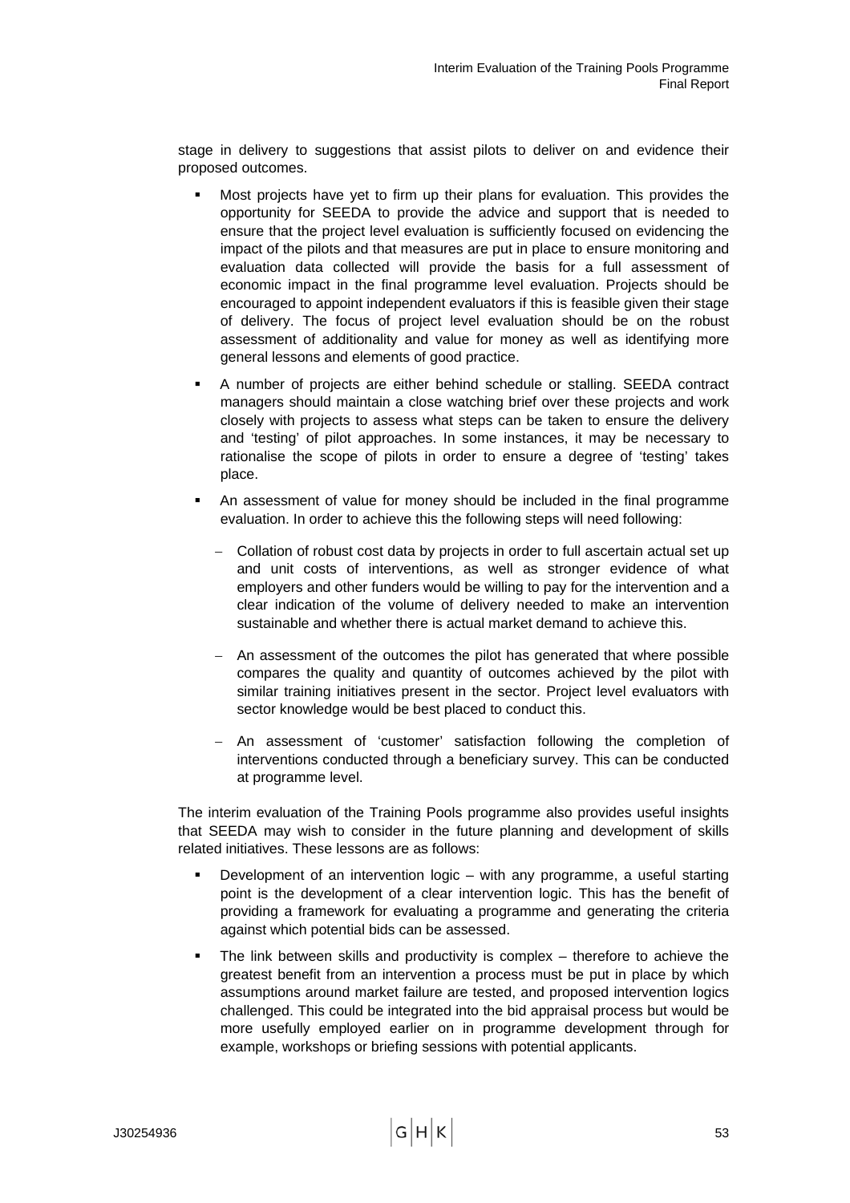stage in delivery to suggestions that assist pilots to deliver on and evidence their proposed outcomes.

- Most projects have yet to firm up their plans for evaluation. This provides the opportunity for SEEDA to provide the advice and support that is needed to ensure that the project level evaluation is sufficiently focused on evidencing the impact of the pilots and that measures are put in place to ensure monitoring and evaluation data collected will provide the basis for a full assessment of economic impact in the final programme level evaluation. Projects should be encouraged to appoint independent evaluators if this is feasible given their stage of delivery. The focus of project level evaluation should be on the robust assessment of additionality and value for money as well as identifying more general lessons and elements of good practice.

- A number of projects are either behind schedule or stalling. SEEDA contract managers should maintain a close watching brief over these projects and work closely with projects to assess what steps can be taken to ensure the delivery and 'testing' of pilot approaches. In some instances, it may be necessary to rationalise the scope of pilots in order to ensure a degree of 'testing' takes place.

- An assessment of value for money should be included in the final programme evaluation. In order to achieve this the following steps will need following:

  - Collation of robust cost data by projects in order to full ascertain actual set up and unit costs of interventions, as well as stronger evidence of what employers and other funders would be willing to pay for the intervention and a clear indication of the volume of delivery needed to make an intervention sustainable and whether there is actual market demand to achieve this.

  - An assessment of the outcomes the pilot has generated that where possible compares the quality and quantity of outcomes achieved by the pilot with similar training initiatives present in the sector. Project level evaluators with sector knowledge would be best placed to conduct this.

  - An assessment of 'customer' satisfaction following the completion of interventions conducted through a beneficiary survey. This can be conducted at programme level.

The interim evaluation of the Training Pools programme also provides useful insights that SEEDA may wish to consider in the future planning and development of skills related initiatives. These lessons are as follows:

- Development of an intervention logic – with any programme, a useful starting point is the development of a clear intervention logic. This has the benefit of providing a framework for evaluating a programme and generating the criteria against which potential bids can be assessed.

- The link between skills and productivity is complex – therefore to achieve the greatest benefit from an intervention a process must be put in place by which assumptions around market failure are tested, and proposed intervention logics challenged. This could be integrated into the bid appraisal process but would be more usefully employed earlier on in programme development through for example, workshops or briefing sessions with potential applicants.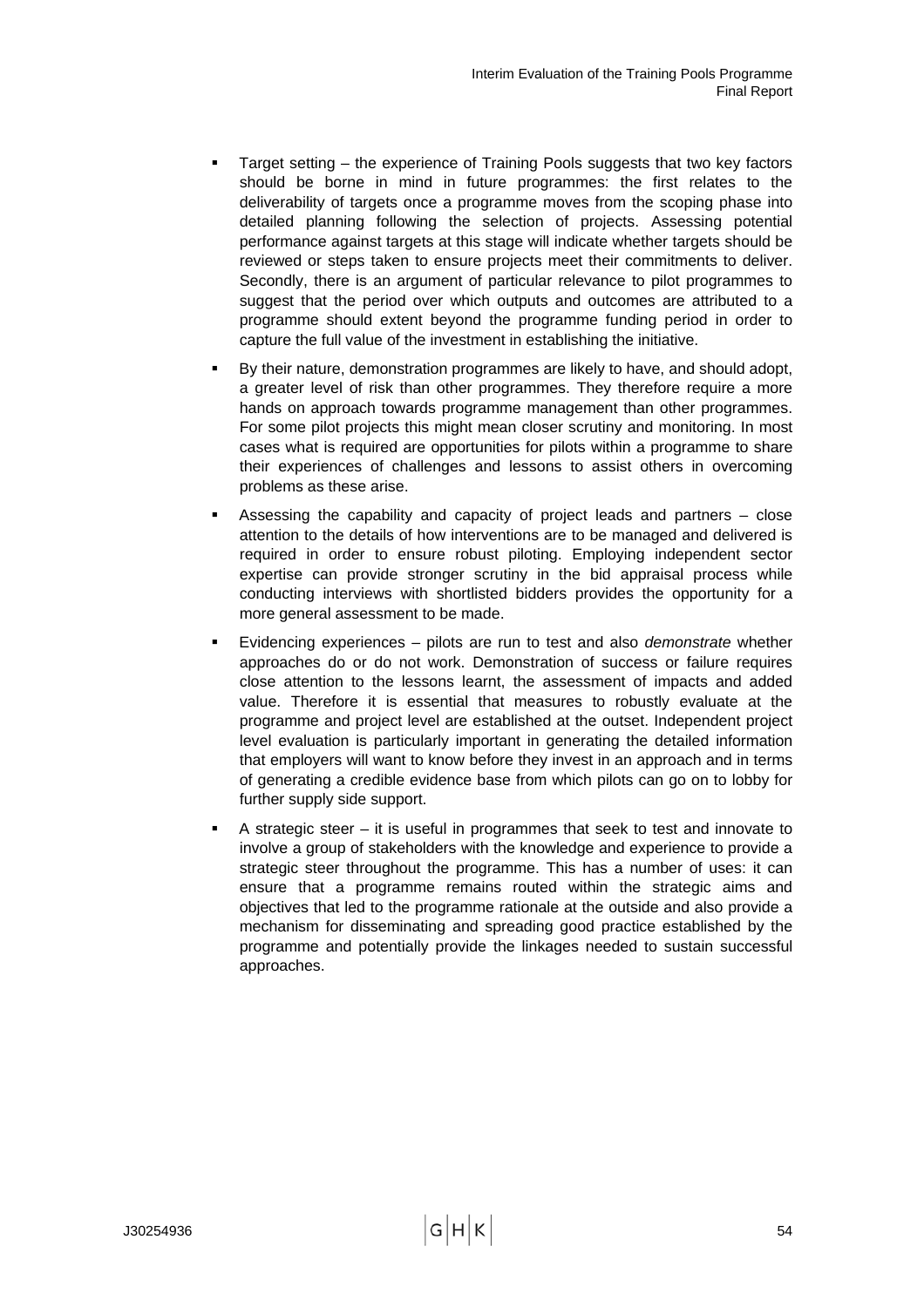- Target setting – the experience of Training Pools suggests that two key factors should be borne in mind in future programmes: the first relates to the deliverability of targets once a programme moves from the scoping phase into detailed planning following the selection of projects. Assessing potential performance against targets at this stage will indicate whether targets should be reviewed or steps taken to ensure projects meet their commitments to deliver. Secondly, there is an argument of particular relevance to pilot programmes to suggest that the period over which outputs and outcomes are attributed to a programme should extent beyond the programme funding period in order to capture the full value of the investment in establishing the initiative.

- By their nature, demonstration programmes are likely to have, and should adopt, a greater level of risk than other programmes. They therefore require a more hands on approach towards programme management than other programmes. For some pilot projects this might mean closer scrutiny and monitoring. In most cases what is required are opportunities for pilots within a programme to share their experiences of challenges and lessons to assist others in overcoming problems as these arise.

- Assessing the capability and capacity of project leads and partners – close attention to the details of how interventions are to be managed and delivered is required in order to ensure robust piloting. Employing independent sector expertise can provide stronger scrutiny in the bid appraisal process while conducting interviews with shortlisted bidders provides the opportunity for a more general assessment to be made.

- Evidencing experiences – pilots are run to test and also *demonstrate* whether approaches do or do not work. Demonstration of success or failure requires close attention to the lessons learnt, the assessment of impacts and added value. Therefore it is essential that measures to robustly evaluate at the programme and project level are established at the outset. Independent project level evaluation is particularly important in generating the detailed information that employers will want to know before they invest in an approach and in terms of generating a credible evidence base from which pilots can go on to lobby for further supply side support.

- A strategic steer – it is useful in programmes that seek to test and innovate to involve a group of stakeholders with the knowledge and experience to provide a strategic steer throughout the programme. This has a number of uses: it can ensure that a programme remains routed within the strategic aims and objectives that led to the programme rationale at the outside and also provide a mechanism for disseminating and spreading good practice established by the programme and potentially provide the linkages needed to sustain successful approaches.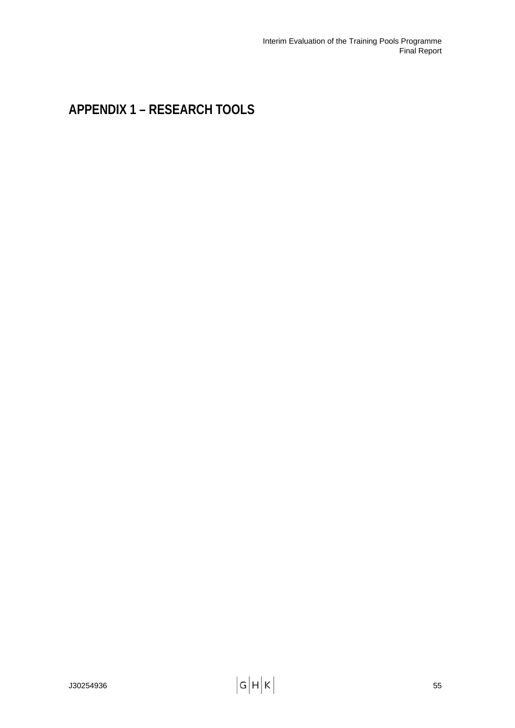# APPENDIX 1 – RESEARCH TOOLS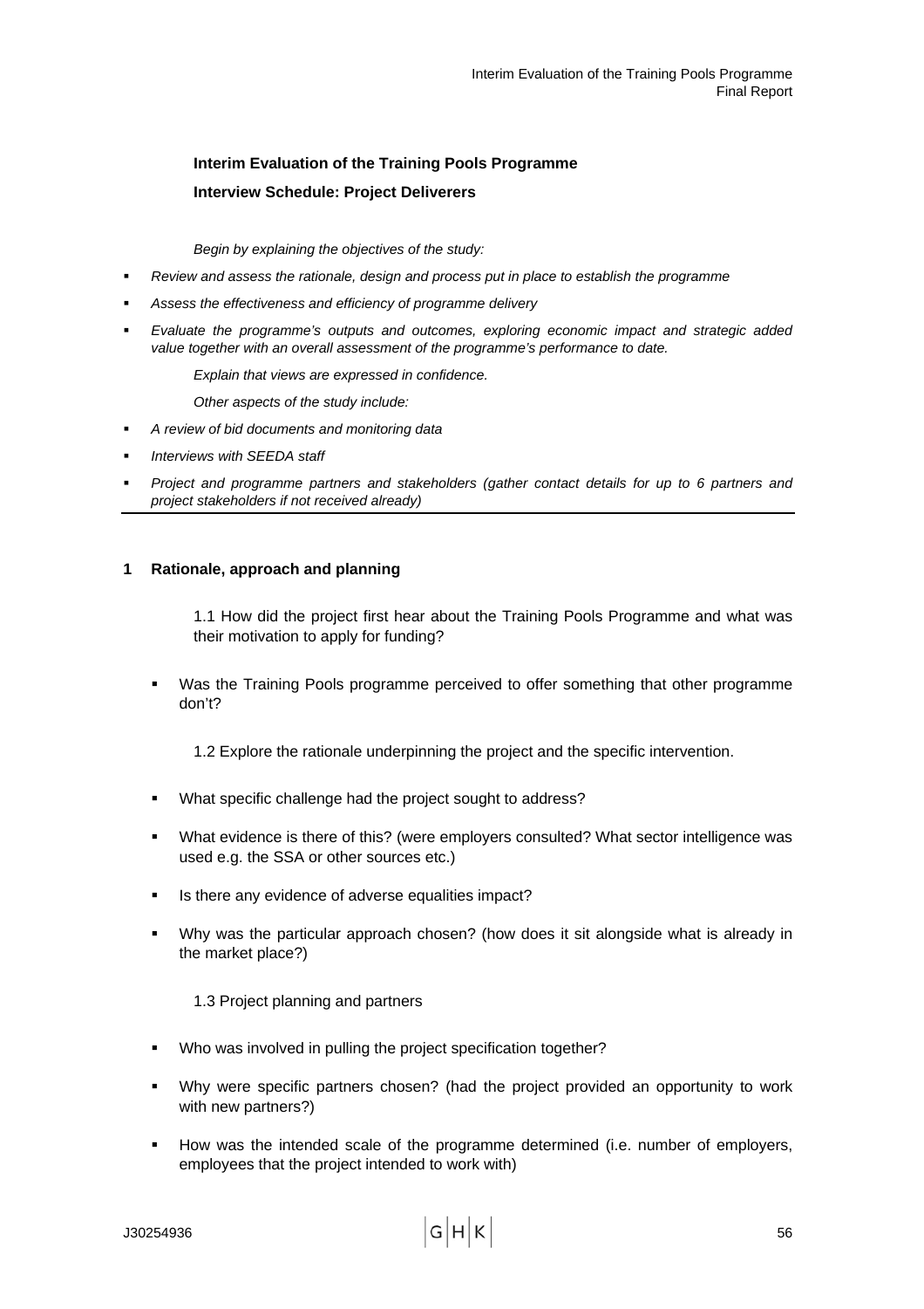**Interim Evaluation of the Training Pools Programme**

**Interview Schedule: Project Deliverers**

*Begin by explaining the objectives of the study:*

- *Review and assess the rationale, design and process put in place to establish the programme*
- *Assess the effectiveness and efficiency of programme delivery*
- *Evaluate the programme's outputs and outcomes, exploring economic impact and strategic added value together with an overall assessment of the programme's performance to date.*

*Explain that views are expressed in confidence.*

*Other aspects of the study include:*

- *A review of bid documents and monitoring data*
- *Interviews with SEEDA staff*
- *Project and programme partners and stakeholders (gather contact details for up to 6 partners and project stakeholders if not received already)*

---

## 1 Rationale, approach and planning

1.1 How did the project first hear about the Training Pools Programme and what was their motivation to apply for funding?

- Was the Training Pools programme perceived to offer something that other programme don't?

1.2 Explore the rationale underpinning the project and the specific intervention.

- What specific challenge had the project sought to address?
- What evidence is there of this? (were employers consulted? What sector intelligence was used e.g. the SSA or other sources etc.)
- Is there any evidence of adverse equalities impact?
- Why was the particular approach chosen? (how does it sit alongside what is already in the market place?)

1.3 Project planning and partners

- Who was involved in pulling the project specification together?
- Why were specific partners chosen? (had the project provided an opportunity to work with new partners?)
- How was the intended scale of the programme determined (i.e. number of employers, employees that the project intended to work with)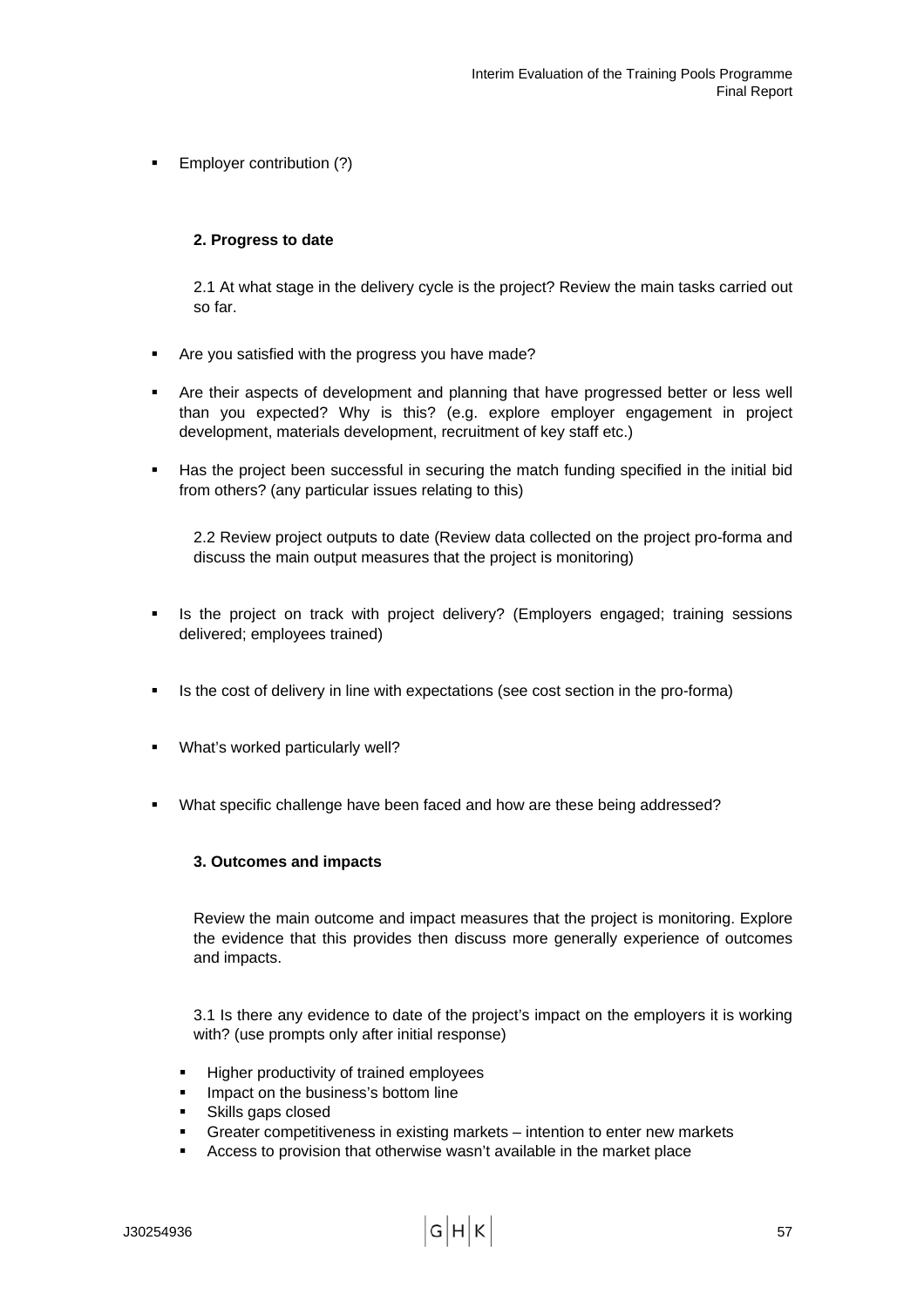- Employer contribution (?)

**2. Progress to date**

2.1 At what stage in the delivery cycle is the project? Review the main tasks carried out so far.

- Are you satisfied with the progress you have made?
- Are their aspects of development and planning that have progressed better or less well than you expected? Why is this? (e.g. explore employer engagement in project development, materials development, recruitment of key staff etc.)
- Has the project been successful in securing the match funding specified in the initial bid from others? (any particular issues relating to this)

2.2 Review project outputs to date (Review data collected on the project pro-forma and discuss the main output measures that the project is monitoring)

- Is the project on track with project delivery? (Employers engaged; training sessions delivered; employees trained)
- Is the cost of delivery in line with expectations (see cost section in the pro-forma)
- What's worked particularly well?
- What specific challenge have been faced and how are these being addressed?

**3. Outcomes and impacts**

Review the main outcome and impact measures that the project is monitoring. Explore the evidence that this provides then discuss more generally experience of outcomes and impacts.

3.1 Is there any evidence to date of the project's impact on the employers it is working with? (use prompts only after initial response)

- Higher productivity of trained employees
- Impact on the business's bottom line
- Skills gaps closed
- Greater competitiveness in existing markets – intention to enter new markets
- Access to provision that otherwise wasn't available in the market place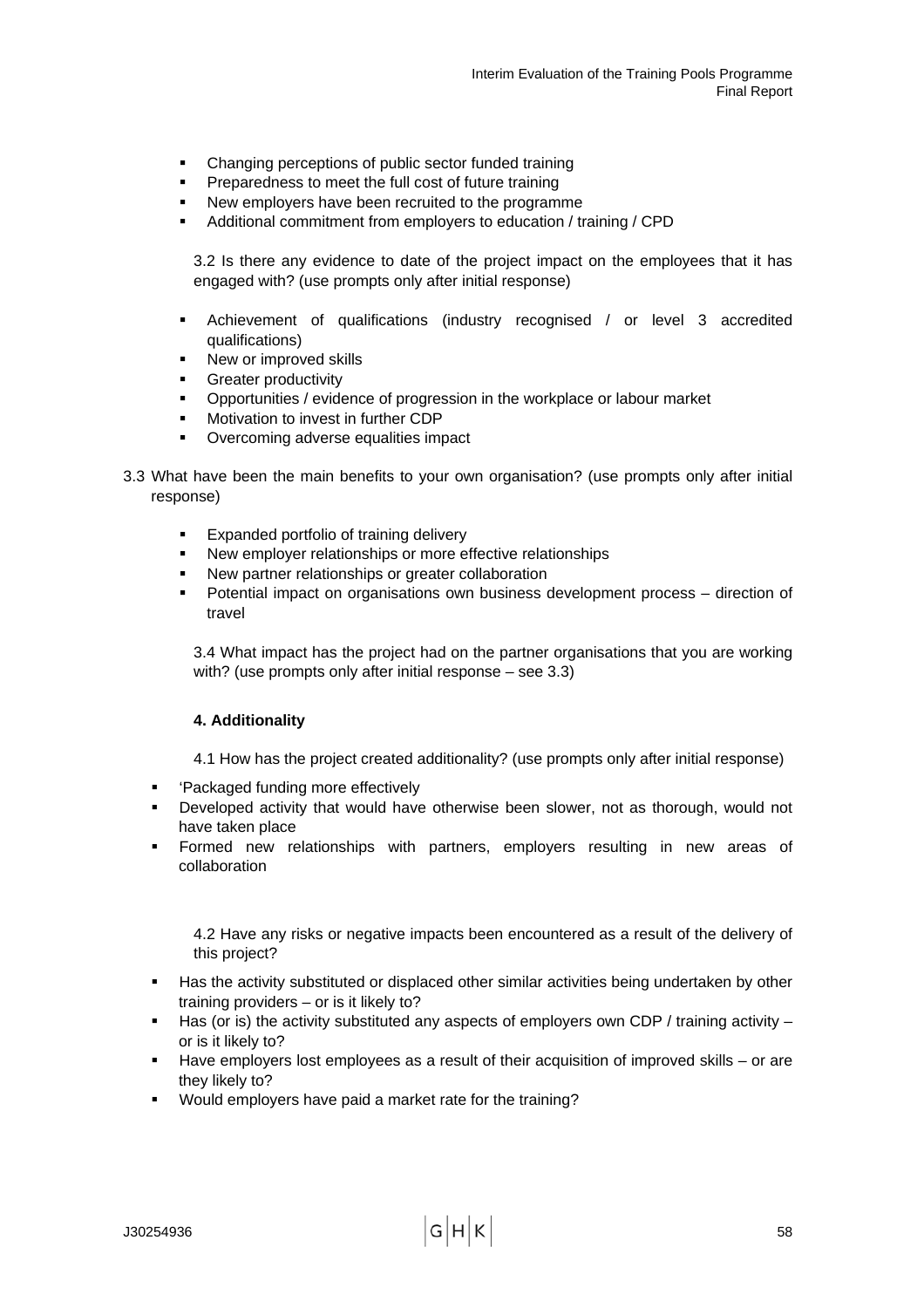- Changing perceptions of public sector funded training
- Preparedness to meet the full cost of future training
- New employers have been recruited to the programme
- Additional commitment from employers to education / training / CPD

3.2 Is there any evidence to date of the project impact on the employees that it has engaged with? (use prompts only after initial response)

- Achievement of qualifications (industry recognised / or level 3 accredited qualifications)
- New or improved skills
- Greater productivity
- Opportunities / evidence of progression in the workplace or labour market
- Motivation to invest in further CDP
- Overcoming adverse equalities impact

3.3 What have been the main benefits to your own organisation? (use prompts only after initial response)

- Expanded portfolio of training delivery
- New employer relationships or more effective relationships
- New partner relationships or greater collaboration
- Potential impact on organisations own business development process – direction of travel

3.4 What impact has the project had on the partner organisations that you are working with? (use prompts only after initial response – see 3.3)

**4. Additionality**

4.1 How has the project created additionality? (use prompts only after initial response)

- 'Packaged funding more effectively
- Developed activity that would have otherwise been slower, not as thorough, would not have taken place
- Formed new relationships with partners, employers resulting in new areas of collaboration

4.2 Have any risks or negative impacts been encountered as a result of the delivery of this project?

- Has the activity substituted or displaced other similar activities being undertaken by other training providers – or is it likely to?
- Has (or is) the activity substituted any aspects of employers own CDP / training activity – or is it likely to?
- Have employers lost employees as a result of their acquisition of improved skills – or are they likely to?
- Would employers have paid a market rate for the training?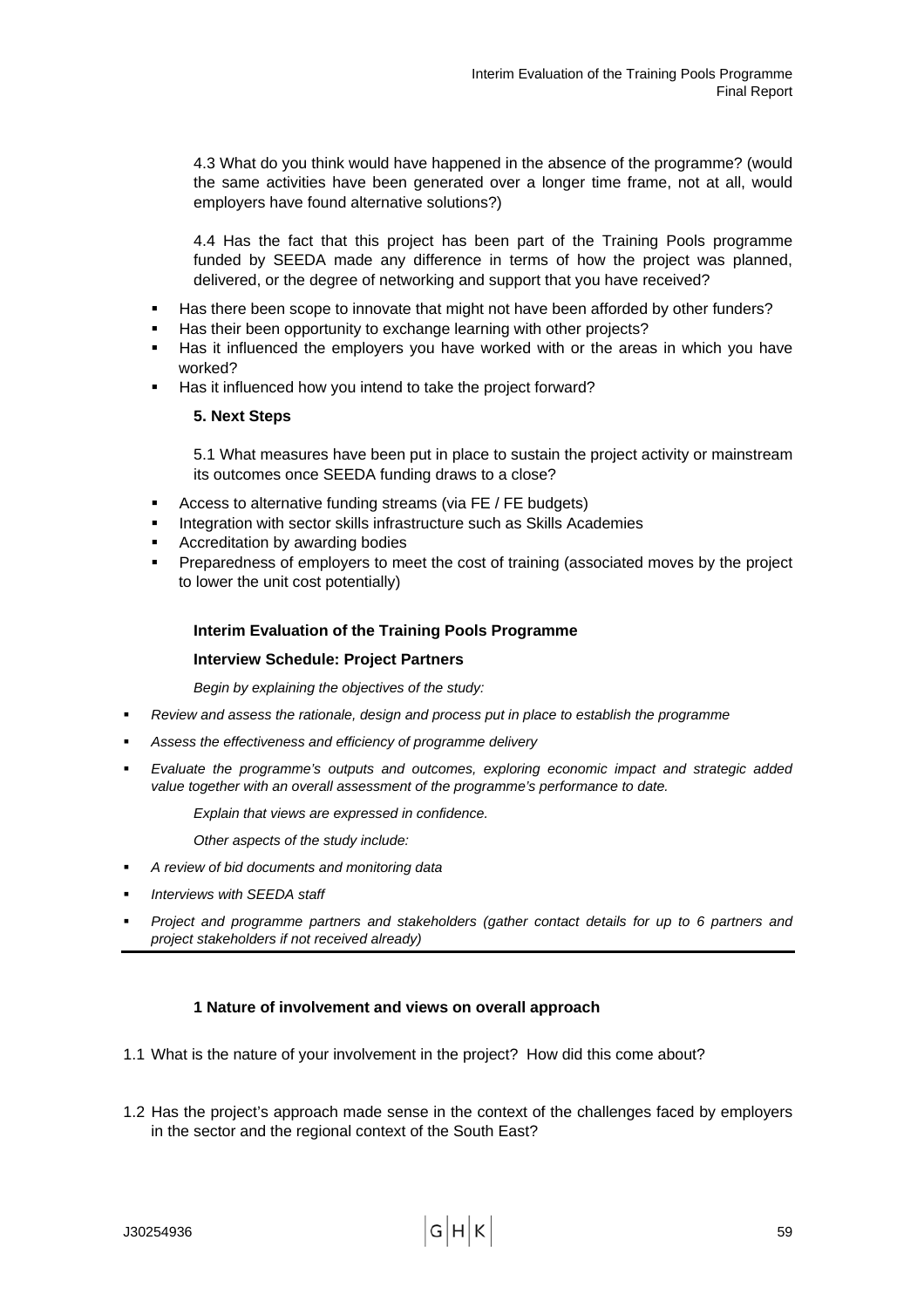4.3 What do you think would have happened in the absence of the programme? (would the same activities have been generated over a longer time frame, not at all, would employers have found alternative solutions?)

4.4 Has the fact that this project has been part of the Training Pools programme funded by SEEDA made any difference in terms of how the project was planned, delivered, or the degree of networking and support that you have received?

- Has there been scope to innovate that might not have been afforded by other funders?
- Has their been opportunity to exchange learning with other projects?
- Has it influenced the employers you have worked with or the areas in which you have worked?
- Has it influenced how you intend to take the project forward?

**5. Next Steps**

5.1 What measures have been put in place to sustain the project activity or mainstream its outcomes once SEEDA funding draws to a close?

- Access to alternative funding streams (via FE / FE budgets)
- Integration with sector skills infrastructure such as Skills Academies
- Accreditation by awarding bodies
- Preparedness of employers to meet the cost of training (associated moves by the project to lower the unit cost potentially)

**Interim Evaluation of the Training Pools Programme**

**Interview Schedule: Project Partners**

*Begin by explaining the objectives of the study:*

- *Review and assess the rationale, design and process put in place to establish the programme*
- *Assess the effectiveness and efficiency of programme delivery*
- *Evaluate the programme's outputs and outcomes, exploring economic impact and strategic added value together with an overall assessment of the programme's performance to date.*

*Explain that views are expressed in confidence.*

*Other aspects of the study include:*

- *A review of bid documents and monitoring data*
- *Interviews with SEEDA staff*
- *Project and programme partners and stakeholders (gather contact details for up to 6 partners and project stakeholders if not received already)*

---

**1 Nature of involvement and views on overall approach**

1.1 What is the nature of your involvement in the project? How did this come about?

1.2 Has the project's approach made sense in the context of the challenges faced by employers in the sector and the regional context of the South East?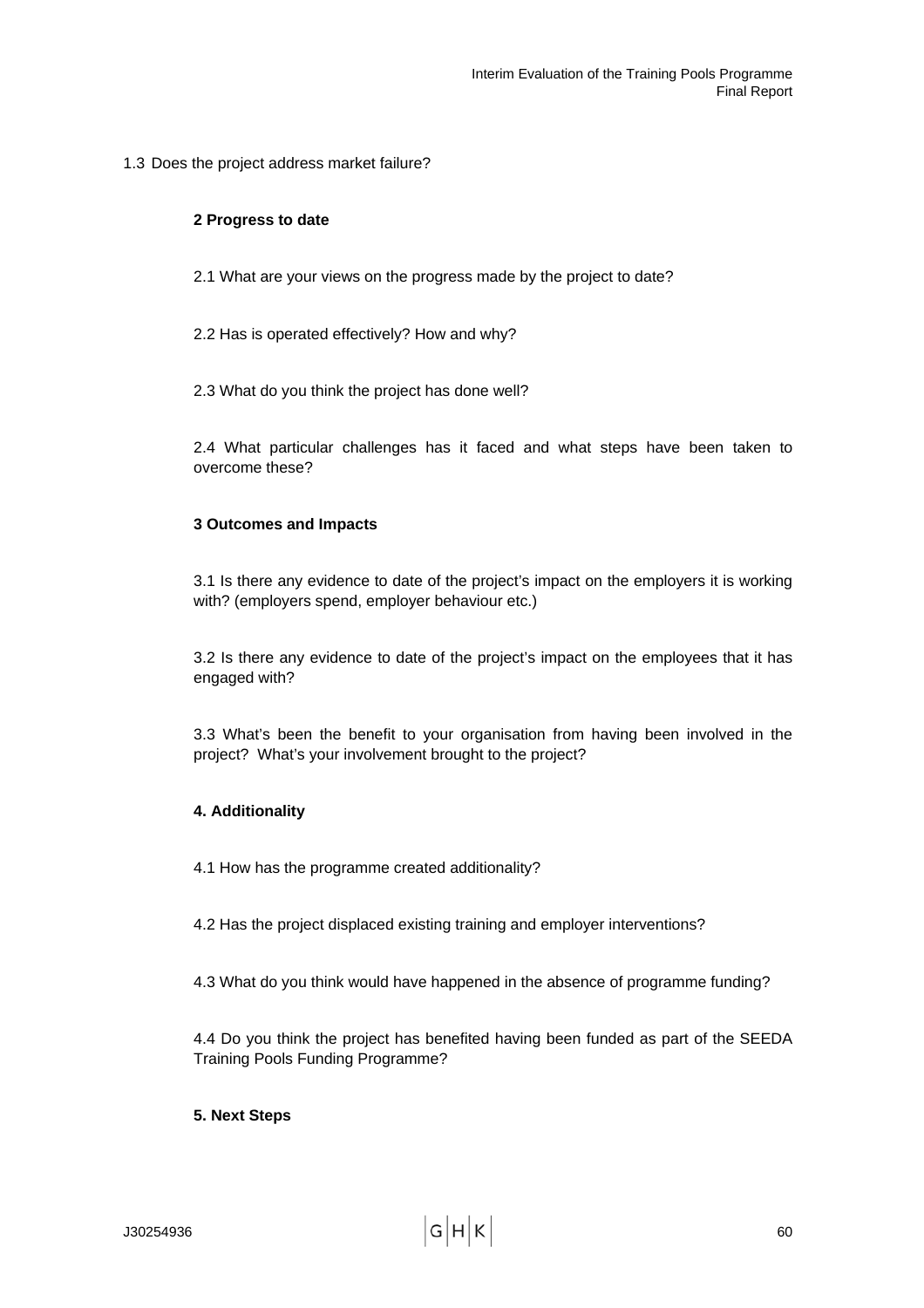1.3 Does the project address market failure?

**2 Progress to date**

2.1 What are your views on the progress made by the project to date?

2.2 Has is operated effectively? How and why?

2.3 What do you think the project has done well?

2.4 What particular challenges has it faced and what steps have been taken to overcome these?

**3 Outcomes and Impacts**

3.1 Is there any evidence to date of the project's impact on the employers it is working with? (employers spend, employer behaviour etc.)

3.2 Is there any evidence to date of the project's impact on the employees that it has engaged with?

3.3 What's been the benefit to your organisation from having been involved in the project? What's your involvement brought to the project?

**4. Additionality**

4.1 How has the programme created additionality?

4.2 Has the project displaced existing training and employer interventions?

4.3 What do you think would have happened in the absence of programme funding?

4.4 Do you think the project has benefited having been funded as part of the SEEDA Training Pools Funding Programme?

**5. Next Steps**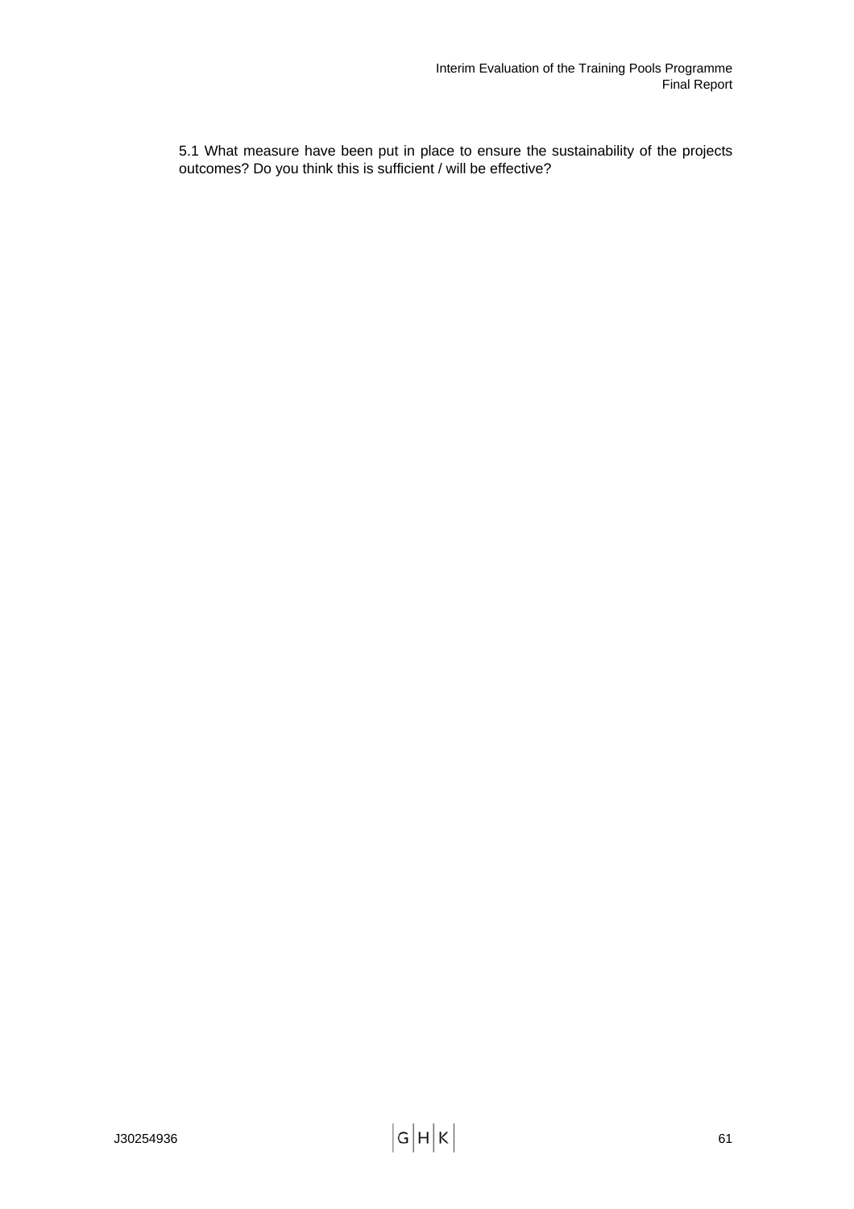5.1 What measure have been put in place to ensure the sustainability of the projects outcomes? Do you think this is sufficient / will be effective?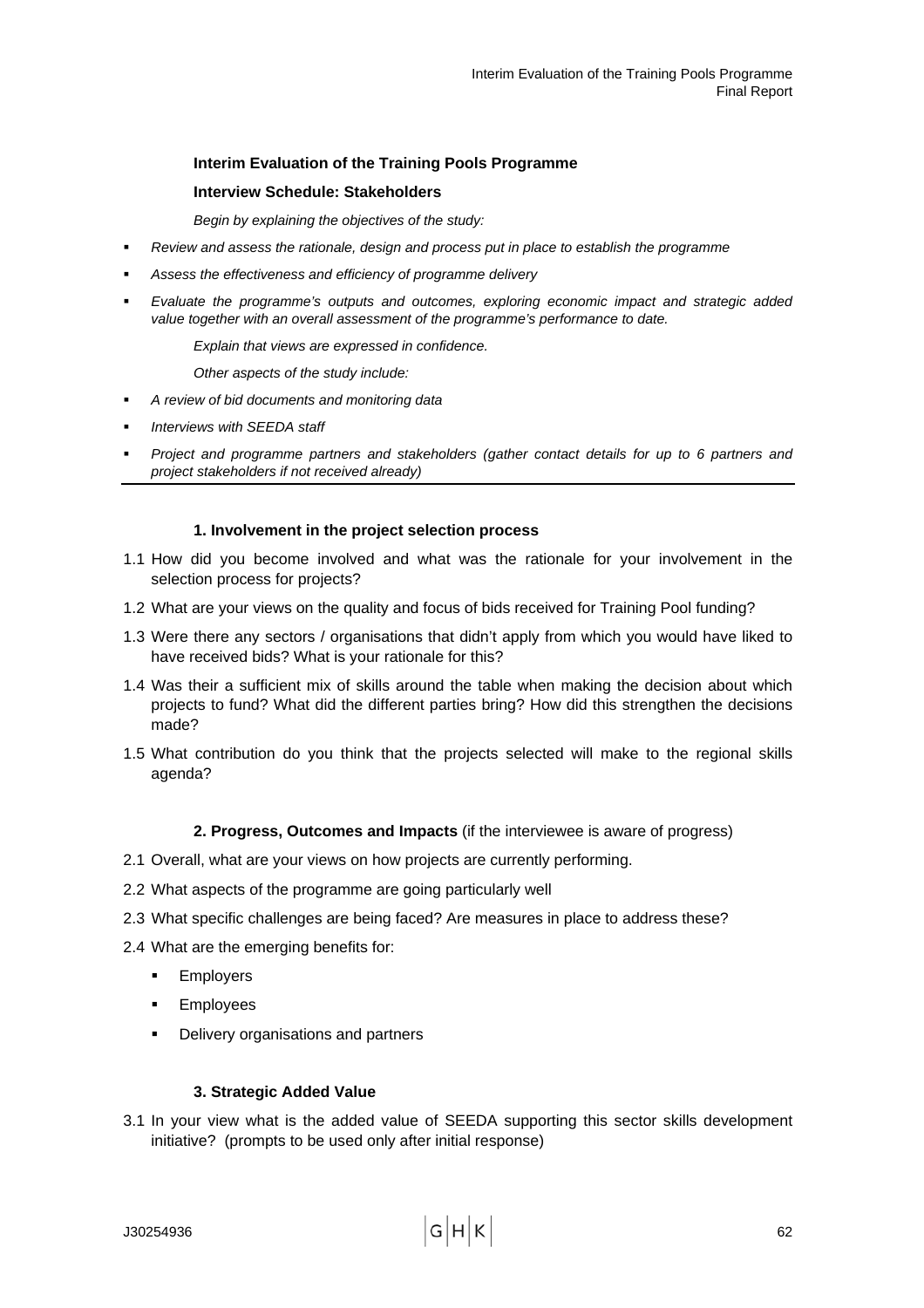**Interim Evaluation of the Training Pools Programme**

**Interview Schedule: Stakeholders**

*Begin by explaining the objectives of the study:*

- *Review and assess the rationale, design and process put in place to establish the programme*
- *Assess the effectiveness and efficiency of programme delivery*
- *Evaluate the programme's outputs and outcomes, exploring economic impact and strategic added value together with an overall assessment of the programme's performance to date.*

*Explain that views are expressed in confidence.*

*Other aspects of the study include:*

- *A review of bid documents and monitoring data*
- *Interviews with SEEDA staff*
- *Project and programme partners and stakeholders (gather contact details for up to 6 partners and project stakeholders if not received already)*

---

**1. Involvement in the project selection process**

1.1 How did you become involved and what was the rationale for your involvement in the selection process for projects?

1.2 What are your views on the quality and focus of bids received for Training Pool funding?

1.3 Were there any sectors / organisations that didn't apply from which you would have liked to have received bids? What is your rationale for this?

1.4 Was their a sufficient mix of skills around the table when making the decision about which projects to fund? What did the different parties bring? How did this strengthen the decisions made?

1.5 What contribution do you think that the projects selected will make to the regional skills agenda?

**2. Progress, Outcomes and Impacts** (if the interviewee is aware of progress)

2.1 Overall, what are your views on how projects are currently performing.

2.2 What aspects of the programme are going particularly well

2.3 What specific challenges are being faced? Are measures in place to address these?

2.4 What are the emerging benefits for:

- Employers
- Employees
- Delivery organisations and partners

**3. Strategic Added Value**

3.1 In your view what is the added value of SEEDA supporting this sector skills development initiative? (prompts to be used only after initial response)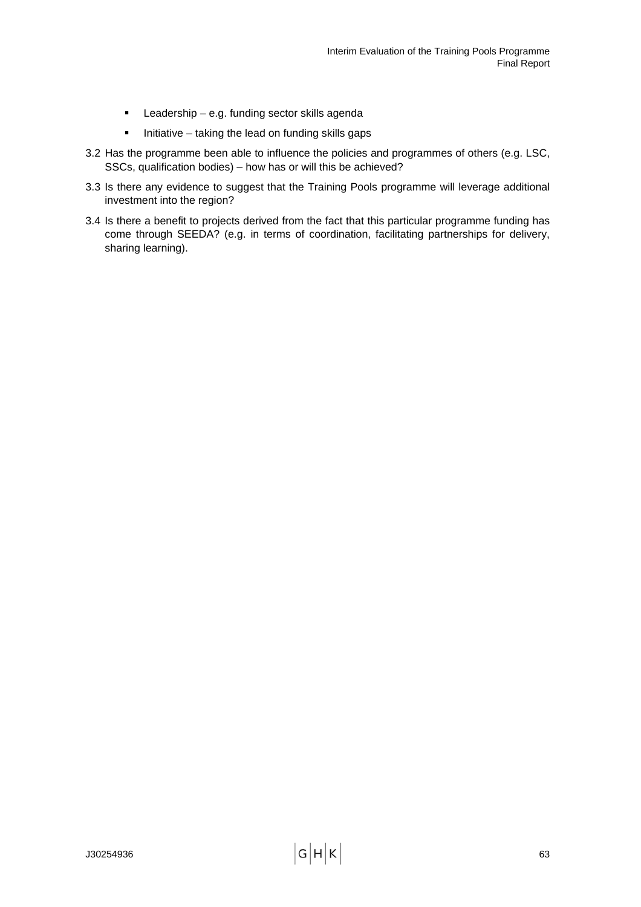- Leadership – e.g. funding sector skills agenda
- Initiative – taking the lead on funding skills gaps

3.2 Has the programme been able to influence the policies and programmes of others (e.g. LSC, SSCs, qualification bodies) – how has or will this be achieved?

3.3 Is there any evidence to suggest that the Training Pools programme will leverage additional investment into the region?

3.4 Is there a benefit to projects derived from the fact that this particular programme funding has come through SEEDA? (e.g. in terms of coordination, facilitating partnerships for delivery, sharing learning).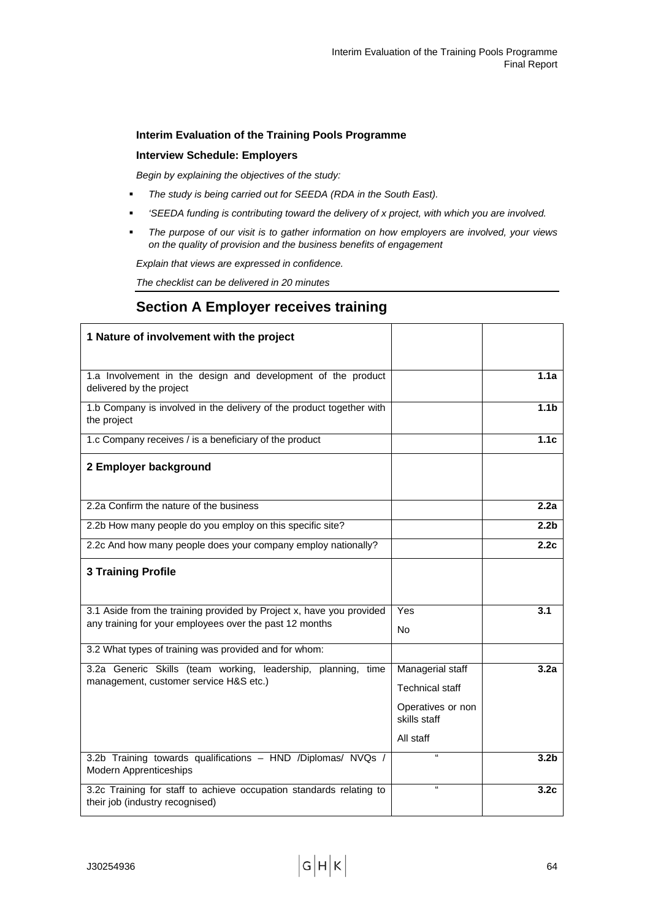**Interim Evaluation of the Training Pools Programme**

**Interview Schedule: Employers**

*Begin by explaining the objectives of the study:*

- *The study is being carried out for SEEDA (RDA in the South East).*
- *'SEEDA funding is contributing toward the delivery of x project, with which you are involved.*
- *The purpose of our visit is to gather information on how employers are involved, your views on the quality of provision and the business benefits of engagement*

*Explain that views are expressed in confidence.*

*The checklist can be delivered in 20 minutes*

## Section A Employer receives training

| **1 Nature of involvement with the project** | | |
|---|---|---|
| 1.a Involvement in the design and development of the product delivered by the project | | **1.1a** |
| 1.b Company is involved in the delivery of the product together with the project | | **1.1b** |
| 1.c Company receives / is a beneficiary of the product | | **1.1c** |
| **2 Employer background** | | |
| 2.2a Confirm the nature of the business | | **2.2a** |
| 2.2b How many people do you employ on this specific site? | | **2.2b** |
| 2.2c And how many people does your company employ nationally? | | **2.2c** |
| **3 Training Profile** | | |
| 3.1 Aside from the training provided by Project x, have you provided any training for your employees over the past 12 months | Yes<br>No | **3.1** |
| 3.2 What types of training was provided and for whom: | | |
| 3.2a Generic Skills (team working, leadership, planning, time management, customer service H&S etc.) | Managerial staff<br>Technical staff<br>Operatives or non skills staff<br>All staff | **3.2a** |
| 3.2b Training towards qualifications – HND /Diplomas/ NVQs / Modern Apprenticeships | " | **3.2b** |
| 3.2c Training for staff to achieve occupation standards relating to their job (industry recognised) | " | **3.2c** |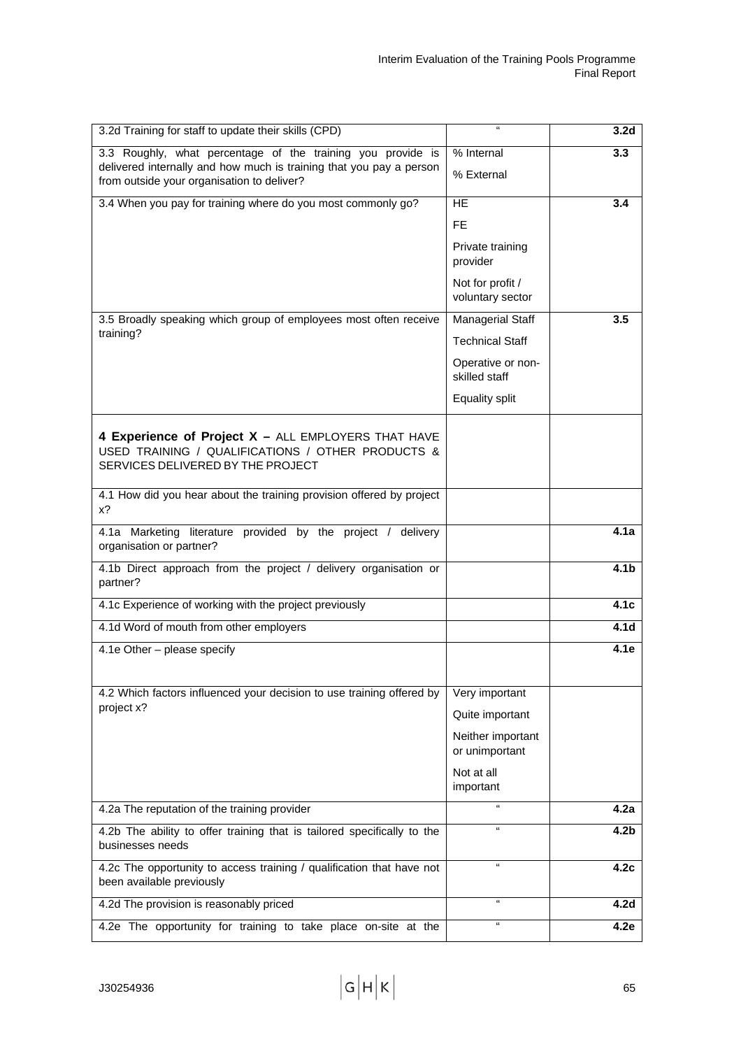| | | |
|---|---|---|
| 3.2d Training for staff to update their skills (CPD) | " | **3.2d** |
| 3.3 Roughly, what percentage of the training you provide is delivered internally and how much is training that you pay a person from outside your organisation to deliver? | % Internal<br>% External | **3.3** |
| 3.4 When you pay for training where do you most commonly go? | HE<br>FE<br>Private training provider<br>Not for profit / voluntary sector | **3.4** |
| 3.5 Broadly speaking which group of employees most often receive training? | Managerial Staff<br>Technical Staff<br>Operative or non-skilled staff<br>Equality split | **3.5** |
| **4 Experience of Project X –** ALL EMPLOYERS THAT HAVE USED TRAINING / QUALIFICATIONS / OTHER PRODUCTS & SERVICES DELIVERED BY THE PROJECT | | |
| 4.1 How did you hear about the training provision offered by project x? | | |
| 4.1a Marketing literature provided by the project / delivery organisation or partner? | | **4.1a** |
| 4.1b Direct approach from the project / delivery organisation or partner? | | **4.1b** |
| 4.1c Experience of working with the project previously | | **4.1c** |
| 4.1d Word of mouth from other employers | | **4.1d** |
| 4.1e Other – please specify | | **4.1e** |
| 4.2 Which factors influenced your decision to use training offered by project x? | Very important<br>Quite important<br>Neither important or unimportant<br>Not at all important | |
| 4.2a The reputation of the training provider | " | **4.2a** |
| 4.2b The ability to offer training that is tailored specifically to the businesses needs | " | **4.2b** |
| 4.2c The opportunity to access training / qualification that have not been available previously | " | **4.2c** |
| 4.2d The provision is reasonably priced | " | **4.2d** |
| 4.2e The opportunity for training to take place on-site at the | " | **4.2e** |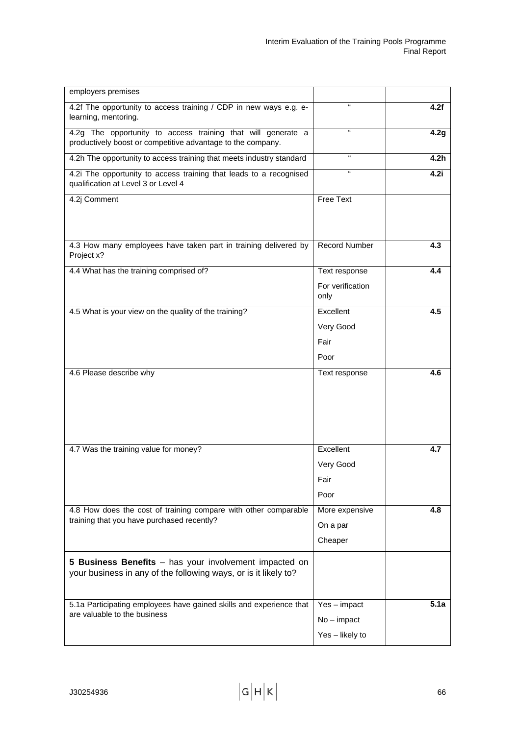| | | |
|---|---|---|
| employers premises | | |
| 4.2f The opportunity to access training / CDP in new ways e.g. e-learning, mentoring. | " | **4.2f** |
| 4.2g The opportunity to access training that will generate a productively boost or competitive advantage to the company. | " | **4.2g** |
| 4.2h The opportunity to access training that meets industry standard | " | **4.2h** |
| 4.2i The opportunity to access training that leads to a recognised qualification at Level 3 or Level 4 | " | **4.2i** |
| 4.2j Comment | Free Text | |
| 4.3 How many employees have taken part in training delivered by Project x? | Record Number | **4.3** |
| 4.4 What has the training comprised of? | Text response<br>For verification only | **4.4** |
| 4.5 What is your view on the quality of the training? | Excellent<br>Very Good<br>Fair<br>Poor | **4.5** |
| 4.6 Please describe why | Text response | **4.6** |
| 4.7 Was the training value for money? | Excellent<br>Very Good<br>Fair<br>Poor | **4.7** |
| 4.8 How does the cost of training compare with other comparable training that you have purchased recently? | More expensive<br>On a par<br>Cheaper | **4.8** |
| **5 Business Benefits** – has your involvement impacted on your business in any of the following ways, or is it likely to? | | |
| 5.1a Participating employees have gained skills and experience that are valuable to the business | Yes – impact<br>No – impact<br>Yes – likely to | **5.1a** |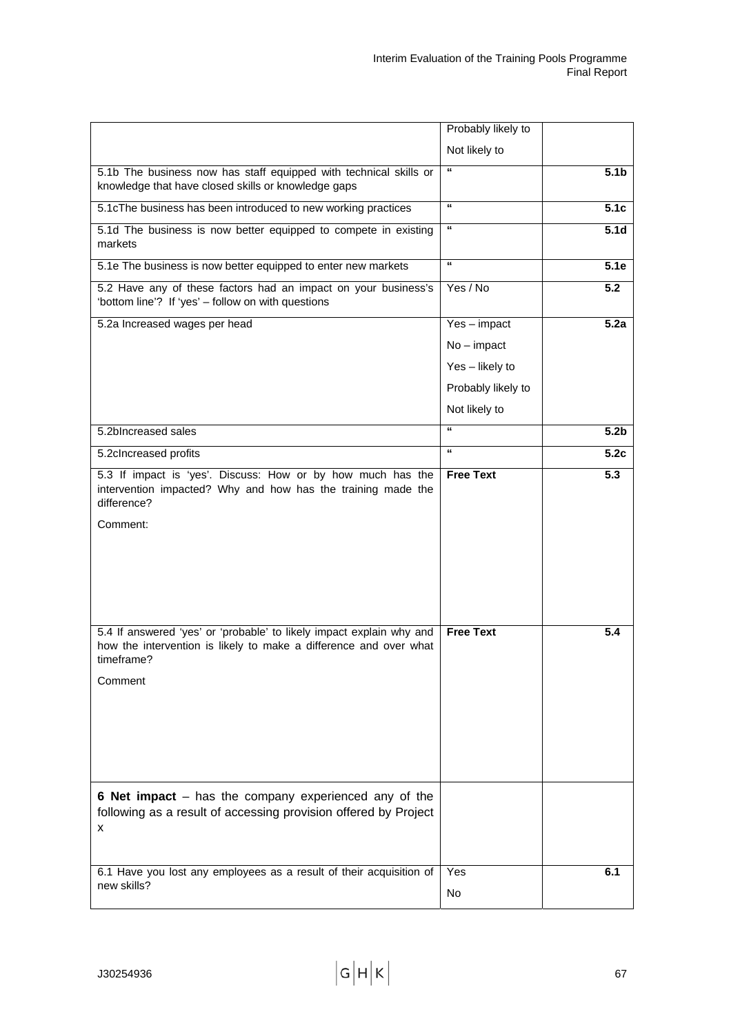| | | |
|---|---|---|
| | Probably likely to<br>Not likely to | |
| 5.1b The business now has staff equipped with technical skills or knowledge that have closed skills or knowledge gaps | " | **5.1b** |
| 5.1cThe business has been introduced to new working practices | " | **5.1c** |
| 5.1d The business is now better equipped to compete in existing markets | " | **5.1d** |
| 5.1e The business is now better equipped to enter new markets | " | **5.1e** |
| 5.2 Have any of these factors had an impact on your business's 'bottom line'? If 'yes' – follow on with questions | Yes / No | **5.2** |
| 5.2a Increased wages per head | Yes – impact<br>No – impact<br>Yes – likely to<br>Probably likely to<br>Not likely to | **5.2a** |
| 5.2bIncreased sales | " | **5.2b** |
| 5.2cIncreased profits | " | **5.2c** |
| 5.3 If impact is 'yes'. Discuss: How or by how much has the intervention impacted? Why and how has the training made the difference?<br><br>Comment: | **Free Text** | **5.3** |
| 5.4 If answered 'yes' or 'probable' to likely impact explain why and how the intervention is likely to make a difference and over what timeframe?<br><br>Comment | **Free Text** | **5.4** |
| **6 Net impact** – has the company experienced any of the following as a result of accessing provision offered by Project x | | |
| 6.1 Have you lost any employees as a result of their acquisition of new skills? | Yes<br>No | **6.1** |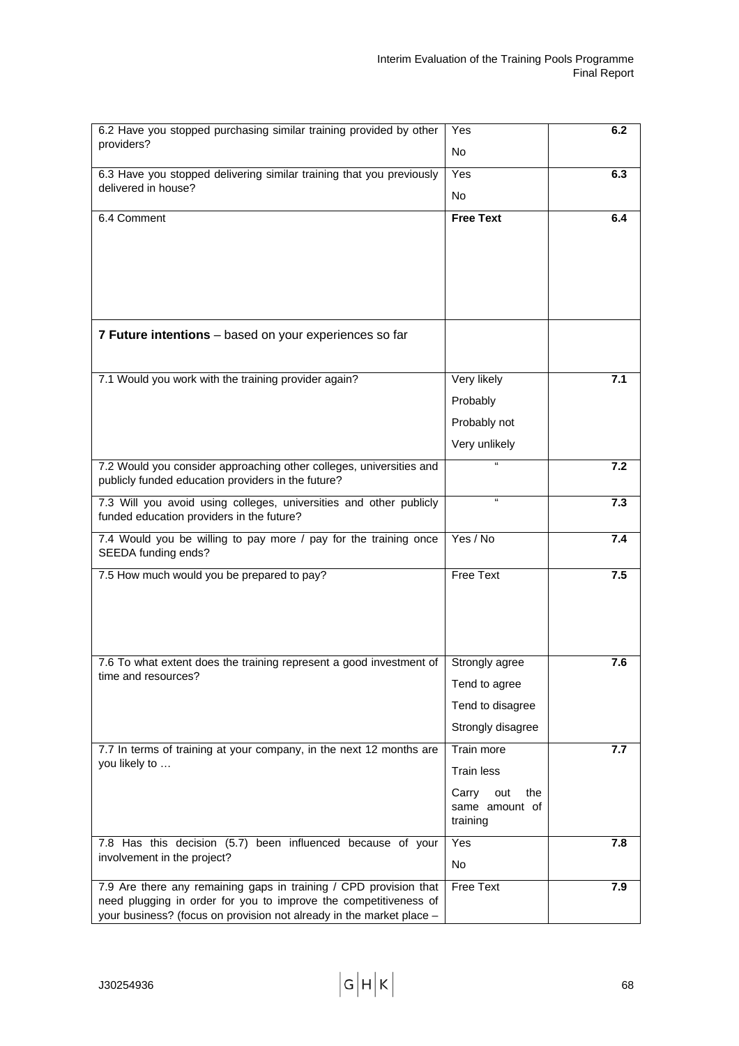| | | |
|---|---|---|
| 6.2 Have you stopped purchasing similar training provided by other providers? | Yes<br>No | **6.2** |
| 6.3 Have you stopped delivering similar training that you previously delivered in house? | Yes<br>No | **6.3** |
| 6.4 Comment | **Free Text** | **6.4** |
| **7 Future intentions** – based on your experiences so far | | |
| 7.1 Would you work with the training provider again? | Very likely<br>Probably<br>Probably not<br>Very unlikely | **7.1** |
| 7.2 Would you consider approaching other colleges, universities and publicly funded education providers in the future? | " | **7.2** |
| 7.3 Will you avoid using colleges, universities and other publicly funded education providers in the future? | " | **7.3** |
| 7.4 Would you be willing to pay more / pay for the training once SEEDA funding ends? | Yes / No | **7.4** |
| 7.5 How much would you be prepared to pay? | Free Text | **7.5** |
| 7.6 To what extent does the training represent a good investment of time and resources? | Strongly agree<br>Tend to agree<br>Tend to disagree<br>Strongly disagree | **7.6** |
| 7.7 In terms of training at your company, in the next 12 months are you likely to … | Train more<br>Train less<br>Carry out the same amount of training | **7.7** |
| 7.8 Has this decision (5.7) been influenced because of your involvement in the project? | Yes<br>No | **7.8** |
| 7.9 Are there any remaining gaps in training / CPD provision that need plugging in order for you to improve the competitiveness of your business? (focus on provision not already in the market place – | Free Text | **7.9** |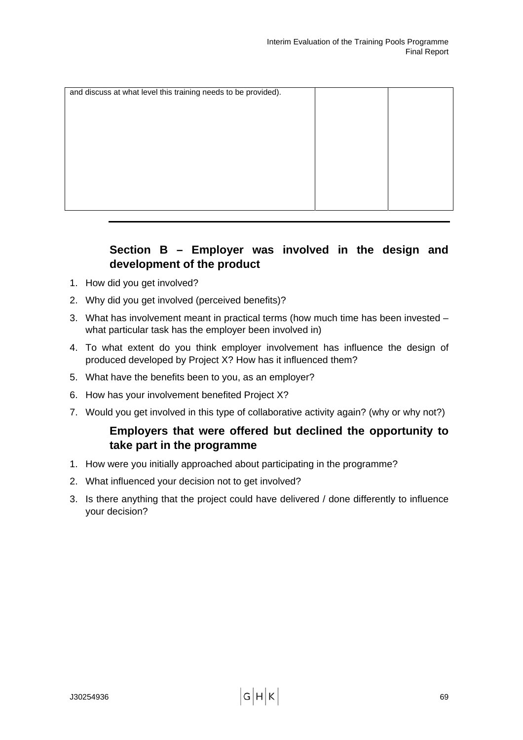| and discuss at what level this training needs to be provided). | | |
|---|---|---|

## Section B – Employer was involved in the design and development of the product

1. How did you get involved?
2. Why did you get involved (perceived benefits)?
3. What has involvement meant in practical terms (how much time has been invested – what particular task has the employer been involved in)
4. To what extent do you think employer involvement has influence the design of produced developed by Project X? How has it influenced them?
5. What have the benefits been to you, as an employer?
6. How has your involvement benefited Project X?
7. Would you get involved in this type of collaborative activity again? (why or why not?)

## Employers that were offered but declined the opportunity to take part in the programme

1. How were you initially approached about participating in the programme?
2. What influenced your decision not to get involved?
3. Is there anything that the project could have delivered / done differently to influence your decision?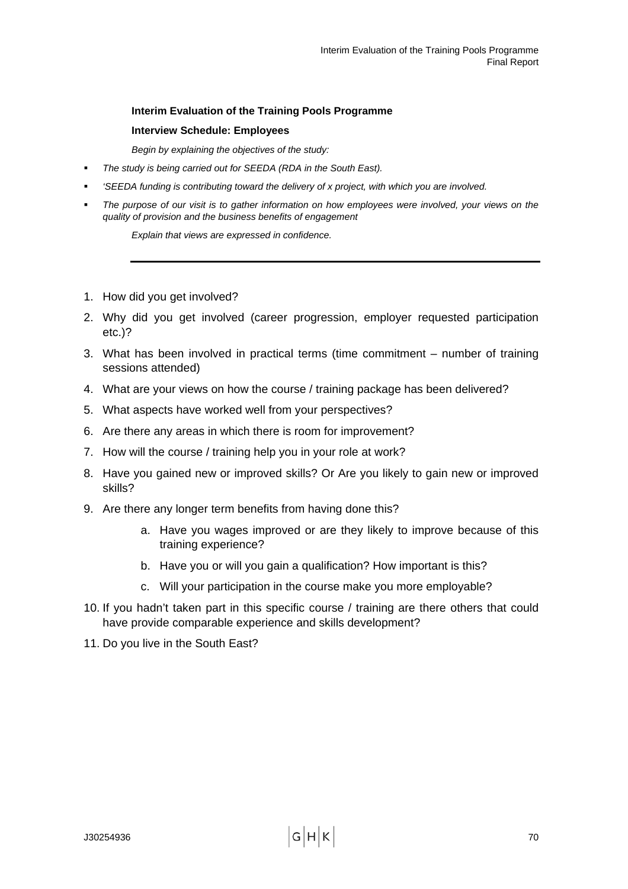**Interim Evaluation of the Training Pools Programme**

**Interview Schedule: Employees**

*Begin by explaining the objectives of the study:*

- *The study is being carried out for SEEDA (RDA in the South East).*
- *'SEEDA funding is contributing toward the delivery of x project, with which you are involved.*
- *The purpose of our visit is to gather information on how employees were involved, your views on the quality of provision and the business benefits of engagement*

*Explain that views are expressed in confidence.*

---

1. How did you get involved?
2. Why did you get involved (career progression, employer requested participation etc.)?
3. What has been involved in practical terms (time commitment – number of training sessions attended)
4. What are your views on how the course / training package has been delivered?
5. What aspects have worked well from your perspectives?
6. Are there any areas in which there is room for improvement?
7. How will the course / training help you in your role at work?
8. Have you gained new or improved skills? Or Are you likely to gain new or improved skills?
9. Are there any longer term benefits from having done this?
    a. Have you wages improved or are they likely to improve because of this training experience?
    b. Have you or will you gain a qualification? How important is this?
    c. Will your participation in the course make you more employable?
10. If you hadn't taken part in this specific course / training are there others that could have provide comparable experience and skills development?
11. Do you live in the South East?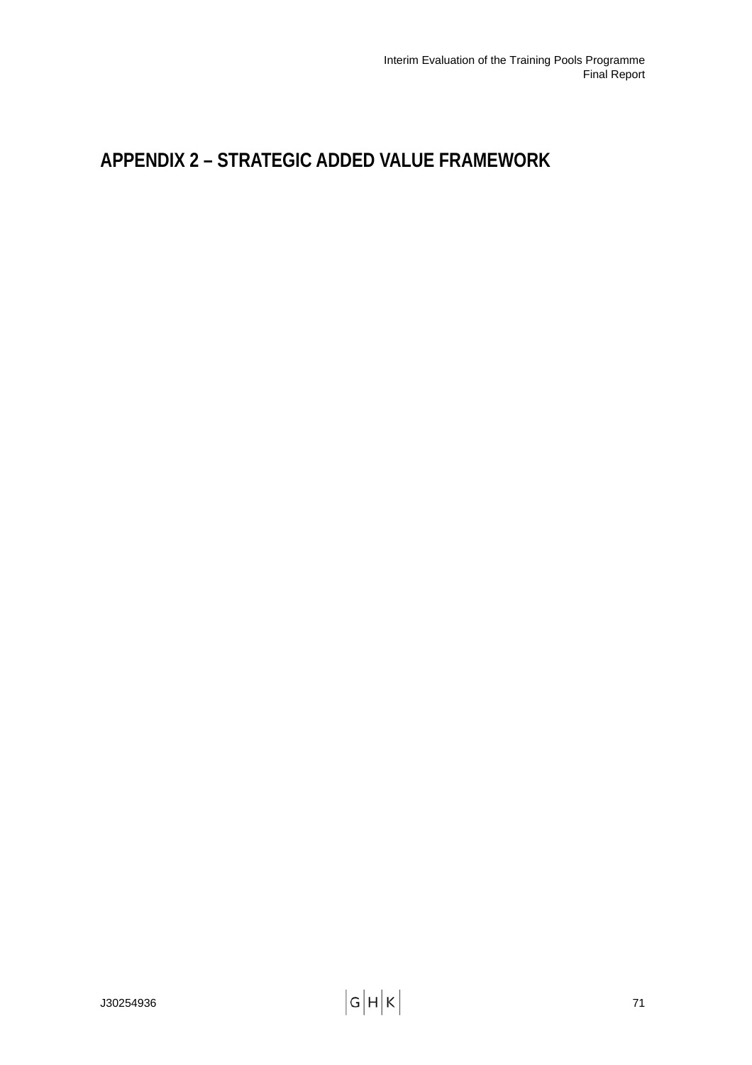# APPENDIX 2 – STRATEGIC ADDED VALUE FRAMEWORK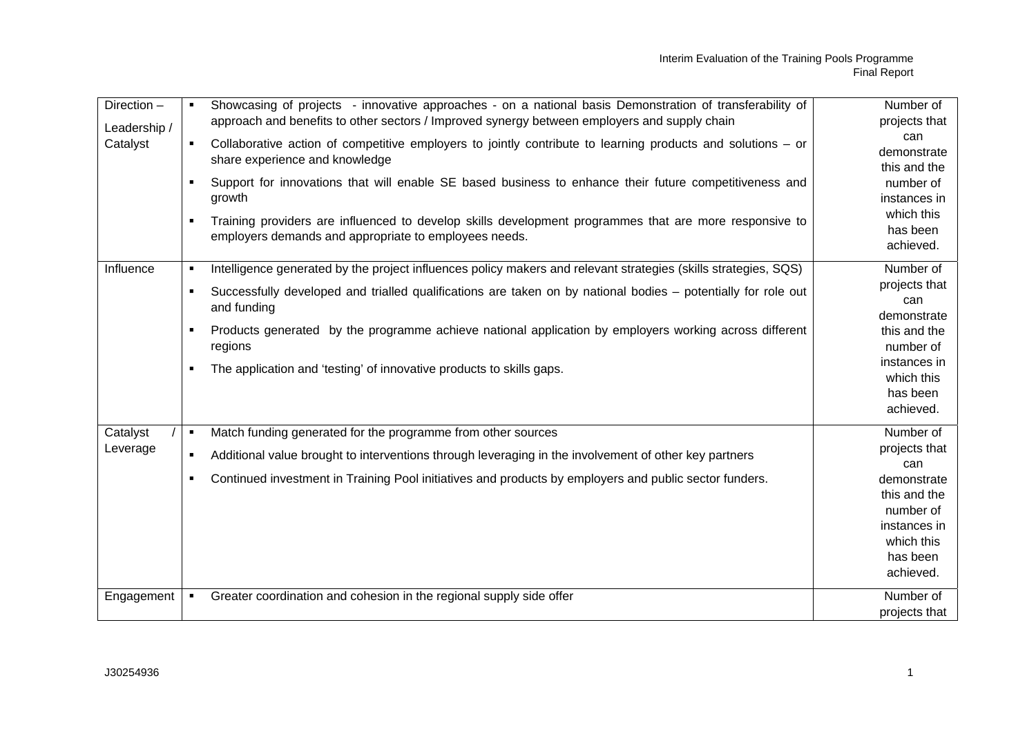| | | |
|---|---|---|
| Direction – Leadership / Catalyst | ▪ Showcasing of projects - innovative approaches - on a national basis Demonstration of transferability of approach and benefits to other sectors / Improved synergy between employers and supply chain<br>▪ Collaborative action of competitive employers to jointly contribute to learning products and solutions – or share experience and knowledge<br>▪ Support for innovations that will enable SE based business to enhance their future competitiveness and growth<br>▪ Training providers are influenced to develop skills development programmes that are more responsive to employers demands and appropriate to employees needs. | Number of projects that can demonstrate this and the number of instances in which this has been achieved. |
| Influence | ▪ Intelligence generated by the project influences policy makers and relevant strategies (skills strategies, SQS)<br>▪ Successfully developed and trialled qualifications are taken on by national bodies – potentially for role out and funding<br>▪ Products generated by the programme achieve national application by employers working across different regions<br>▪ The application and 'testing' of innovative products to skills gaps. | Number of projects that can demonstrate this and the number of instances in which this has been achieved. |
| Catalyst / Leverage | ▪ Match funding generated for the programme from other sources<br>▪ Additional value brought to interventions through leveraging in the involvement of other key partners<br>▪ Continued investment in Training Pool initiatives and products by employers and public sector funders. | Number of projects that can demonstrate this and the number of instances in which this has been achieved. |
| Engagement | ▪ Greater coordination and cohesion in the regional supply side offer | Number of projects that |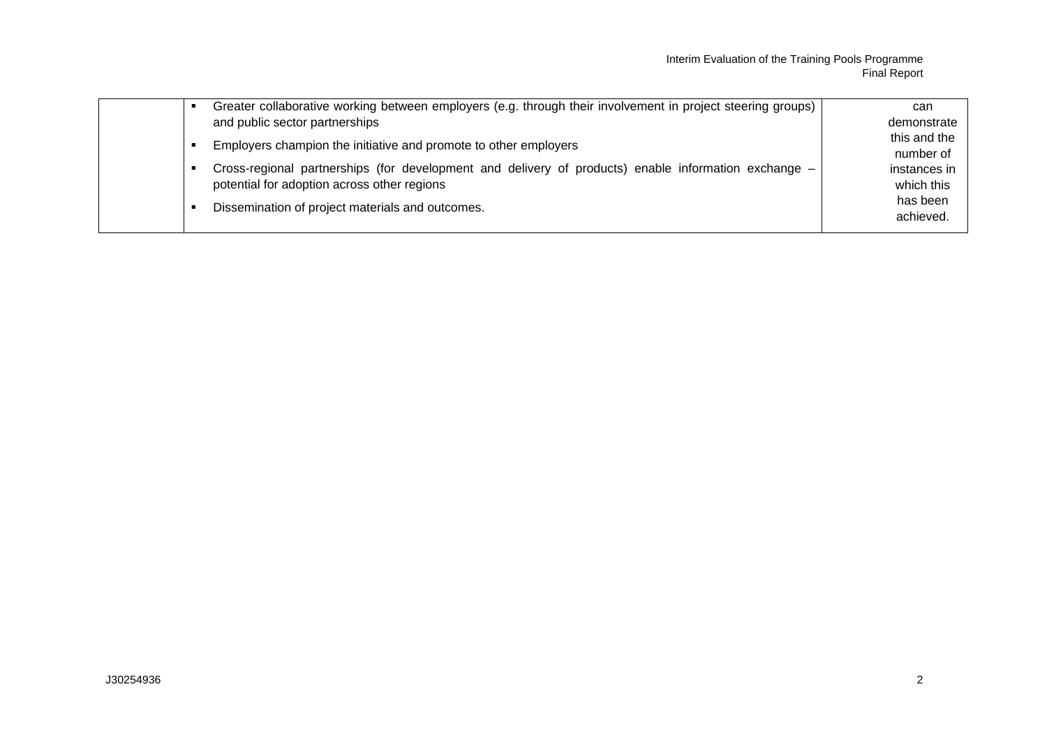| | | |
|---|---|---|
| | ▪ Greater collaborative working between employers (e.g. through their involvement in project steering groups) and public sector partnerships<br>▪ Employers champion the initiative and promote to other employers<br>▪ Cross-regional partnerships (for development and delivery of products) enable information exchange – potential for adoption across other regions<br>▪ Dissemination of project materials and outcomes. | can demonstrate this and the number of instances in which this has been achieved. |